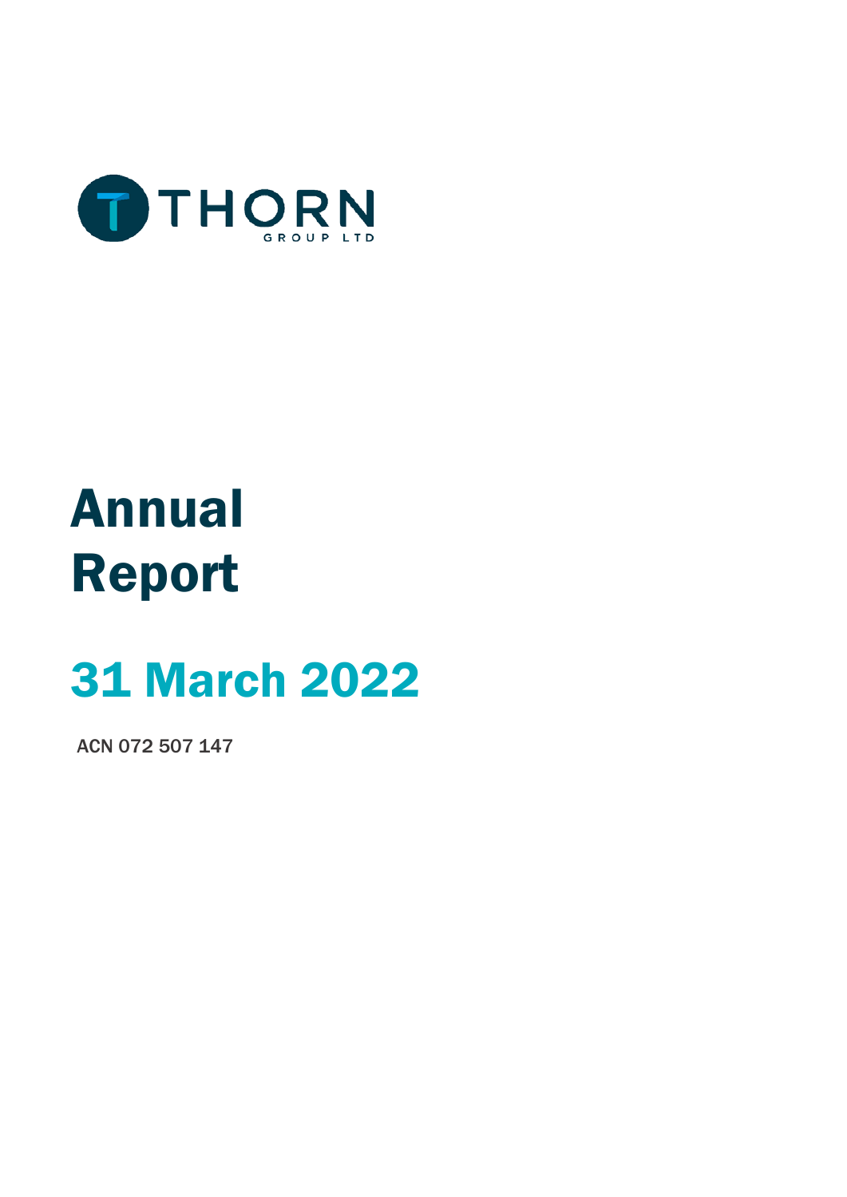THORN

GROUP LTD

# Annual Report

# 31 March 2022

ACN 072 507 147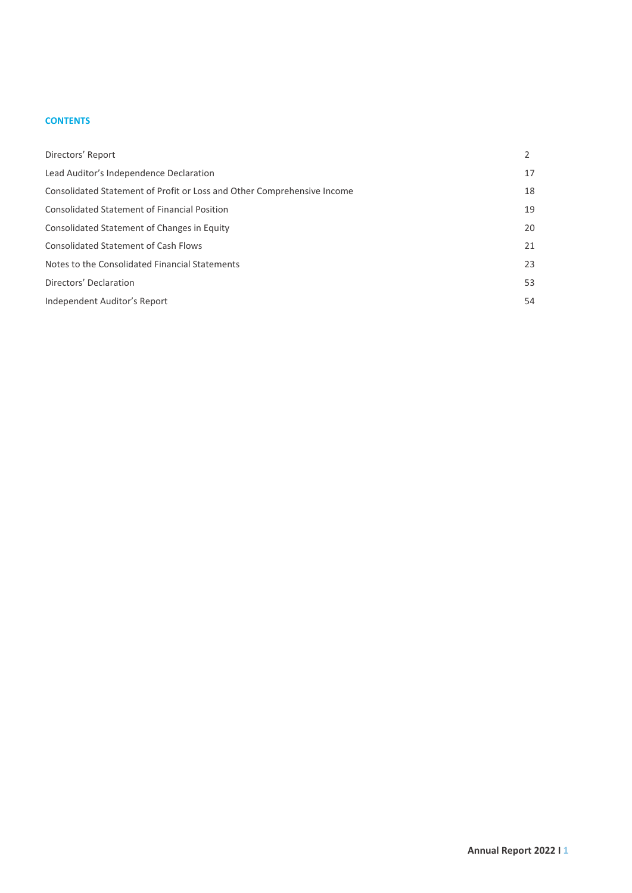## CONTENTS

| | |
|---|---|
| Directors' Report | 2 |
| Lead Auditor's Independence Declaration | 17 |
| Consolidated Statement of Profit or Loss and Other Comprehensive Income | 18 |
| Consolidated Statement of Financial Position | 19 |
| Consolidated Statement of Changes in Equity | 20 |
| Consolidated Statement of Cash Flows | 21 |
| Notes to the Consolidated Financial Statements | 23 |
| Directors' Declaration | 53 |
| Independent Auditor's Report | 54 |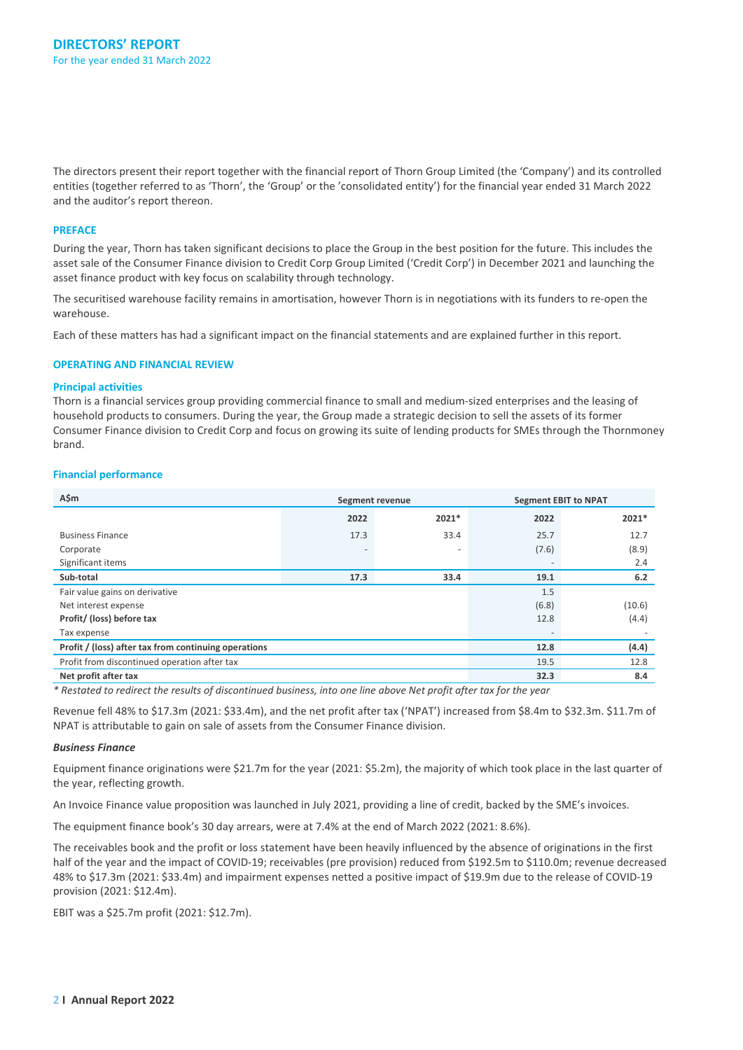# DIRECTORS' REPORT

For the year ended 31 March 2022

The directors present their report together with the financial report of Thorn Group Limited (the 'Company') and its controlled entities (together referred to as 'Thorn', the 'Group' or the 'consolidated entity') for the financial year ended 31 March 2022 and the auditor's report thereon.

## PREFACE

During the year, Thorn has taken significant decisions to place the Group in the best position for the future. This includes the asset sale of the Consumer Finance division to Credit Corp Group Limited ('Credit Corp') in December 2021 and launching the asset finance product with key focus on scalability through technology.

The securitised warehouse facility remains in amortisation, however Thorn is in negotiations with its funders to re-open the warehouse.

Each of these matters has had a significant impact on the financial statements and are explained further in this report.

## OPERATING AND FINANCIAL REVIEW

### Principal activities

Thorn is a financial services group providing commercial finance to small and medium-sized enterprises and the leasing of household products to consumers. During the year, the Group made a strategic decision to sell the assets of its former Consumer Finance division to Credit Corp and focus on growing its suite of lending products for SMEs through the Thornmoney brand.

### Financial performance

| A$m | Segment revenue | | Segment EBIT to NPAT | |
|---|---|---|---|---|
| | 2022 | 2021* | 2022 | 2021* |
| Business Finance | 17.3 | 33.4 | 25.7 | 12.7 |
| Corporate | - | - | (7.6) | (8.9) |
| Significant items | | | - | 2.4 |
| **Sub-total** | **17.3** | **33.4** | **19.1** | **6.2** |
| Fair value gains on derivative | | | 1.5 | |
| Net interest expense | | | (6.8) | (10.6) |
| **Profit/ (loss) before tax** | | | 12.8 | (4.4) |
| Tax expense | | | - | - |
| **Profit / (loss) after tax from continuing operations** | | | **12.8** | **(4.4)** |
| Profit from discontinued operation after tax | | | 19.5 | 12.8 |
| **Net profit after tax** | | | **32.3** | **8.4** |

*\* Restated to redirect the results of discontinued business, into one line above Net profit after tax for the year*

Revenue fell 48% to \$17.3m (2021: \$33.4m), and the net profit after tax ('NPAT') increased from \$8.4m to \$32.3m. \$11.7m of NPAT is attributable to gain on sale of assets from the Consumer Finance division.

***Business Finance***

Equipment finance originations were \$21.7m for the year (2021: \$5.2m), the majority of which took place in the last quarter of the year, reflecting growth.

An Invoice Finance value proposition was launched in July 2021, providing a line of credit, backed by the SME's invoices.

The equipment finance book's 30 day arrears, were at 7.4% at the end of March 2022 (2021: 8.6%).

The receivables book and the profit or loss statement have been heavily influenced by the absence of originations in the first half of the year and the impact of COVID-19; receivables (pre provision) reduced from \$192.5m to \$110.0m; revenue decreased 48% to \$17.3m (2021: \$33.4m) and impairment expenses netted a positive impact of \$19.9m due to the release of COVID-19 provision (2021: \$12.4m).

EBIT was a \$25.7m profit (2021: \$12.7m).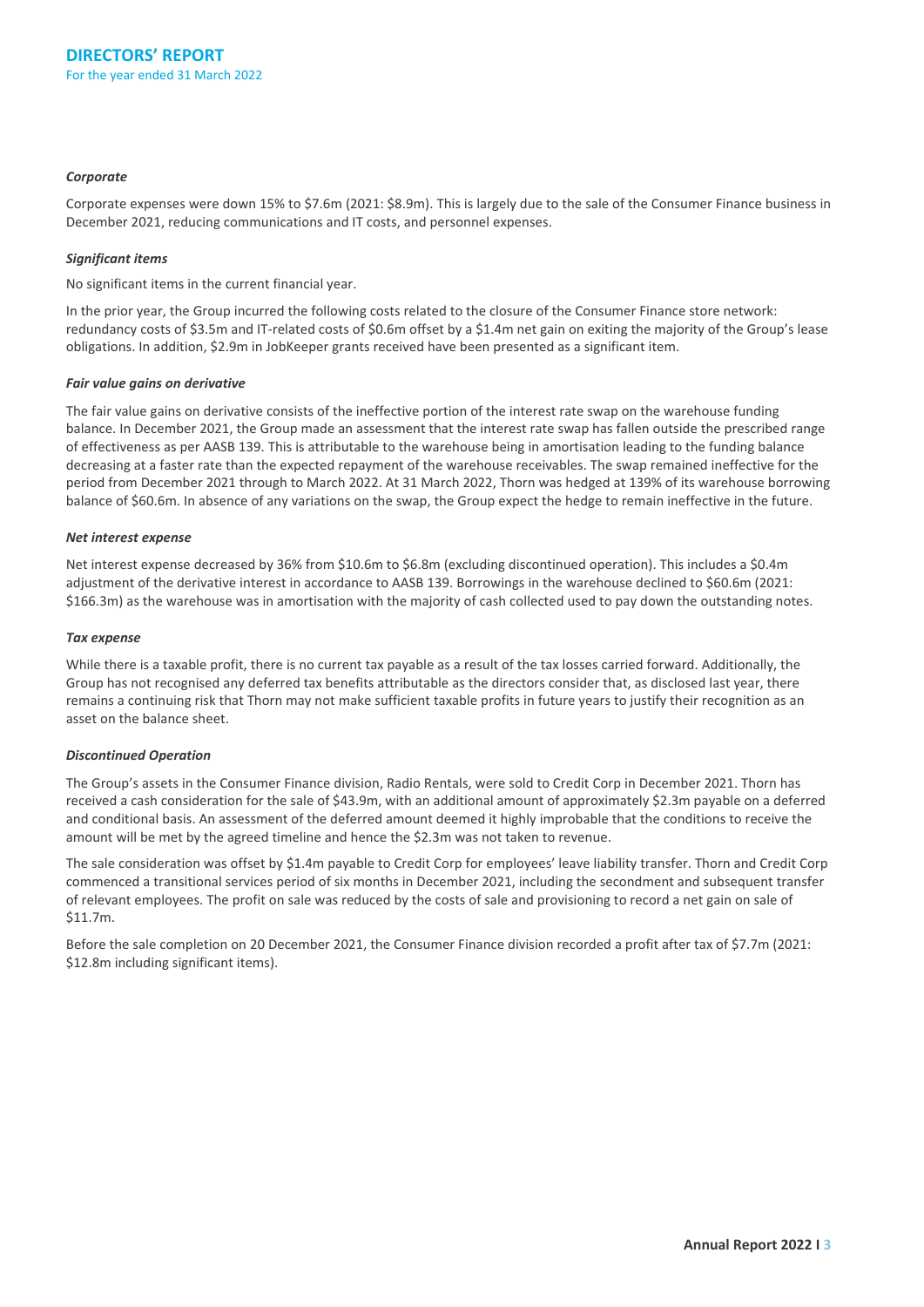### *Corporate*

Corporate expenses were down 15% to $7.6m (2021: $8.9m). This is largely due to the sale of the Consumer Finance business in December 2021, reducing communications and IT costs, and personnel expenses.

### *Significant items*

No significant items in the current financial year.

In the prior year, the Group incurred the following costs related to the closure of the Consumer Finance store network: redundancy costs of $3.5m and IT-related costs of $0.6m offset by a $1.4m net gain on exiting the majority of the Group's lease obligations. In addition, $2.9m in JobKeeper grants received have been presented as a significant item.

### *Fair value gains on derivative*

The fair value gains on derivative consists of the ineffective portion of the interest rate swap on the warehouse funding balance. In December 2021, the Group made an assessment that the interest rate swap has fallen outside the prescribed range of effectiveness as per AASB 139. This is attributable to the warehouse being in amortisation leading to the funding balance decreasing at a faster rate than the expected repayment of the warehouse receivables. The swap remained ineffective for the period from December 2021 through to March 2022. At 31 March 2022, Thorn was hedged at 139% of its warehouse borrowing balance of $60.6m. In absence of any variations on the swap, the Group expect the hedge to remain ineffective in the future.

### *Net interest expense*

Net interest expense decreased by 36% from $10.6m to $6.8m (excluding discontinued operation). This includes a $0.4m adjustment of the derivative interest in accordance to AASB 139. Borrowings in the warehouse declined to $60.6m (2021: $166.3m) as the warehouse was in amortisation with the majority of cash collected used to pay down the outstanding notes.

### *Tax expense*

While there is a taxable profit, there is no current tax payable as a result of the tax losses carried forward. Additionally, the Group has not recognised any deferred tax benefits attributable as the directors consider that, as disclosed last year, there remains a continuing risk that Thorn may not make sufficient taxable profits in future years to justify their recognition as an asset on the balance sheet.

### *Discontinued Operation*

The Group's assets in the Consumer Finance division, Radio Rentals, were sold to Credit Corp in December 2021. Thorn has received a cash consideration for the sale of $43.9m, with an additional amount of approximately $2.3m payable on a deferred and conditional basis. An assessment of the deferred amount deemed it highly improbable that the conditions to receive the amount will be met by the agreed timeline and hence the $2.3m was not taken to revenue.

The sale consideration was offset by $1.4m payable to Credit Corp for employees' leave liability transfer. Thorn and Credit Corp commenced a transitional services period of six months in December 2021, including the secondment and subsequent transfer of relevant employees. The profit on sale was reduced by the costs of sale and provisioning to record a net gain on sale of $11.7m.

Before the sale completion on 20 December 2021, the Consumer Finance division recorded a profit after tax of $7.7m (2021: $12.8m including significant items).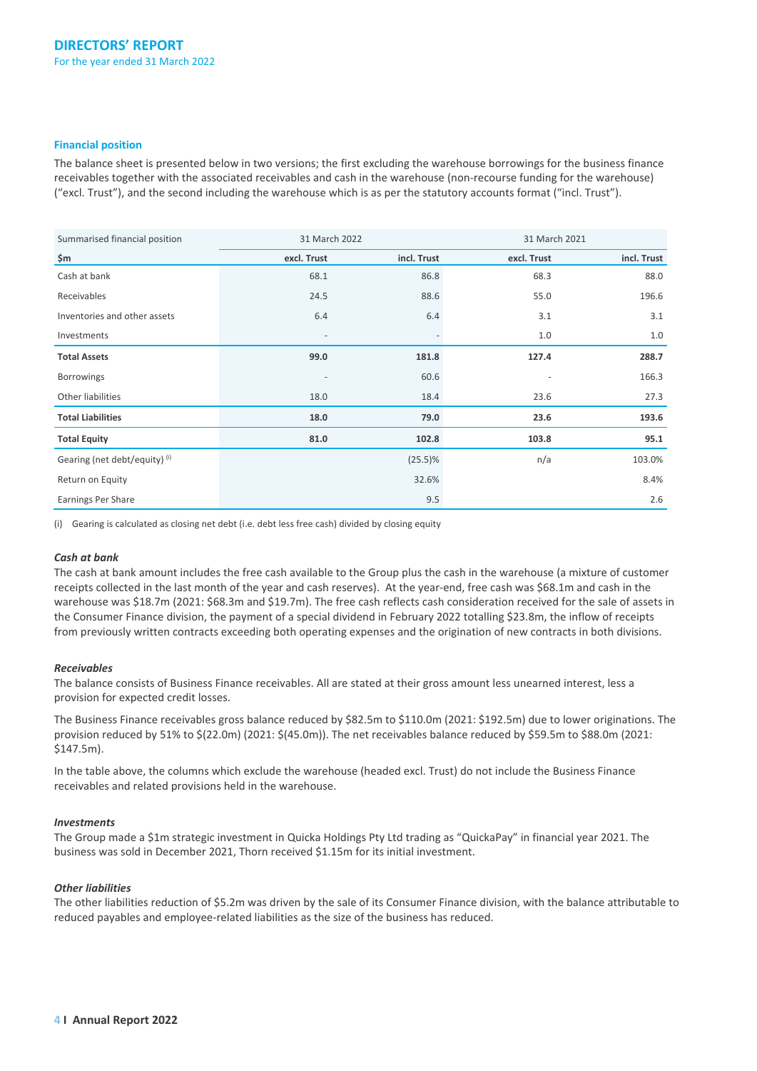# DIRECTORS' REPORT

For the year ended 31 March 2022

### Financial position

The balance sheet is presented below in two versions; the first excluding the warehouse borrowings for the business finance receivables together with the associated receivables and cash in the warehouse (non-recourse funding for the warehouse) ("excl. Trust"), and the second including the warehouse which is as per the statutory accounts format ("incl. Trust").

| Summarised financial position | 31 March 2022 | | 31 March 2021 | |
|---|---|---|---|---|
| **$m** | **excl. Trust** | **incl. Trust** | **excl. Trust** | **incl. Trust** |
| Cash at bank | 68.1 | 86.8 | 68.3 | 88.0 |
| Receivables | 24.5 | 88.6 | 55.0 | 196.6 |
| Inventories and other assets | 6.4 | 6.4 | 3.1 | 3.1 |
| Investments | - | - | 1.0 | 1.0 |
| **Total Assets** | **99.0** | **181.8** | **127.4** | **288.7** |
| Borrowings | - | 60.6 | - | 166.3 |
| Other liabilities | 18.0 | 18.4 | 23.6 | 27.3 |
| **Total Liabilities** | **18.0** | **79.0** | **23.6** | **193.6** |
| **Total Equity** | **81.0** | **102.8** | **103.8** | **95.1** |
| Gearing (net debt/equity) (i) | | (25.5)% | n/a | 103.0% |
| Return on Equity | | 32.6% | | 8.4% |
| Earnings Per Share | | 9.5 | | 2.6 |

(i) Gearing is calculated as closing net debt (i.e. debt less free cash) divided by closing equity

#### *Cash at bank*

The cash at bank amount includes the free cash available to the Group plus the cash in the warehouse (a mixture of customer receipts collected in the last month of the year and cash reserves). At the year-end, free cash was $68.1m and cash in the warehouse was $18.7m (2021: $68.3m and $19.7m). The free cash reflects cash consideration received for the sale of assets in the Consumer Finance division, the payment of a special dividend in February 2022 totalling $23.8m, the inflow of receipts from previously written contracts exceeding both operating expenses and the origination of new contracts in both divisions.

#### *Receivables*

The balance consists of Business Finance receivables. All are stated at their gross amount less unearned interest, less a provision for expected credit losses.

The Business Finance receivables gross balance reduced by $82.5m to $110.0m (2021: $192.5m) due to lower originations. The provision reduced by 51% to $(22.0m) (2021: $(45.0m)). The net receivables balance reduced by $59.5m to $88.0m (2021: $147.5m).

In the table above, the columns which exclude the warehouse (headed excl. Trust) do not include the Business Finance receivables and related provisions held in the warehouse.

#### *Investments*

The Group made a $1m strategic investment in Quicka Holdings Pty Ltd trading as "QuickaPay" in financial year 2021. The business was sold in December 2021, Thorn received $1.15m for its initial investment.

#### *Other liabilities*

The other liabilities reduction of $5.2m was driven by the sale of its Consumer Finance division, with the balance attributable to reduced payables and employee-related liabilities as the size of the business has reduced.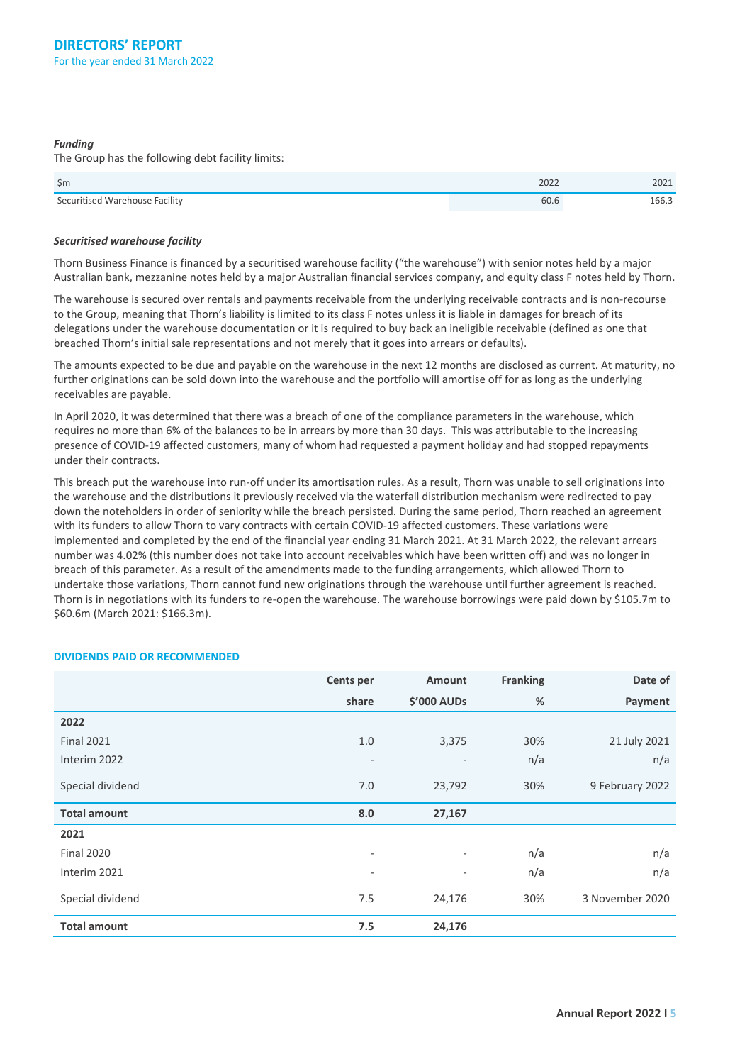# DIRECTORS' REPORT

For the year ended 31 March 2022

***Funding***

The Group has the following debt facility limits:

| $m | 2022 | 2021 |
|---|---|---|
| Securitised Warehouse Facility | 60.6 | 166.3 |

***Securitised warehouse facility***

Thorn Business Finance is financed by a securitised warehouse facility ("the warehouse") with senior notes held by a major Australian bank, mezzanine notes held by a major Australian financial services company, and equity class F notes held by Thorn.

The warehouse is secured over rentals and payments receivable from the underlying receivable contracts and is non-recourse to the Group, meaning that Thorn's liability is limited to its class F notes unless it is liable in damages for breach of its delegations under the warehouse documentation or it is required to buy back an ineligible receivable (defined as one that breached Thorn's initial sale representations and not merely that it goes into arrears or defaults).

The amounts expected to be due and payable on the warehouse in the next 12 months are disclosed as current. At maturity, no further originations can be sold down into the warehouse and the portfolio will amortise off for as long as the underlying receivables are payable.

In April 2020, it was determined that there was a breach of one of the compliance parameters in the warehouse, which requires no more than 6% of the balances to be in arrears by more than 30 days. This was attributable to the increasing presence of COVID-19 affected customers, many of whom had requested a payment holiday and had stopped repayments under their contracts.

This breach put the warehouse into run-off under its amortisation rules. As a result, Thorn was unable to sell originations into the warehouse and the distributions it previously received via the waterfall distribution mechanism were redirected to pay down the noteholders in order of seniority while the breach persisted. During the same period, Thorn reached an agreement with its funders to allow Thorn to vary contracts with certain COVID-19 affected customers. These variations were implemented and completed by the end of the financial year ending 31 March 2021. At 31 March 2022, the relevant arrears number was 4.02% (this number does not take into account receivables which have been written off) and was no longer in breach of this parameter. As a result of the amendments made to the funding arrangements, which allowed Thorn to undertake those variations, Thorn cannot fund new originations through the warehouse until further agreement is reached. Thorn is in negotiations with its funders to re-open the warehouse. The warehouse borrowings were paid down by $105.7m to $60.6m (March 2021: $166.3m).

## DIVIDENDS PAID OR RECOMMENDED

| | Cents per share | Amount $'000 AUDs | Franking % | Date of Payment |
|---|---|---|---|---|
| **2022** | | | | |
| Final 2021 | 1.0 | 3,375 | 30% | 21 July 2021 |
| Interim 2022 | - | - | n/a | n/a |
| Special dividend | 7.0 | 23,792 | 30% | 9 February 2022 |
| **Total amount** | **8.0** | **27,167** | | |
| **2021** | | | | |
| Final 2020 | - | - | n/a | n/a |
| Interim 2021 | - | - | n/a | n/a |
| Special dividend | 7.5 | 24,176 | 30% | 3 November 2020 |
| **Total amount** | **7.5** | **24,176** | | |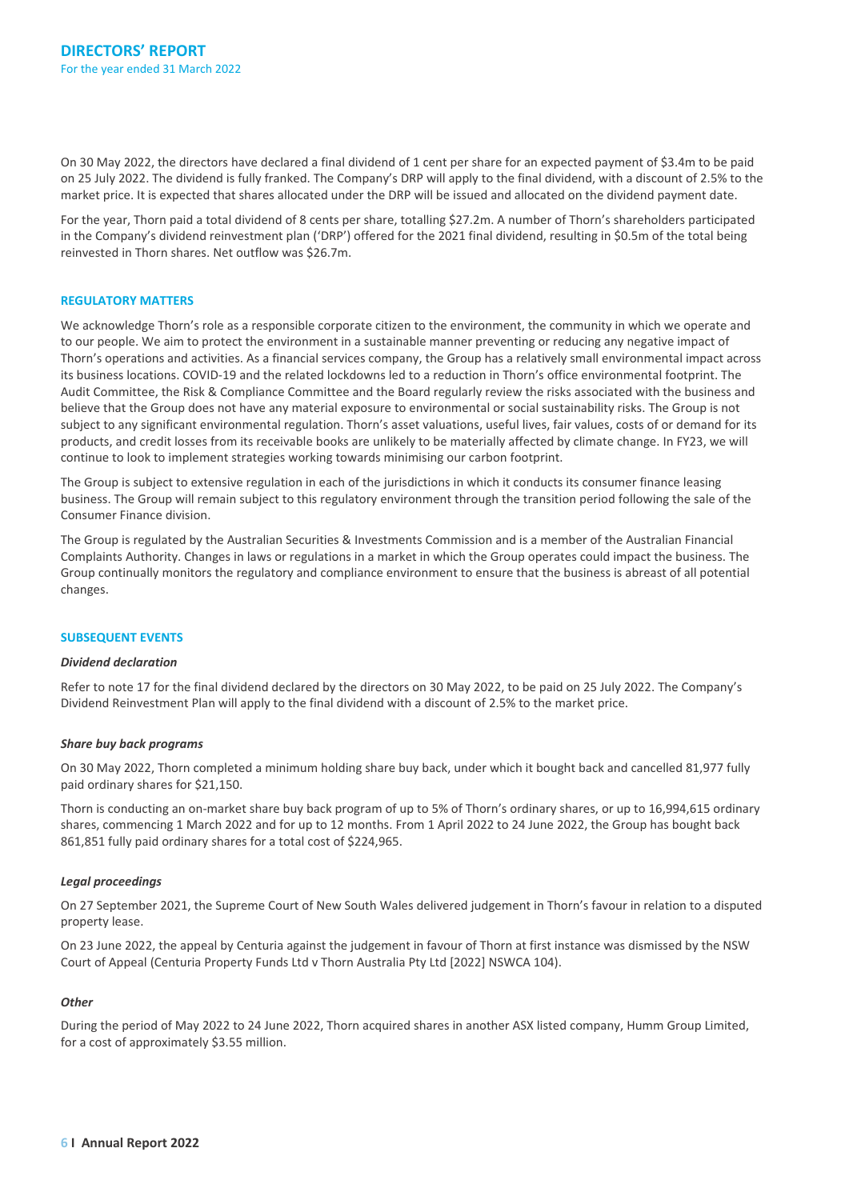On 30 May 2022, the directors have declared a final dividend of 1 cent per share for an expected payment of $3.4m to be paid on 25 July 2022. The dividend is fully franked. The Company's DRP will apply to the final dividend, with a discount of 2.5% to the market price. It is expected that shares allocated under the DRP will be issued and allocated on the dividend payment date.

For the year, Thorn paid a total dividend of 8 cents per share, totalling $27.2m. A number of Thorn's shareholders participated in the Company's dividend reinvestment plan ('DRP') offered for the 2021 final dividend, resulting in $0.5m of the total being reinvested in Thorn shares. Net outflow was $26.7m.

## REGULATORY MATTERS

We acknowledge Thorn's role as a responsible corporate citizen to the environment, the community in which we operate and to our people. We aim to protect the environment in a sustainable manner preventing or reducing any negative impact of Thorn's operations and activities. As a financial services company, the Group has a relatively small environmental impact across its business locations. COVID-19 and the related lockdowns led to a reduction in Thorn's office environmental footprint. The Audit Committee, the Risk & Compliance Committee and the Board regularly review the risks associated with the business and believe that the Group does not have any material exposure to environmental or social sustainability risks. The Group is not subject to any significant environmental regulation. Thorn's asset valuations, useful lives, fair values, costs of or demand for its products, and credit losses from its receivable books are unlikely to be materially affected by climate change. In FY23, we will continue to look to implement strategies working towards minimising our carbon footprint.

The Group is subject to extensive regulation in each of the jurisdictions in which it conducts its consumer finance leasing business. The Group will remain subject to this regulatory environment through the transition period following the sale of the Consumer Finance division.

The Group is regulated by the Australian Securities & Investments Commission and is a member of the Australian Financial Complaints Authority. Changes in laws or regulations in a market in which the Group operates could impact the business. The Group continually monitors the regulatory and compliance environment to ensure that the business is abreast of all potential changes.

## SUBSEQUENT EVENTS

### *Dividend declaration*

Refer to note 17 for the final dividend declared by the directors on 30 May 2022, to be paid on 25 July 2022. The Company's Dividend Reinvestment Plan will apply to the final dividend with a discount of 2.5% to the market price.

### *Share buy back programs*

On 30 May 2022, Thorn completed a minimum holding share buy back, under which it bought back and cancelled 81,977 fully paid ordinary shares for $21,150.

Thorn is conducting an on-market share buy back program of up to 5% of Thorn's ordinary shares, or up to 16,994,615 ordinary shares, commencing 1 March 2022 and for up to 12 months. From 1 April 2022 to 24 June 2022, the Group has bought back 861,851 fully paid ordinary shares for a total cost of $224,965.

### *Legal proceedings*

On 27 September 2021, the Supreme Court of New South Wales delivered judgement in Thorn's favour in relation to a disputed property lease.

On 23 June 2022, the appeal by Centuria against the judgement in favour of Thorn at first instance was dismissed by the NSW Court of Appeal (Centuria Property Funds Ltd v Thorn Australia Pty Ltd [2022] NSWCA 104).

### *Other*

During the period of May 2022 to 24 June 2022, Thorn acquired shares in another ASX listed company, Humm Group Limited, for a cost of approximately $3.55 million.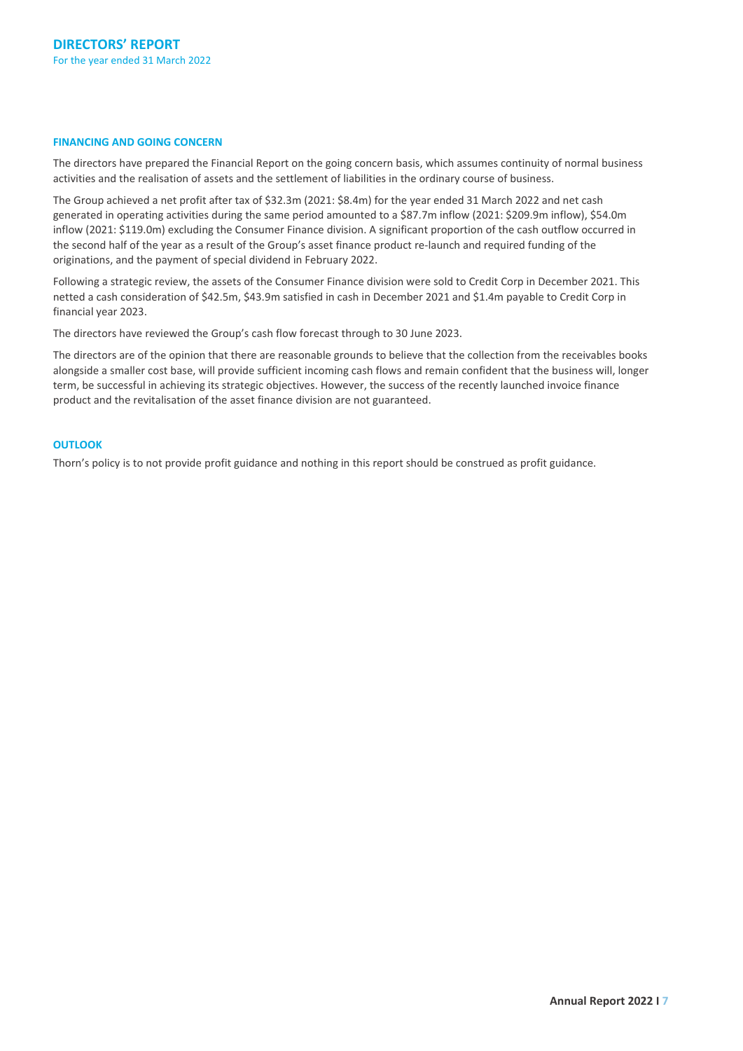# DIRECTORS' REPORT

For the year ended 31 March 2022

## FINANCING AND GOING CONCERN

The directors have prepared the Financial Report on the going concern basis, which assumes continuity of normal business activities and the realisation of assets and the settlement of liabilities in the ordinary course of business.

The Group achieved a net profit after tax of $32.3m (2021: $8.4m) for the year ended 31 March 2022 and net cash generated in operating activities during the same period amounted to a $87.7m inflow (2021: $209.9m inflow), $54.0m inflow (2021: $119.0m) excluding the Consumer Finance division. A significant proportion of the cash outflow occurred in the second half of the year as a result of the Group's asset finance product re-launch and required funding of the originations, and the payment of special dividend in February 2022.

Following a strategic review, the assets of the Consumer Finance division were sold to Credit Corp in December 2021. This netted a cash consideration of $42.5m, $43.9m satisfied in cash in December 2021 and $1.4m payable to Credit Corp in financial year 2023.

The directors have reviewed the Group's cash flow forecast through to 30 June 2023.

The directors are of the opinion that there are reasonable grounds to believe that the collection from the receivables books alongside a smaller cost base, will provide sufficient incoming cash flows and remain confident that the business will, longer term, be successful in achieving its strategic objectives. However, the success of the recently launched invoice finance product and the revitalisation of the asset finance division are not guaranteed.

## OUTLOOK

Thorn's policy is to not provide profit guidance and nothing in this report should be construed as profit guidance.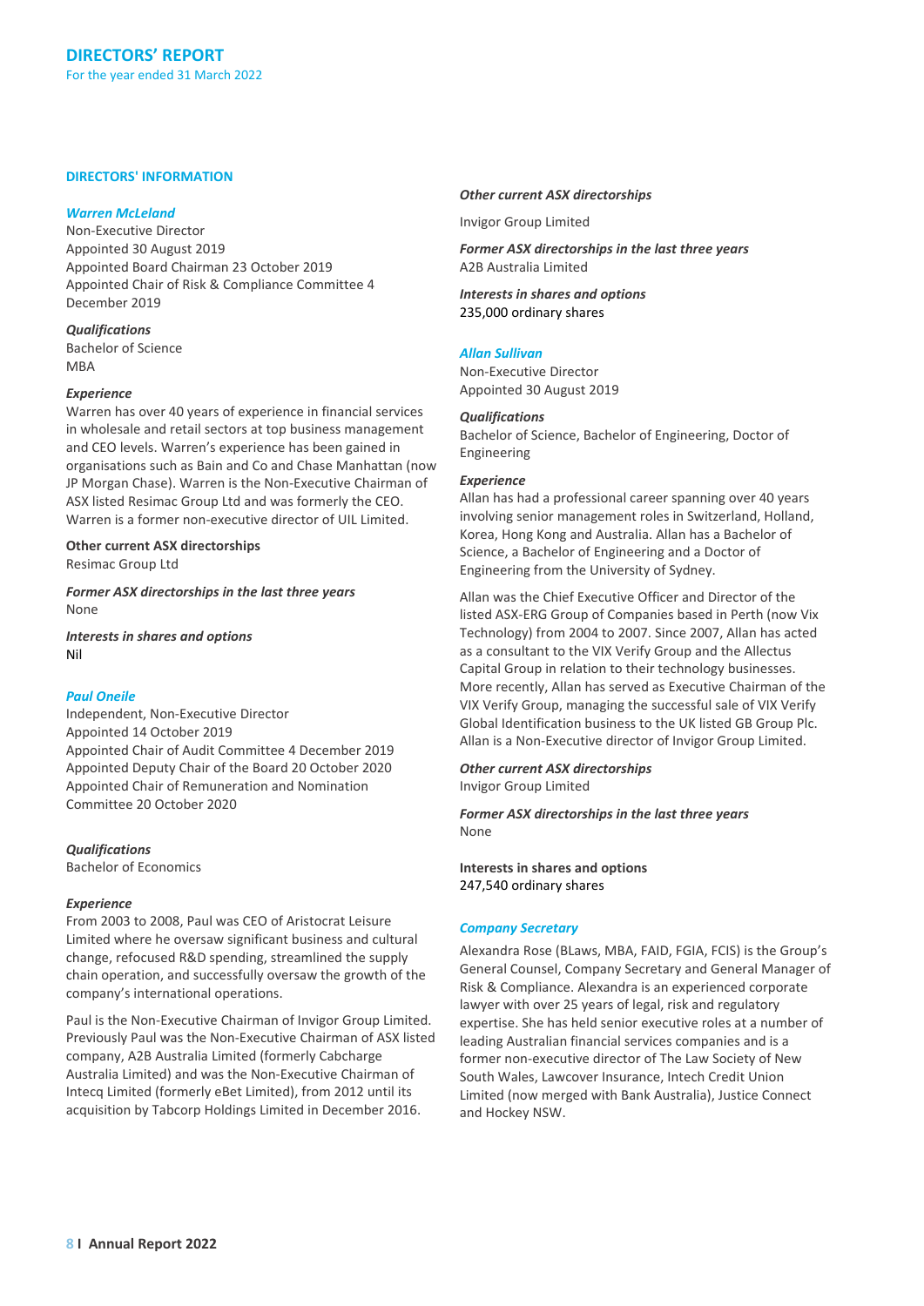## DIRECTORS' INFORMATION

### *Warren McLeland*

Non-Executive Director
Appointed 30 August 2019
Appointed Board Chairman 23 October 2019
Appointed Chair of Risk & Compliance Committee 4 December 2019

***Qualifications***

Bachelor of Science
MBA

***Experience***

Warren has over 40 years of experience in financial services in wholesale and retail sectors at top business management and CEO levels. Warren's experience has been gained in organisations such as Bain and Co and Chase Manhattan (now JP Morgan Chase). Warren is the Non-Executive Chairman of ASX listed Resimac Group Ltd and was formerly the CEO. Warren is a former non-executive director of UIL Limited.

**Other current ASX directorships**

Resimac Group Ltd

***Former ASX directorships in the last three years***

None

***Interests in shares and options***

Nil

### *Paul Oneile*

Independent, Non-Executive Director
Appointed 14 October 2019
Appointed Chair of Audit Committee 4 December 2019
Appointed Deputy Chair of the Board 20 October 2020
Appointed Chair of Remuneration and Nomination Committee 20 October 2020

***Qualifications***

Bachelor of Economics

***Experience***

From 2003 to 2008, Paul was CEO of Aristocrat Leisure Limited where he oversaw significant business and cultural change, refocused R&D spending, streamlined the supply chain operation, and successfully oversaw the growth of the company's international operations.

Paul is the Non-Executive Chairman of Invigor Group Limited. Previously Paul was the Non-Executive Chairman of ASX listed company, A2B Australia Limited (formerly Cabcharge Australia Limited) and was the Non-Executive Chairman of Intecq Limited (formerly eBet Limited), from 2012 until its acquisition by Tabcorp Holdings Limited in December 2016.

***Other current ASX directorships***

Invigor Group Limited

***Former ASX directorships in the last three years***

A2B Australia Limited

***Interests in shares and options***

235,000 ordinary shares

### *Allan Sullivan*

Non-Executive Director
Appointed 30 August 2019

***Qualifications***

Bachelor of Science, Bachelor of Engineering, Doctor of Engineering

***Experience***

Allan has had a professional career spanning over 40 years involving senior management roles in Switzerland, Holland, Korea, Hong Kong and Australia. Allan has a Bachelor of Science, a Bachelor of Engineering and a Doctor of Engineering from the University of Sydney.

Allan was the Chief Executive Officer and Director of the listed ASX-ERG Group of Companies based in Perth (now Vix Technology) from 2004 to 2007. Since 2007, Allan has acted as a consultant to the VIX Verify Group and the Allectus Capital Group in relation to their technology businesses. More recently, Allan has served as Executive Chairman of the VIX Verify Group, managing the successful sale of VIX Verify Global Identification business to the UK listed GB Group Plc. Allan is a Non-Executive director of Invigor Group Limited.

***Other current ASX directorships***

Invigor Group Limited

***Former ASX directorships in the last three years***

None

**Interests in shares and options**

247,540 ordinary shares

### *Company Secretary*

Alexandra Rose (BLaws, MBA, FAID, FGIA, FCIS) is the Group's General Counsel, Company Secretary and General Manager of Risk & Compliance. Alexandra is an experienced corporate lawyer with over 25 years of legal, risk and regulatory expertise. She has held senior executive roles at a number of leading Australian financial services companies and is a former non-executive director of The Law Society of New South Wales, Lawcover Insurance, Intech Credit Union Limited (now merged with Bank Australia), Justice Connect and Hockey NSW.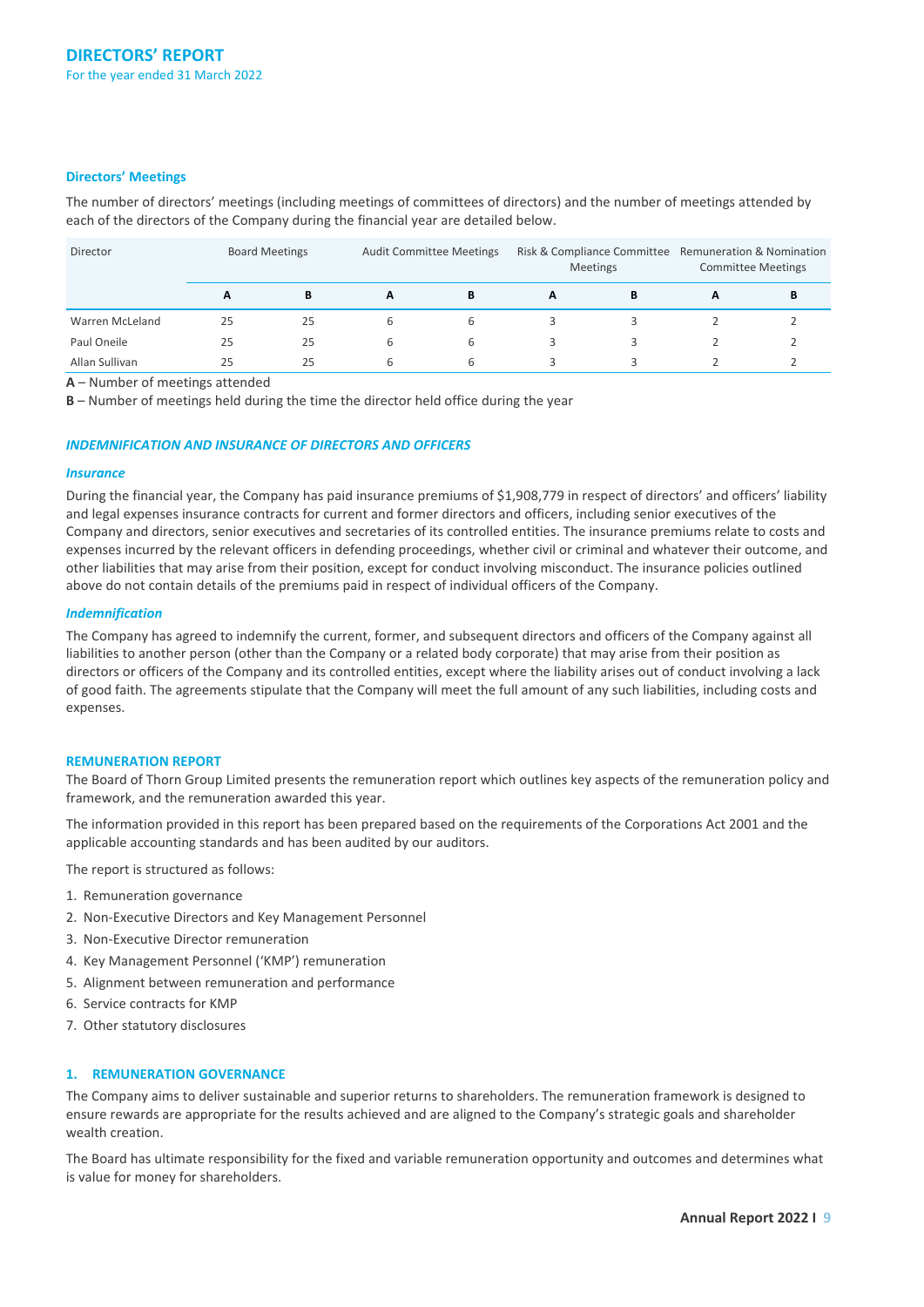# DIRECTORS' REPORT

For the year ended 31 March 2022

### Directors' Meetings

The number of directors' meetings (including meetings of committees of directors) and the number of meetings attended by each of the directors of the Company during the financial year are detailed below.

| Director | Board Meetings | | Audit Committee Meetings | | Risk & Compliance Committee Meetings | | Remuneration & Nomination Committee Meetings | |
|---|---|---|---|---|---|---|---|---|
| | **A** | **B** | **A** | **B** | **A** | **B** | **A** | **B** |
| Warren McLeland | 25 | 25 | 6 | 6 | 3 | 3 | 2 | 2 |
| Paul Oneile | 25 | 25 | 6 | 6 | 3 | 3 | 2 | 2 |
| Allan Sullivan | 25 | 25 | 6 | 6 | 3 | 3 | 2 | 2 |

**A** – Number of meetings attended

**B** – Number of meetings held during the time the director held office during the year

### *INDEMNIFICATION AND INSURANCE OF DIRECTORS AND OFFICERS*

#### *Insurance*

During the financial year, the Company has paid insurance premiums of $1,908,779 in respect of directors' and officers' liability and legal expenses insurance contracts for current and former directors and officers, including senior executives of the Company and directors, senior executives and secretaries of its controlled entities. The insurance premiums relate to costs and expenses incurred by the relevant officers in defending proceedings, whether civil or criminal and whatever their outcome, and other liabilities that may arise from their position, except for conduct involving misconduct. The insurance policies outlined above do not contain details of the premiums paid in respect of individual officers of the Company.

#### *Indemnification*

The Company has agreed to indemnify the current, former, and subsequent directors and officers of the Company against all liabilities to another person (other than the Company or a related body corporate) that may arise from their position as directors or officers of the Company and its controlled entities, except where the liability arises out of conduct involving a lack of good faith. The agreements stipulate that the Company will meet the full amount of any such liabilities, including costs and expenses.

### REMUNERATION REPORT

The Board of Thorn Group Limited presents the remuneration report which outlines key aspects of the remuneration policy and framework, and the remuneration awarded this year.

The information provided in this report has been prepared based on the requirements of the Corporations Act 2001 and the applicable accounting standards and has been audited by our auditors.

The report is structured as follows:

1. Remuneration governance
2. Non-Executive Directors and Key Management Personnel
3. Non-Executive Director remuneration
4. Key Management Personnel ('KMP') remuneration
5. Alignment between remuneration and performance
6. Service contracts for KMP
7. Other statutory disclosures

### 1. REMUNERATION GOVERNANCE

The Company aims to deliver sustainable and superior returns to shareholders. The remuneration framework is designed to ensure rewards are appropriate for the results achieved and are aligned to the Company's strategic goals and shareholder wealth creation.

The Board has ultimate responsibility for the fixed and variable remuneration opportunity and outcomes and determines what is value for money for shareholders.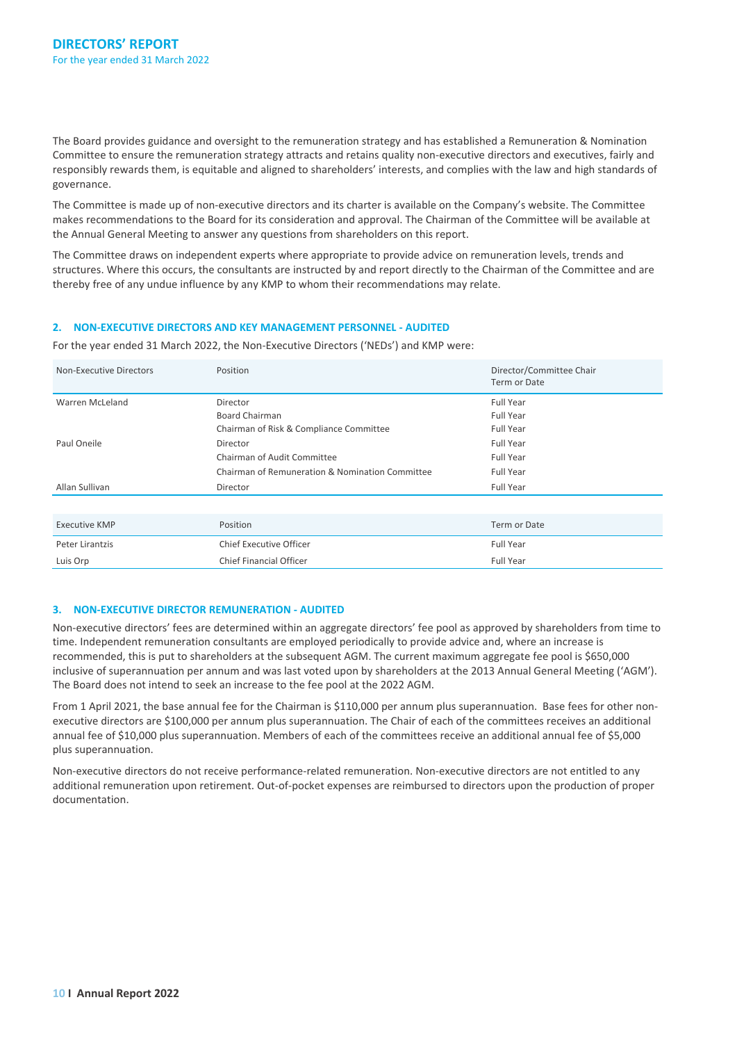The Board provides guidance and oversight to the remuneration strategy and has established a Remuneration & Nomination Committee to ensure the remuneration strategy attracts and retains quality non-executive directors and executives, fairly and responsibly rewards them, is equitable and aligned to shareholders' interests, and complies with the law and high standards of governance.

The Committee is made up of non-executive directors and its charter is available on the Company's website. The Committee makes recommendations to the Board for its consideration and approval. The Chairman of the Committee will be available at the Annual General Meeting to answer any questions from shareholders on this report.

The Committee draws on independent experts where appropriate to provide advice on remuneration levels, trends and structures. Where this occurs, the consultants are instructed by and report directly to the Chairman of the Committee and are thereby free of any undue influence by any KMP to whom their recommendations may relate.

## 2. NON-EXECUTIVE DIRECTORS AND KEY MANAGEMENT PERSONNEL - AUDITED

For the year ended 31 March 2022, the Non-Executive Directors ('NEDs') and KMP were:

| Non-Executive Directors | Position | Director/Committee Chair Term or Date |
|---|---|---|
| Warren McLeland | Director | Full Year |
| | Board Chairman | Full Year |
| | Chairman of Risk & Compliance Committee | Full Year |
| Paul Oneile | Director | Full Year |
| | Chairman of Audit Committee | Full Year |
| | Chairman of Remuneration & Nomination Committee | Full Year |
| Allan Sullivan | Director | Full Year |

| Executive KMP | Position | Term or Date |
|---|---|---|
| Peter Lirantzis | Chief Executive Officer | Full Year |
| Luis Orp | Chief Financial Officer | Full Year |

## 3. NON-EXECUTIVE DIRECTOR REMUNERATION - AUDITED

Non-executive directors' fees are determined within an aggregate directors' fee pool as approved by shareholders from time to time. Independent remuneration consultants are employed periodically to provide advice and, where an increase is recommended, this is put to shareholders at the subsequent AGM. The current maximum aggregate fee pool is $650,000 inclusive of superannuation per annum and was last voted upon by shareholders at the 2013 Annual General Meeting ('AGM'). The Board does not intend to seek an increase to the fee pool at the 2022 AGM.

From 1 April 2021, the base annual fee for the Chairman is $110,000 per annum plus superannuation. Base fees for other non-executive directors are $100,000 per annum plus superannuation. The Chair of each of the committees receives an additional annual fee of $10,000 plus superannuation. Members of each of the committees receive an additional annual fee of $5,000 plus superannuation.

Non-executive directors do not receive performance-related remuneration. Non-executive directors are not entitled to any additional remuneration upon retirement. Out-of-pocket expenses are reimbursed to directors upon the production of proper documentation.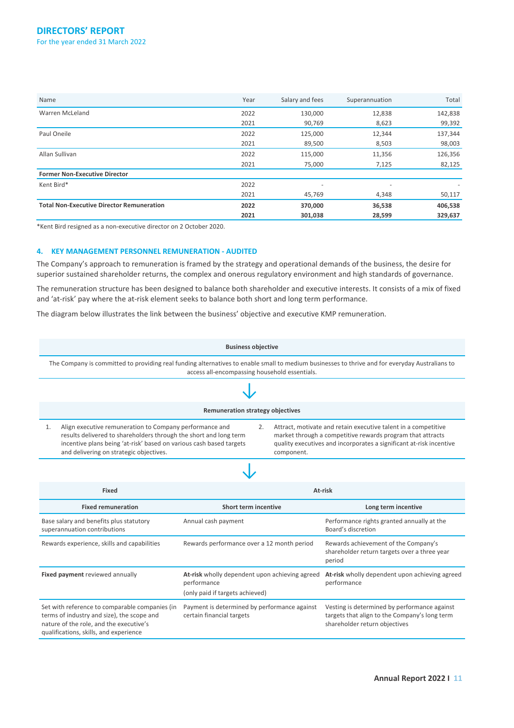| Name | Year | Salary and fees | Superannuation | Total |
|---|---|---|---|---|
| Warren McLeland | 2022 | 130,000 | 12,838 | 142,838 |
| | 2021 | 90,769 | 8,623 | 99,392 |
| Paul Oneile | 2022 | 125,000 | 12,344 | 137,344 |
| | 2021 | 89,500 | 8,503 | 98,003 |
| Allan Sullivan | 2022 | 115,000 | 11,356 | 126,356 |
| | 2021 | 75,000 | 7,125 | 82,125 |
| **Former Non-Executive Director** | | | | |
| Kent Bird* | 2022 | - | - | - |
| | 2021 | 45,769 | 4,348 | 50,117 |
| **Total Non-Executive Director Remuneration** | **2022** | **370,000** | **36,538** | **406,538** |
| | **2021** | **301,038** | **28,599** | **329,637** |

*Kent Bird resigned as a non-executive director on 2 October 2020.

## 4. KEY MANAGEMENT PERSONNEL REMUNERATION - AUDITED

The Company's approach to remuneration is framed by the strategy and operational demands of the business, the desire for superior sustained shareholder returns, the complex and onerous regulatory environment and high standards of governance.

The remuneration structure has been designed to balance both shareholder and executive interests. It consists of a mix of fixed and 'at-risk' pay where the at-risk element seeks to balance both short and long term performance.

The diagram below illustrates the link between the business' objective and executive KMP remuneration.

**Business objective**

The Company is committed to providing real funding alternatives to enable small to medium businesses to thrive and for everyday Australians to access all-encompassing household essentials.

**Remuneration strategy objectives**

1. Align executive remuneration to Company performance and results delivered to shareholders through the short and long term incentive plans being 'at-risk' based on various cash based targets and delivering on strategic objectives.
2. Attract, motivate and retain executive talent in a competitive market through a competitive rewards program that attracts quality executives and incorporates a significant at-risk incentive component.

| Fixed | At-risk | |
|---|---|---|
| **Fixed remuneration** | **Short term incentive** | **Long term incentive** |
| Base salary and benefits plus statutory superannuation contributions | Annual cash payment | Performance rights granted annually at the Board's discretion |
| Rewards experience, skills and capabilities | Rewards performance over a 12 month period | Rewards achievement of the Company's shareholder return targets over a three year period |
| **Fixed payment** reviewed annually | **At-risk** wholly dependent upon achieving agreed performance (only paid if targets achieved) | **At-risk** wholly dependent upon achieving agreed performance |
| Set with reference to comparable companies (in terms of industry and size), the scope and nature of the role, and the executive's qualifications, skills, and experience | Payment is determined by performance against certain financial targets | Vesting is determined by performance against targets that align to the Company's long term shareholder return objectives |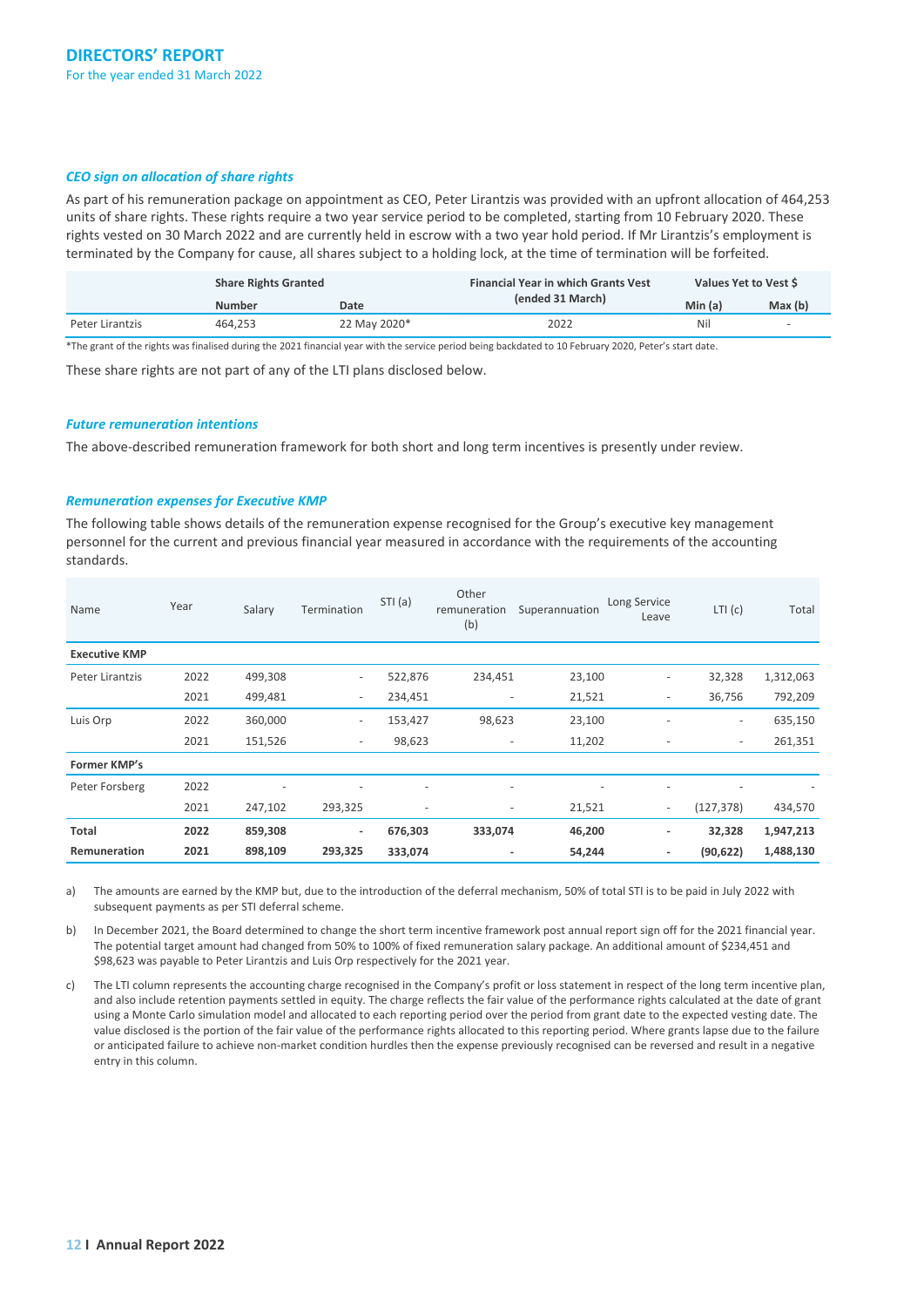# DIRECTORS' REPORT

For the year ended 31 March 2022

### *CEO sign on allocation of share rights*

As part of his remuneration package on appointment as CEO, Peter Lirantzis was provided with an upfront allocation of 464,253 units of share rights. These rights require a two year service period to be completed, starting from 10 February 2020. These rights vested on 30 March 2022 and are currently held in escrow with a two year hold period. If Mr Lirantzis's employment is terminated by the Company for cause, all shares subject to a holding lock, at the time of termination will be forfeited.

| | Share Rights Granted | | Financial Year in which Grants Vest (ended 31 March) | Values Yet to Vest $ | |
|---|---|---|---|---|---|
| | Number | Date | | Min (a) | Max (b) |
| Peter Lirantzis | 464,253 | 22 May 2020* | 2022 | Nil | - |

*The grant of the rights was finalised during the 2021 financial year with the service period being backdated to 10 February 2020, Peter's start date.

These share rights are not part of any of the LTI plans disclosed below.

### *Future remuneration intentions*

The above-described remuneration framework for both short and long term incentives is presently under review.

### *Remuneration expenses for Executive KMP*

The following table shows details of the remuneration expense recognised for the Group's executive key management personnel for the current and previous financial year measured in accordance with the requirements of the accounting standards.

| Name | Year | Salary | Termination | STI (a) | Other remuneration (b) | Superannuation | Long Service Leave | LTI (c) | Total |
|---|---|---|---|---|---|---|---|---|---|
| **Executive KMP** | | | | | | | | | |
| Peter Lirantzis | 2022 | 499,308 | - | 522,876 | 234,451 | 23,100 | - | 32,328 | 1,312,063 |
| | 2021 | 499,481 | - | 234,451 | - | 21,521 | - | 36,756 | 792,209 |
| Luis Orp | 2022 | 360,000 | - | 153,427 | 98,623 | 23,100 | - | - | 635,150 |
| | 2021 | 151,526 | - | 98,623 | - | 11,202 | - | - | 261,351 |
| **Former KMP's** | | | | | | | | | |
| Peter Forsberg | 2022 | - | - | - | - | - | - | - | - |
| | 2021 | 247,102 | 293,325 | - | - | 21,521 | - | (127,378) | 434,570 |
| **Total Remuneration** | **2022** | **859,308** | **-** | **676,303** | **333,074** | **46,200** | **-** | **32,328** | **1,947,213** |
| | **2021** | **898,109** | **293,325** | **333,074** | **-** | **54,244** | **-** | **(90,622)** | **1,488,130** |

a) The amounts are earned by the KMP but, due to the introduction of the deferral mechanism, 50% of total STI is to be paid in July 2022 with subsequent payments as per STI deferral scheme.

b) In December 2021, the Board determined to change the short term incentive framework post annual report sign off for the 2021 financial year. The potential target amount had changed from 50% to 100% of fixed remuneration salary package. An additional amount of $234,451 and $98,623 was payable to Peter Lirantzis and Luis Orp respectively for the 2021 year.

c) The LTI column represents the accounting charge recognised in the Company's profit or loss statement in respect of the long term incentive plan, and also include retention payments settled in equity. The charge reflects the fair value of the performance rights calculated at the date of grant using a Monte Carlo simulation model and allocated to each reporting period over the period from grant date to the expected vesting date. The value disclosed is the portion of the fair value of the performance rights allocated to this reporting period. Where grants lapse due to the failure or anticipated failure to achieve non-market condition hurdles then the expense previously recognised can be reversed and result in a negative entry in this column.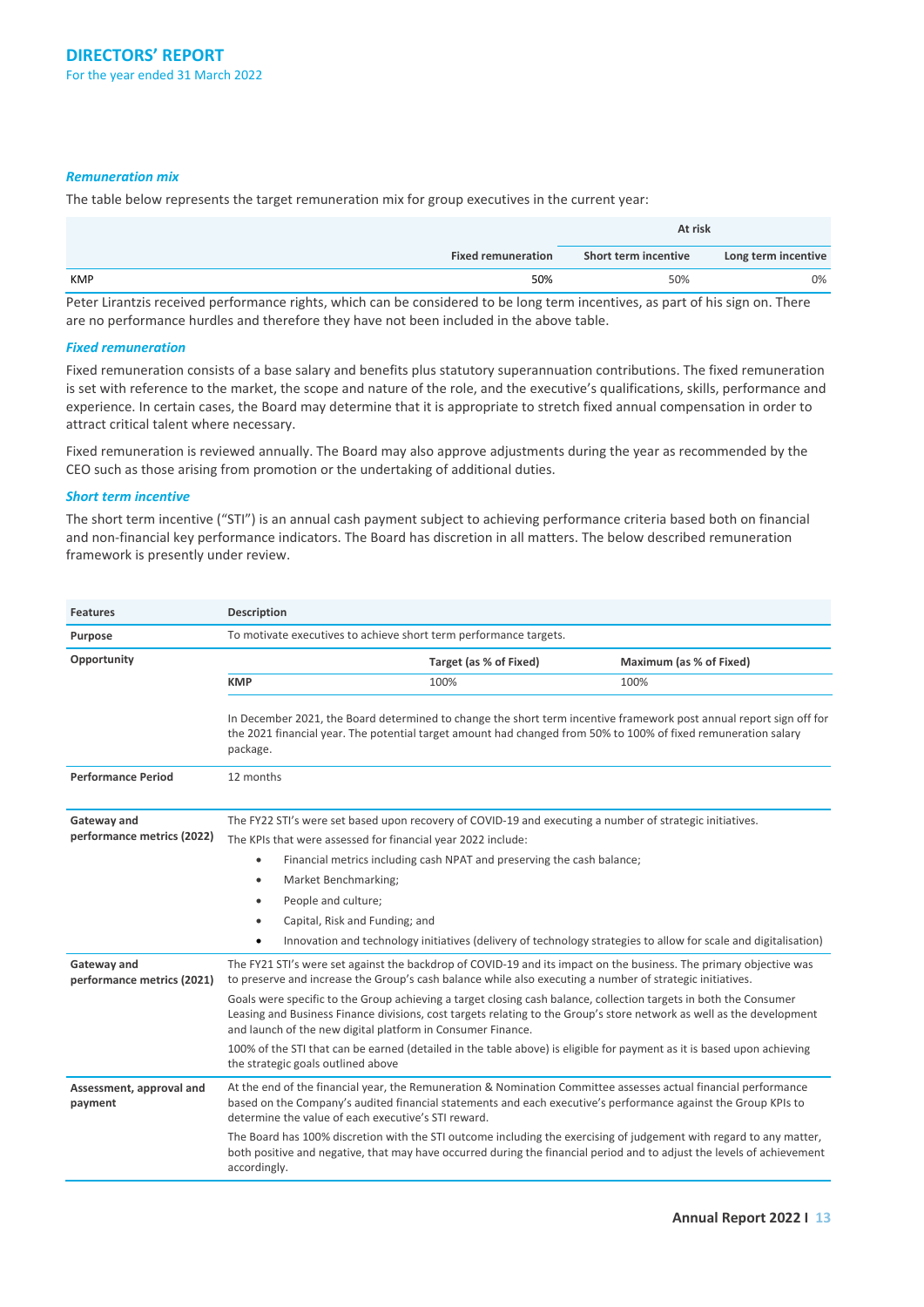### *Remuneration mix*

The table below represents the target remuneration mix for group executives in the current year:

| | | At risk | |
|---|---|---|---|
| | **Fixed remuneration** | **Short term incentive** | **Long term incentive** |
| KMP | 50% | 50% | 0% |

Peter Lirantzis received performance rights, which can be considered to be long term incentives, as part of his sign on. There are no performance hurdles and therefore they have not been included in the above table.

### *Fixed remuneration*

Fixed remuneration consists of a base salary and benefits plus statutory superannuation contributions. The fixed remuneration is set with reference to the market, the scope and nature of the role, and the executive's qualifications, skills, performance and experience. In certain cases, the Board may determine that it is appropriate to stretch fixed annual compensation in order to attract critical talent where necessary.

Fixed remuneration is reviewed annually. The Board may also approve adjustments during the year as recommended by the CEO such as those arising from promotion or the undertaking of additional duties.

### *Short term incentive*

The short term incentive ("STI") is an annual cash payment subject to achieving performance criteria based both on financial and non-financial key performance indicators. The Board has discretion in all matters. The below described remuneration framework is presently under review.

| Features | Description |
|---|---|
| **Purpose** | To motivate executives to achieve short term performance targets. |
| **Opportunity** | **KMP** – Target (as % of Fixed): 100%; Maximum (as % of Fixed): 100%<br><br>In December 2021, the Board determined to change the short term incentive framework post annual report sign off for the 2021 financial year. The potential target amount had changed from 50% to 100% of fixed remuneration salary package. |
| **Performance Period** | 12 months |
| **Gateway and performance metrics (2022)** | The FY22 STI's were set based upon recovery of COVID-19 and executing a number of strategic initiatives.<br>The KPIs that were assessed for financial year 2022 include:<br>• Financial metrics including cash NPAT and preserving the cash balance;<br>• Market Benchmarking;<br>• People and culture;<br>• Capital, Risk and Funding; and<br>• Innovation and technology initiatives (delivery of technology strategies to allow for scale and digitalisation) |
| **Gateway and performance metrics (2021)** | The FY21 STI's were set against the backdrop of COVID-19 and its impact on the business. The primary objective was to preserve and increase the Group's cash balance while also executing a number of strategic initiatives.<br>Goals were specific to the Group achieving a target closing cash balance, collection targets in both the Consumer Leasing and Business Finance divisions, cost targets relating to the Group's store network as well as the development and launch of the new digital platform in Consumer Finance.<br>100% of the STI that can be earned (detailed in the table above) is eligible for payment as it is based upon achieving the strategic goals outlined above |
| **Assessment, approval and payment** | At the end of the financial year, the Remuneration & Nomination Committee assesses actual financial performance based on the Company's audited financial statements and each executive's performance against the Group KPIs to determine the value of each executive's STI reward.<br>The Board has 100% discretion with the STI outcome including the exercising of judgement with regard to any matter, both positive and negative, that may have occurred during the financial period and to adjust the levels of achievement accordingly. |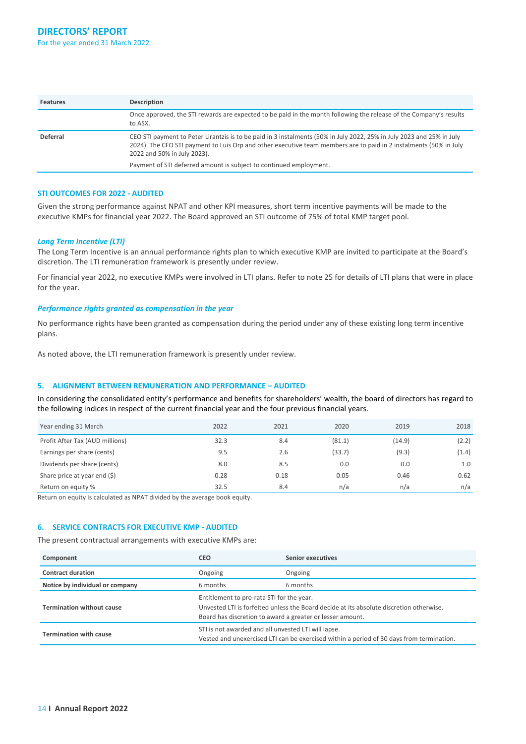| Features | Description |
|---|---|
| | Once approved, the STI rewards are expected to be paid in the month following the release of the Company's results to ASX. |
| Deferral | CEO STI payment to Peter Lirantzis is to be paid in 3 instalments (50% in July 2022, 25% in July 2023 and 25% in July 2024). The CFO STI payment to Luis Orp and other executive team members are to paid in 2 instalments (50% in July 2022 and 50% in July 2023).<br><br>Payment of STI deferred amount is subject to continued employment. |

### STI OUTCOMES FOR 2022 - AUDITED

Given the strong performance against NPAT and other KPI measures, short term incentive payments will be made to the executive KMPs for financial year 2022. The Board approved an STI outcome of 75% of total KMP target pool.

#### *Long Term Incentive (LTI)*

The Long Term Incentive is an annual performance rights plan to which executive KMP are invited to participate at the Board's discretion. The LTI remuneration framework is presently under review.

For financial year 2022, no executive KMPs were involved in LTI plans. Refer to note 25 for details of LTI plans that were in place for the year.

#### *Performance rights granted as compensation in the year*

No performance rights have been granted as compensation during the period under any of these existing long term incentive plans.

As noted above, the LTI remuneration framework is presently under review.

### 5. ALIGNMENT BETWEEN REMUNERATION AND PERFORMANCE – AUDITED

In considering the consolidated entity's performance and benefits for shareholders' wealth, the board of directors has regard to the following indices in respect of the current financial year and the four previous financial years.

| Year ending 31 March | 2022 | 2021 | 2020 | 2019 | 2018 |
|---|---|---|---|---|---|
| Profit After Tax (AUD millions) | 32.3 | 8.4 | (81.1) | (14.9) | (2.2) |
| Earnings per share (cents) | 9.5 | 2.6 | (33.7) | (9.3) | (1.4) |
| Dividends per share (cents) | 8.0 | 8.5 | 0.0 | 0.0 | 1.0 |
| Share price at year end ($) | 0.28 | 0.18 | 0.05 | 0.46 | 0.62 |
| Return on equity % | 32.5 | 8.4 | n/a | n/a | n/a |

Return on equity is calculated as NPAT divided by the average book equity.

### 6. SERVICE CONTRACTS FOR EXECUTIVE KMP - AUDITED

The present contractual arrangements with executive KMPs are:

| Component | CEO | Senior executives |
|---|---|---|
| **Contract duration** | Ongoing | Ongoing |
| **Notice by individual or company** | 6 months | 6 months |
| **Termination without cause** | Entitlement to pro-rata STI for the year.<br>Unvested LTI is forfeited unless the Board decide at its absolute discretion otherwise.<br>Board has discretion to award a greater or lesser amount. | |
| **Termination with cause** | STI is not awarded and all unvested LTI will lapse.<br>Vested and unexercised LTI can be exercised within a period of 30 days from termination. | |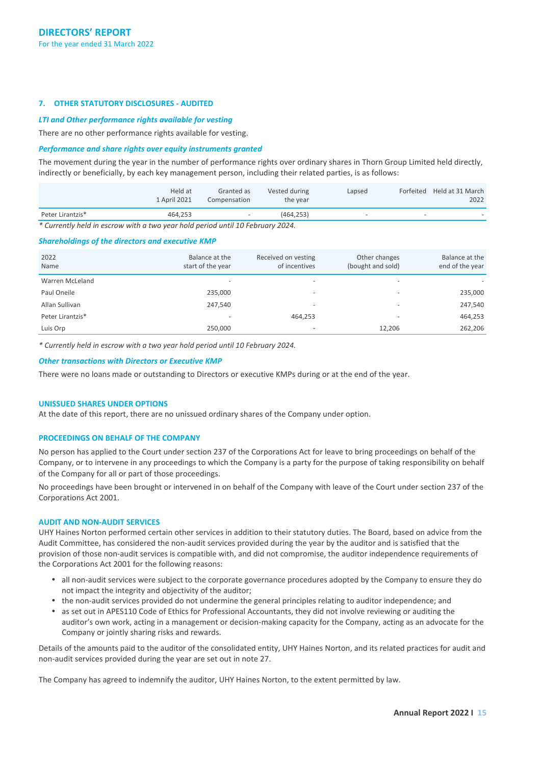# DIRECTORS' REPORT

For the year ended 31 March 2022

### 7. OTHER STATUTORY DISCLOSURES - AUDITED

***LTI and Other performance rights available for vesting***

There are no other performance rights available for vesting.

***Performance and share rights over equity instruments granted***

The movement during the year in the number of performance rights over ordinary shares in Thorn Group Limited held directly, indirectly or beneficially, by each key management person, including their related parties, is as follows:

| | Held at 1 April 2021 | Granted as Compensation | Vested during the year | Lapsed | Forfeited | Held at 31 March 2022 |
|---|---|---|---|---|---|---|
| Peter Lirantzis* | 464,253 | - | (464,253) | - | - | - |

*\* Currently held in escrow with a two year hold period until 10 February 2024.*

***Shareholdings of the directors and executive KMP***

| 2022 Name | Balance at the start of the year | Received on vesting of incentives | Other changes (bought and sold) | Balance at the end of the year |
|---|---|---|---|---|
| Warren McLeland | - | - | - | - |
| Paul Oneile | 235,000 | - | - | 235,000 |
| Allan Sullivan | 247,540 | - | - | 247,540 |
| Peter Lirantzis* | - | 464,253 | - | 464,253 |
| Luis Orp | 250,000 | - | 12,206 | 262,206 |

*\* Currently held in escrow with a two year hold period until 10 February 2024.*

***Other transactions with Directors or Executive KMP***

There were no loans made or outstanding to Directors or executive KMPs during or at the end of the year.

### UNISSUED SHARES UNDER OPTIONS

At the date of this report, there are no unissued ordinary shares of the Company under option.

### PROCEEDINGS ON BEHALF OF THE COMPANY

No person has applied to the Court under section 237 of the Corporations Act for leave to bring proceedings on behalf of the Company, or to intervene in any proceedings to which the Company is a party for the purpose of taking responsibility on behalf of the Company for all or part of those proceedings.

No proceedings have been brought or intervened in on behalf of the Company with leave of the Court under section 237 of the Corporations Act 2001.

### AUDIT AND NON-AUDIT SERVICES

UHY Haines Norton performed certain other services in addition to their statutory duties. The Board, based on advice from the Audit Committee, has considered the non-audit services provided during the year by the auditor and is satisfied that the provision of those non-audit services is compatible with, and did not compromise, the auditor independence requirements of the Corporations Act 2001 for the following reasons:

- all non-audit services were subject to the corporate governance procedures adopted by the Company to ensure they do not impact the integrity and objectivity of the auditor;
- the non-audit services provided do not undermine the general principles relating to auditor independence; and
- as set out in APES110 Code of Ethics for Professional Accountants, they did not involve reviewing or auditing the auditor's own work, acting in a management or decision-making capacity for the Company, acting as an advocate for the Company or jointly sharing risks and rewards.

Details of the amounts paid to the auditor of the consolidated entity, UHY Haines Norton, and its related practices for audit and non-audit services provided during the year are set out in note 27.

The Company has agreed to indemnify the auditor, UHY Haines Norton, to the extent permitted by law.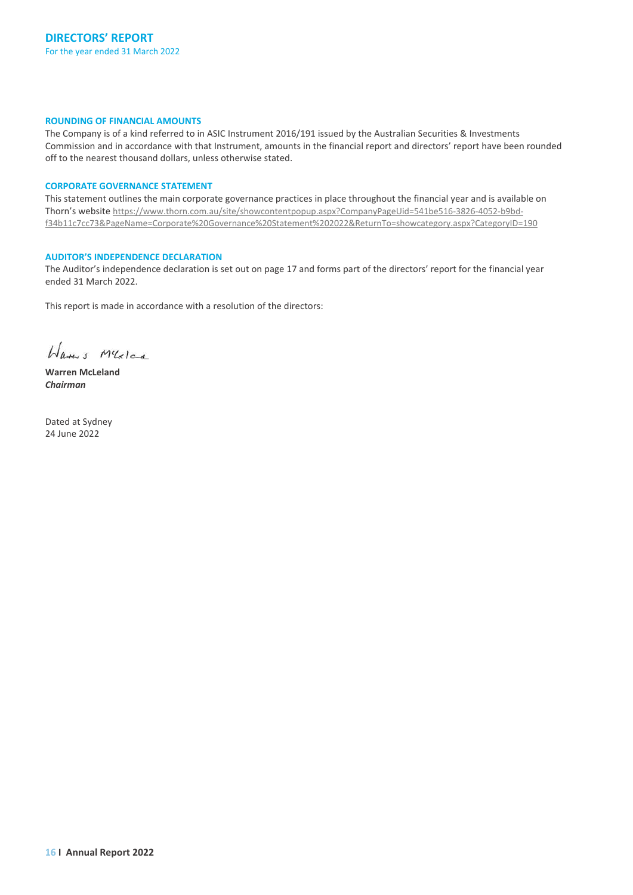## DIRECTORS' REPORT

For the year ended 31 March 2022

### ROUNDING OF FINANCIAL AMOUNTS

The Company is of a kind referred to in ASIC Instrument 2016/191 issued by the Australian Securities & Investments Commission and in accordance with that Instrument, amounts in the financial report and directors' report have been rounded off to the nearest thousand dollars, unless otherwise stated.

### CORPORATE GOVERNANCE STATEMENT

This statement outlines the main corporate governance practices in place throughout the financial year and is available on Thorn's website https://www.thorn.com.au/site/showcontentpopup.aspx?CompanyPageUid=541be516-3826-4052-b9bd-f34b11c7cc73&PageName=Corporate%20Governance%20Statement%202022&ReturnTo=showcategory.aspx?CategoryID=190

### AUDITOR'S INDEPENDENCE DECLARATION

The Auditor's independence declaration is set out on page 17 and forms part of the directors' report for the financial year ended 31 March 2022.

This report is made in accordance with a resolution of the directors:

**Warren McLeland**
***Chairman***

Dated at Sydney
24 June 2022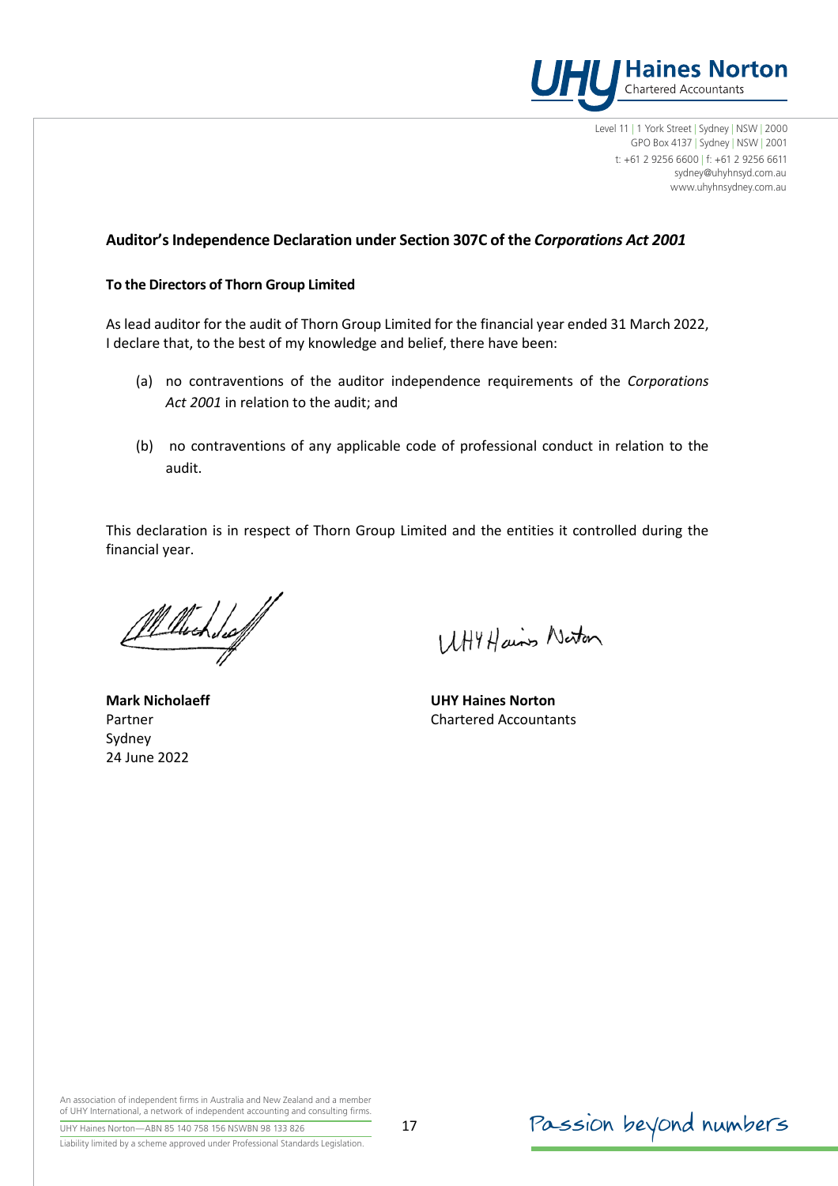# Auditor's Independence Declaration under Section 307C of the *Corporations Act 2001*

**To the Directors of Thorn Group Limited**

As lead auditor for the audit of Thorn Group Limited for the financial year ended 31 March 2022, I declare that, to the best of my knowledge and belief, there have been:

(a) no contraventions of the auditor independence requirements of the *Corporations Act 2001* in relation to the audit; and

(b) no contraventions of any applicable code of professional conduct in relation to the audit.

This declaration is in respect of Thorn Group Limited and the entities it controlled during the financial year.

**Mark Nicholaeff**
Partner
Sydney
24 June 2022

**UHY Haines Norton**
Chartered Accountants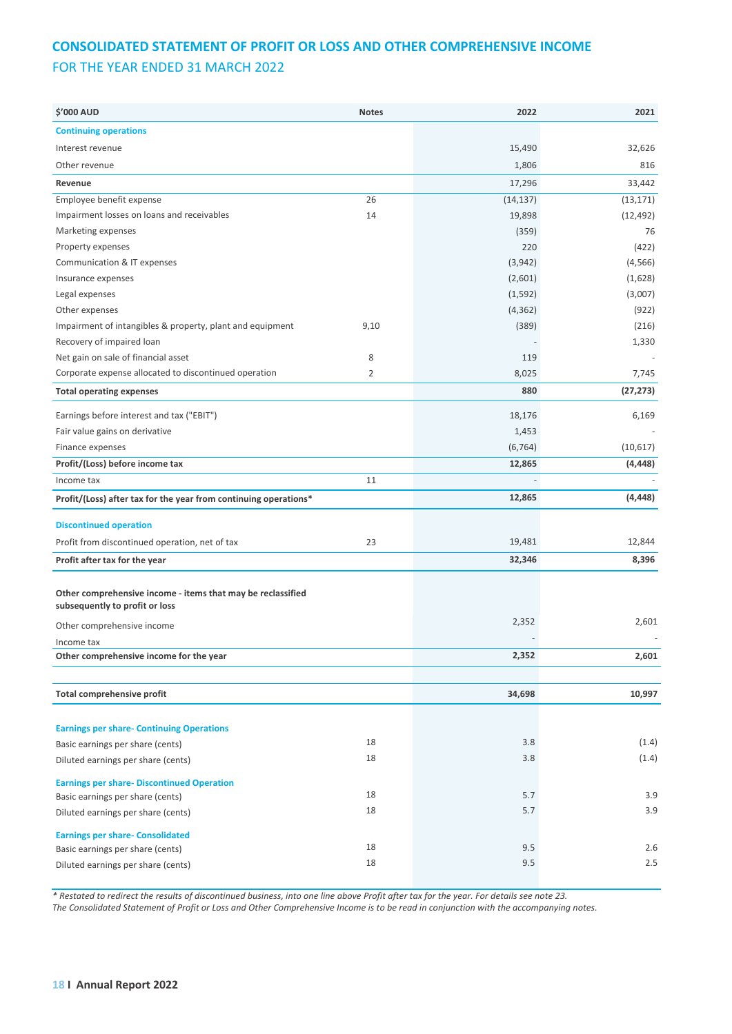# CONSOLIDATED STATEMENT OF PROFIT OR LOSS AND OTHER COMPREHENSIVE INCOME

## FOR THE YEAR ENDED 31 MARCH 2022

| $'000 AUD | Notes | 2022 | 2021 |
|---|---|---|---|
| **Continuing operations** | | | |
| Interest revenue | | 15,490 | 32,626 |
| Other revenue | | 1,806 | 816 |
| **Revenue** | | 17,296 | 33,442 |
| Employee benefit expense | 26 | (14,137) | (13,171) |
| Impairment losses on loans and receivables | 14 | 19,898 | (12,492) |
| Marketing expenses | | (359) | 76 |
| Property expenses | | 220 | (422) |
| Communication & IT expenses | | (3,942) | (4,566) |
| Insurance expenses | | (2,601) | (1,628) |
| Legal expenses | | (1,592) | (3,007) |
| Other expenses | | (4,362) | (922) |
| Impairment of intangibles & property, plant and equipment | 9,10 | (389) | (216) |
| Recovery of impaired loan | | - | 1,330 |
| Net gain on sale of financial asset | 8 | 119 | - |
| Corporate expense allocated to discontinued operation | 2 | 8,025 | 7,745 |
| **Total operating expenses** | | **880** | **(27,273)** |
| Earnings before interest and tax ("EBIT") | | 18,176 | 6,169 |
| Fair value gains on derivative | | 1,453 | - |
| Finance expenses | | (6,764) | (10,617) |
| **Profit/(Loss) before income tax** | | **12,865** | **(4,448)** |
| Income tax | 11 | - | - |
| **Profit/(Loss) after tax for the year from continuing operations*** | | **12,865** | **(4,448)** |
| **Discontinued operation** | | | |
| Profit from discontinued operation, net of tax | 23 | 19,481 | 12,844 |
| **Profit after tax for the year** | | **32,346** | **8,396** |
| **Other comprehensive income - items that may be reclassified subsequently to profit or loss** | | | |
| Other comprehensive income | | 2,352 | 2,601 |
| Income tax | | - | - |
| **Other comprehensive income for the year** | | **2,352** | **2,601** |
| **Total comprehensive profit** | | **34,698** | **10,997** |
| **Earnings per share- Continuing Operations** | | | |
| Basic earnings per share (cents) | 18 | 3.8 | (1.4) |
| Diluted earnings per share (cents) | 18 | 3.8 | (1.4) |
| **Earnings per share- Discontinued Operation** | | | |
| Basic earnings per share (cents) | 18 | 5.7 | 3.9 |
| Diluted earnings per share (cents) | 18 | 5.7 | 3.9 |
| **Earnings per share- Consolidated** | | | |
| Basic earnings per share (cents) | 18 | 9.5 | 2.6 |
| Diluted earnings per share (cents) | 18 | 9.5 | 2.5 |

*\* Restated to redirect the results of discontinued business, into one line above Profit after tax for the year. For details see note 23.*

*The Consolidated Statement of Profit or Loss and Other Comprehensive Income is to be read in conjunction with the accompanying notes.*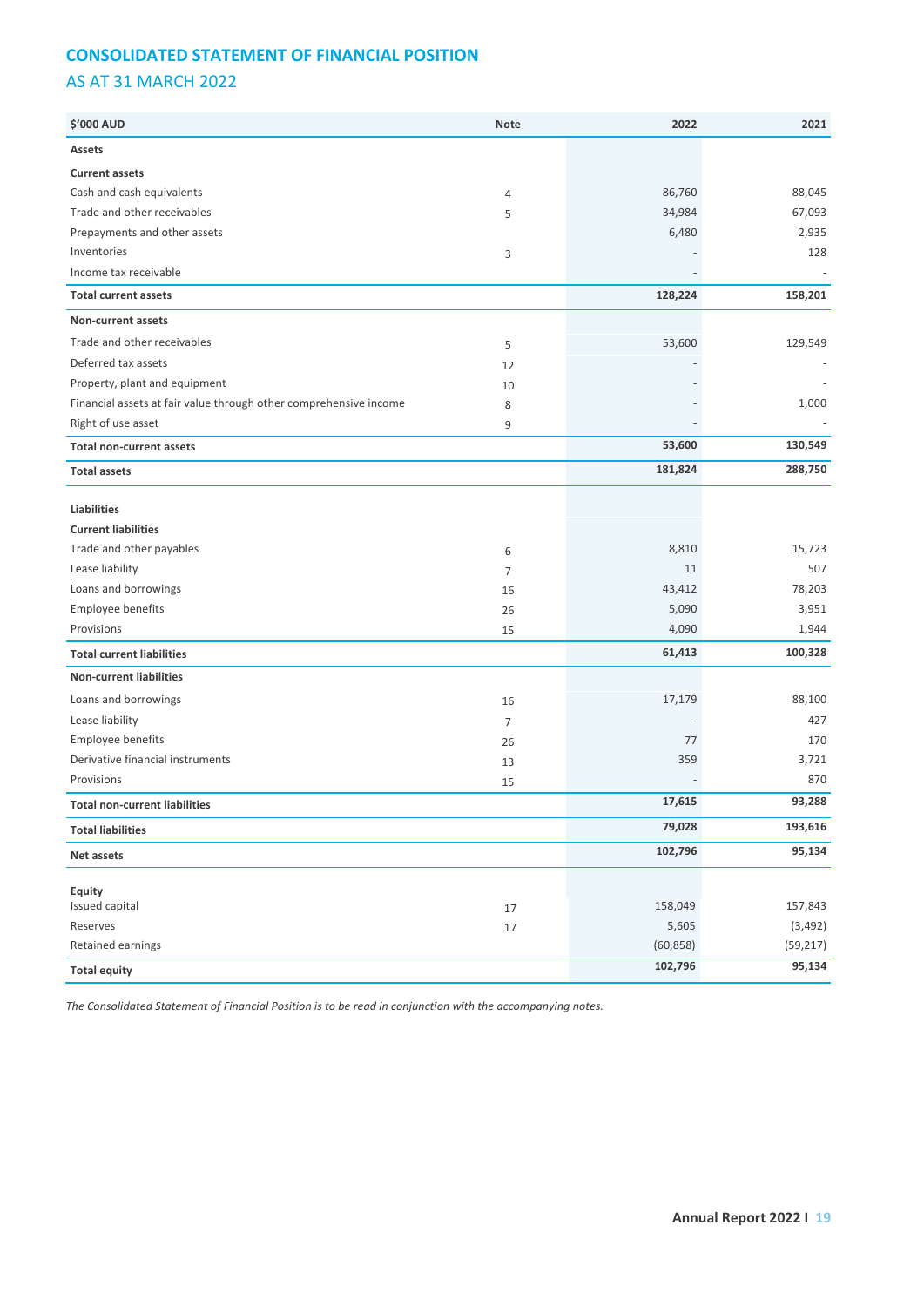## CONSOLIDATED STATEMENT OF FINANCIAL POSITION

### AS AT 31 MARCH 2022

| $'000 AUD | Note | 2022 | 2021 |
|---|---|---|---|
| **Assets** | | | |
| **Current assets** | | | |
| Cash and cash equivalents | 4 | 86,760 | 88,045 |
| Trade and other receivables | 5 | 34,984 | 67,093 |
| Prepayments and other assets | | 6,480 | 2,935 |
| Inventories | 3 | - | 128 |
| Income tax receivable | | - | - |
| **Total current assets** | | **128,224** | **158,201** |
| **Non-current assets** | | | |
| Trade and other receivables | 5 | 53,600 | 129,549 |
| Deferred tax assets | 12 | - | - |
| Property, plant and equipment | 10 | - | - |
| Financial assets at fair value through other comprehensive income | 8 | - | 1,000 |
| Right of use asset | 9 | - | - |
| **Total non-current assets** | | **53,600** | **130,549** |
| **Total assets** | | **181,824** | **288,750** |
| **Liabilities** | | | |
| **Current liabilities** | | | |
| Trade and other payables | 6 | 8,810 | 15,723 |
| Lease liability | 7 | 11 | 507 |
| Loans and borrowings | 16 | 43,412 | 78,203 |
| Employee benefits | 26 | 5,090 | 3,951 |
| Provisions | 15 | 4,090 | 1,944 |
| **Total current liabilities** | | **61,413** | **100,328** |
| **Non-current liabilities** | | | |
| Loans and borrowings | 16 | 17,179 | 88,100 |
| Lease liability | 7 | - | 427 |
| Employee benefits | 26 | 77 | 170 |
| Derivative financial instruments | 13 | 359 | 3,721 |
| Provisions | 15 | - | 870 |
| **Total non-current liabilities** | | **17,615** | **93,288** |
| **Total liabilities** | | **79,028** | **193,616** |
| **Net assets** | | **102,796** | **95,134** |
| **Equity** | | | |
| Issued capital | 17 | 158,049 | 157,843 |
| Reserves | 17 | 5,605 | (3,492) |
| Retained earnings | | (60,858) | (59,217) |
| **Total equity** | | **102,796** | **95,134** |

*The Consolidated Statement of Financial Position is to be read in conjunction with the accompanying notes.*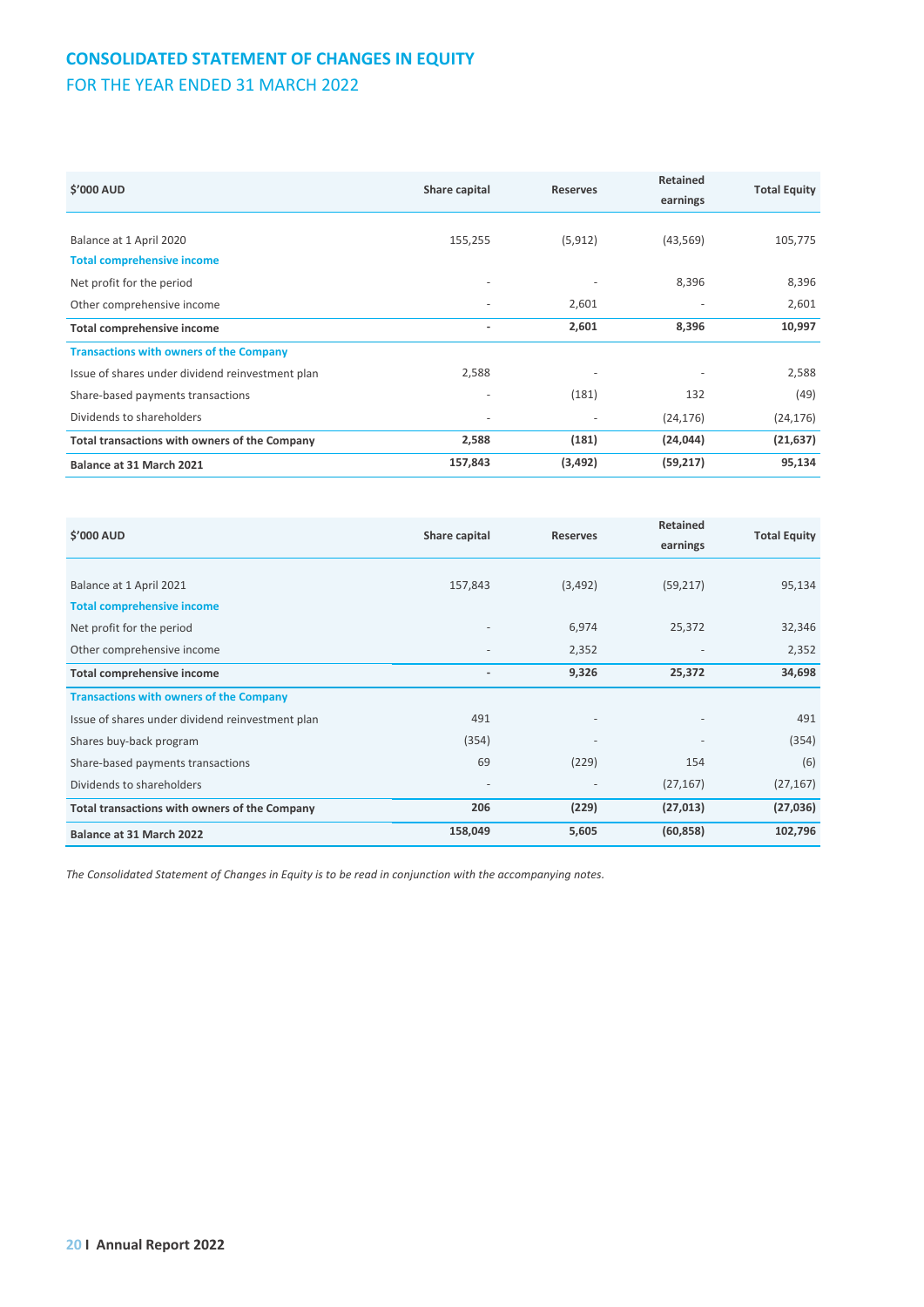# CONSOLIDATED STATEMENT OF CHANGES IN EQUITY

## FOR THE YEAR ENDED 31 MARCH 2022

| $'000 AUD | Share capital | Reserves | Retained earnings | Total Equity |
|---|---|---|---|---|
| Balance at 1 April 2020 | 155,255 | (5,912) | (43,569) | 105,775 |
| **Total comprehensive income** | | | | |
| Net profit for the period | - | - | 8,396 | 8,396 |
| Other comprehensive income | - | 2,601 | - | 2,601 |
| **Total comprehensive income** | **-** | **2,601** | **8,396** | **10,997** |
| **Transactions with owners of the Company** | | | | |
| Issue of shares under dividend reinvestment plan | 2,588 | - | - | 2,588 |
| Share-based payments transactions | - | (181) | 132 | (49) |
| Dividends to shareholders | - | - | (24,176) | (24,176) |
| **Total transactions with owners of the Company** | **2,588** | **(181)** | **(24,044)** | **(21,637)** |
| **Balance at 31 March 2021** | **157,843** | **(3,492)** | **(59,217)** | **95,134** |

| $'000 AUD | Share capital | Reserves | Retained earnings | Total Equity |
|---|---|---|---|---|
| Balance at 1 April 2021 | 157,843 | (3,492) | (59,217) | 95,134 |
| **Total comprehensive income** | | | | |
| Net profit for the period | - | 6,974 | 25,372 | 32,346 |
| Other comprehensive income | - | 2,352 | - | 2,352 |
| **Total comprehensive income** | **-** | **9,326** | **25,372** | **34,698** |
| **Transactions with owners of the Company** | | | | |
| Issue of shares under dividend reinvestment plan | 491 | - | - | 491 |
| Shares buy-back program | (354) | - | - | (354) |
| Share-based payments transactions | 69 | (229) | 154 | (6) |
| Dividends to shareholders | - | - | (27,167) | (27,167) |
| **Total transactions with owners of the Company** | **206** | **(229)** | **(27,013)** | **(27,036)** |
| **Balance at 31 March 2022** | **158,049** | **5,605** | **(60,858)** | **102,796** |

*The Consolidated Statement of Changes in Equity is to be read in conjunction with the accompanying notes.*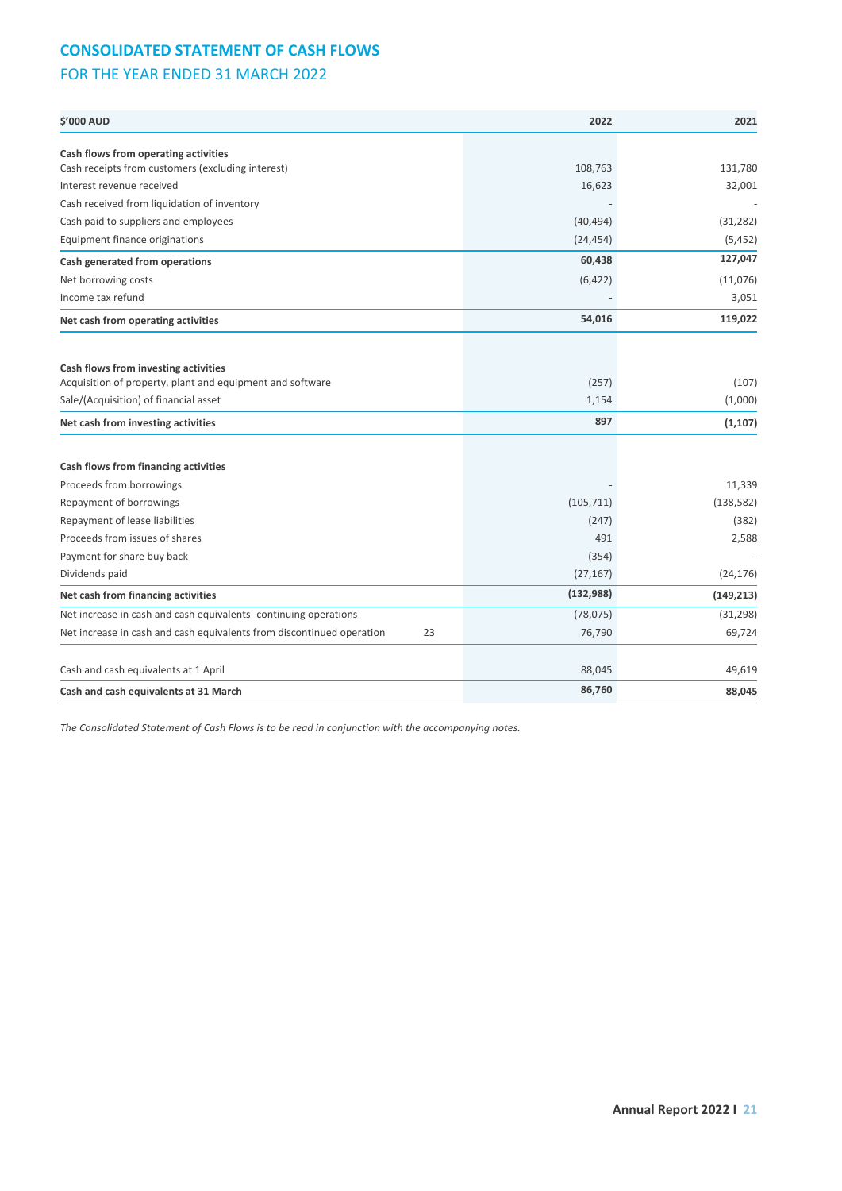## CONSOLIDATED STATEMENT OF CASH FLOWS

FOR THE YEAR ENDED 31 MARCH 2022

| $'000 AUD | | 2022 | 2021 |
|---|---|---|---|
| **Cash flows from operating activities** | | | |
| Cash receipts from customers (excluding interest) | | 108,763 | 131,780 |
| Interest revenue received | | 16,623 | 32,001 |
| Cash received from liquidation of inventory | | - | - |
| Cash paid to suppliers and employees | | (40,494) | (31,282) |
| Equipment finance originations | | (24,454) | (5,452) |
| **Cash generated from operations** | | **60,438** | **127,047** |
| Net borrowing costs | | (6,422) | (11,076) |
| Income tax refund | | - | 3,051 |
| **Net cash from operating activities** | | **54,016** | **119,022** |
| | | | |
| **Cash flows from investing activities** | | | |
| Acquisition of property, plant and equipment and software | | (257) | (107) |
| Sale/(Acquisition) of financial asset | | 1,154 | (1,000) |
| **Net cash from investing activities** | | **897** | **(1,107)** |
| | | | |
| **Cash flows from financing activities** | | | |
| Proceeds from borrowings | | - | 11,339 |
| Repayment of borrowings | | (105,711) | (138,582) |
| Repayment of lease liabilities | | (247) | (382) |
| Proceeds from issues of shares | | 491 | 2,588 |
| Payment for share buy back | | (354) | - |
| Dividends paid | | (27,167) | (24,176) |
| **Net cash from financing activities** | | **(132,988)** | **(149,213)** |
| Net increase in cash and cash equivalents- continuing operations | | (78,075) | (31,298) |
| Net increase in cash and cash equivalents from discontinued operation | 23 | 76,790 | 69,724 |
| | | | |
| Cash and cash equivalents at 1 April | | 88,045 | 49,619 |
| **Cash and cash equivalents at 31 March** | | **86,760** | **88,045** |

*The Consolidated Statement of Cash Flows is to be read in conjunction with the accompanying notes.*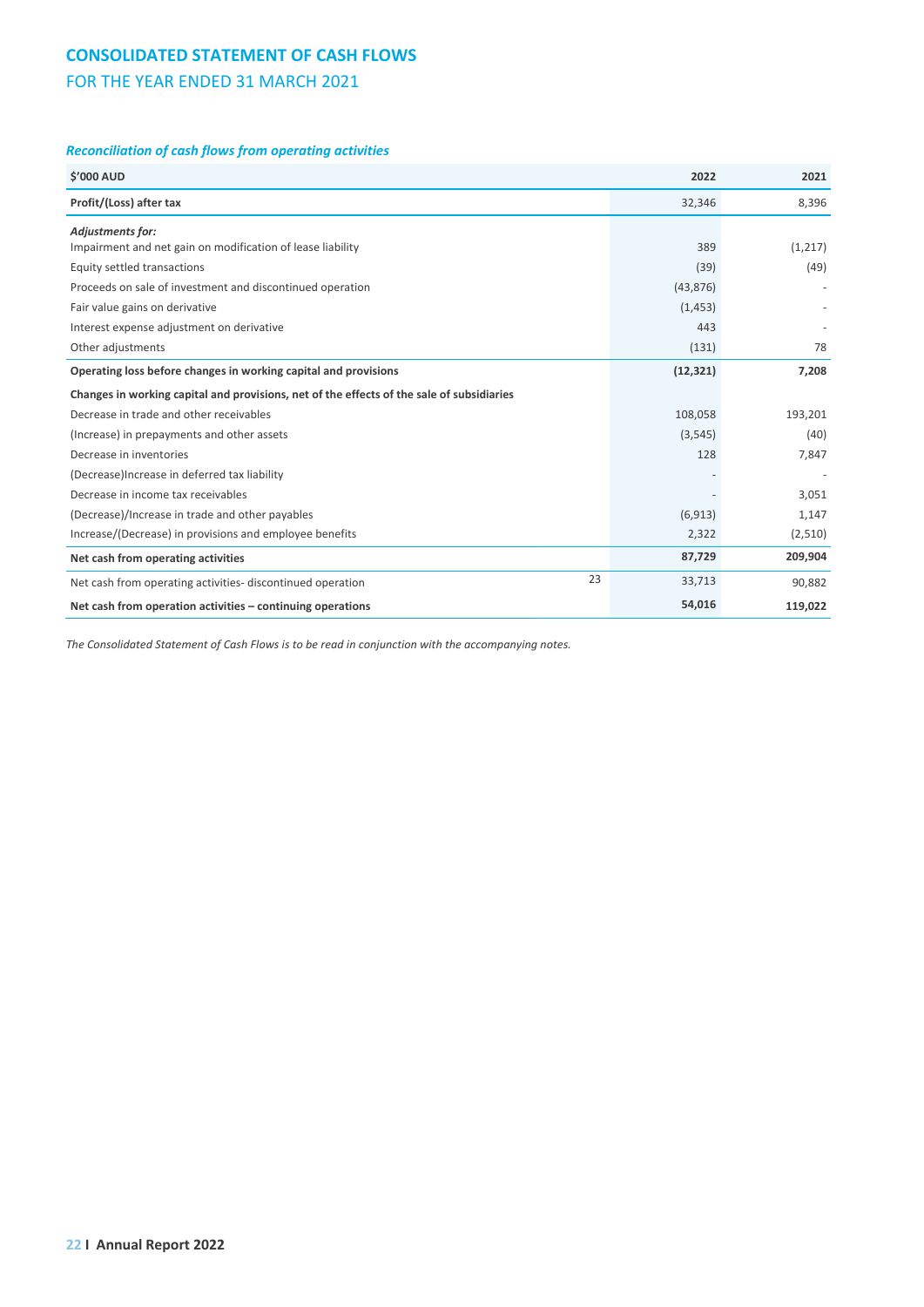# CONSOLIDATED STATEMENT OF CASH FLOWS

## FOR THE YEAR ENDED 31 MARCH 2021

### *Reconciliation of cash flows from operating activities*

| $'000 AUD | | 2022 | 2021 |
|---|---|---|---|
| **Profit/(Loss) after tax** | | 32,346 | 8,396 |
| ***Adjustments for:*** | | | |
| Impairment and net gain on modification of lease liability | | 389 | (1,217) |
| Equity settled transactions | | (39) | (49) |
| Proceeds on sale of investment and discontinued operation | | (43,876) | - |
| Fair value gains on derivative | | (1,453) | - |
| Interest expense adjustment on derivative | | 443 | - |
| Other adjustments | | (131) | 78 |
| **Operating loss before changes in working capital and provisions** | | **(12,321)** | **7,208** |
| **Changes in working capital and provisions, net of the effects of the sale of subsidiaries** | | | |
| Decrease in trade and other receivables | | 108,058 | 193,201 |
| (Increase) in prepayments and other assets | | (3,545) | (40) |
| Decrease in inventories | | 128 | 7,847 |
| (Decrease)Increase in deferred tax liability | | - | - |
| Decrease in income tax receivables | | - | 3,051 |
| (Decrease)/Increase in trade and other payables | | (6,913) | 1,147 |
| Increase/(Decrease) in provisions and employee benefits | | 2,322 | (2,510) |
| **Net cash from operating activities** | | **87,729** | **209,904** |
| Net cash from operating activities- discontinued operation | 23 | 33,713 | 90,882 |
| **Net cash from operation activities – continuing operations** | | **54,016** | **119,022** |

*The Consolidated Statement of Cash Flows is to be read in conjunction with the accompanying notes.*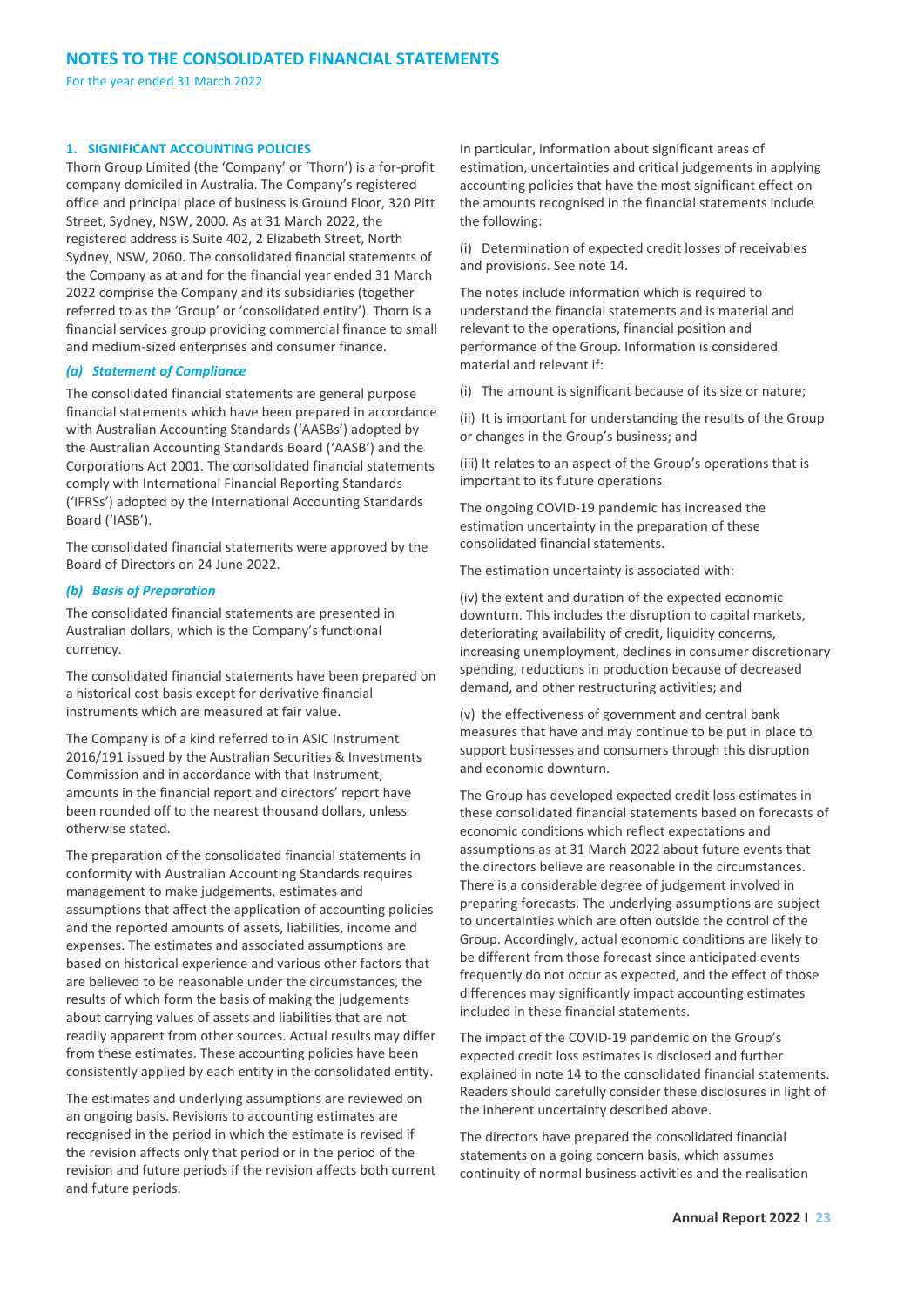## NOTES TO THE CONSOLIDATED FINANCIAL STATEMENTS

For the year ended 31 March 2022

### 1. SIGNIFICANT ACCOUNTING POLICIES

Thorn Group Limited (the 'Company' or 'Thorn') is a for-profit company domiciled in Australia. The Company's registered office and principal place of business is Ground Floor, 320 Pitt Street, Sydney, NSW, 2000. As at 31 March 2022, the registered address is Suite 402, 2 Elizabeth Street, North Sydney, NSW, 2060. The consolidated financial statements of the Company as at and for the financial year ended 31 March 2022 comprise the Company and its subsidiaries (together referred to as the 'Group' or 'consolidated entity'). Thorn is a financial services group providing commercial finance to small and medium-sized enterprises and consumer finance.

#### *(a) Statement of Compliance*

The consolidated financial statements are general purpose financial statements which have been prepared in accordance with Australian Accounting Standards ('AASBs') adopted by the Australian Accounting Standards Board ('AASB') and the Corporations Act 2001. The consolidated financial statements comply with International Financial Reporting Standards ('IFRSs') adopted by the International Accounting Standards Board ('IASB').

The consolidated financial statements were approved by the Board of Directors on 24 June 2022.

#### *(b) Basis of Preparation*

The consolidated financial statements are presented in Australian dollars, which is the Company's functional currency.

The consolidated financial statements have been prepared on a historical cost basis except for derivative financial instruments which are measured at fair value.

The Company is of a kind referred to in ASIC Instrument 2016/191 issued by the Australian Securities & Investments Commission and in accordance with that Instrument, amounts in the financial report and directors' report have been rounded off to the nearest thousand dollars, unless otherwise stated.

The preparation of the consolidated financial statements in conformity with Australian Accounting Standards requires management to make judgements, estimates and assumptions that affect the application of accounting policies and the reported amounts of assets, liabilities, income and expenses. The estimates and associated assumptions are based on historical experience and various other factors that are believed to be reasonable under the circumstances, the results of which form the basis of making the judgements about carrying values of assets and liabilities that are not readily apparent from other sources. Actual results may differ from these estimates. These accounting policies have been consistently applied by each entity in the consolidated entity.

The estimates and underlying assumptions are reviewed on an ongoing basis. Revisions to accounting estimates are recognised in the period in which the estimate is revised if the revision affects only that period or in the period of the revision and future periods if the revision affects both current and future periods.

In particular, information about significant areas of estimation, uncertainties and critical judgements in applying accounting policies that have the most significant effect on the amounts recognised in the financial statements include the following:

(i) Determination of expected credit losses of receivables and provisions. See note 14.

The notes include information which is required to understand the financial statements and is material and relevant to the operations, financial position and performance of the Group. Information is considered material and relevant if:

(i) The amount is significant because of its size or nature;

(ii) It is important for understanding the results of the Group or changes in the Group's business; and

(iii) It relates to an aspect of the Group's operations that is important to its future operations.

The ongoing COVID-19 pandemic has increased the estimation uncertainty in the preparation of these consolidated financial statements.

The estimation uncertainty is associated with:

(iv) the extent and duration of the expected economic downturn. This includes the disruption to capital markets, deteriorating availability of credit, liquidity concerns, increasing unemployment, declines in consumer discretionary spending, reductions in production because of decreased demand, and other restructuring activities; and

(v) the effectiveness of government and central bank measures that have and may continue to be put in place to support businesses and consumers through this disruption and economic downturn.

The Group has developed expected credit loss estimates in these consolidated financial statements based on forecasts of economic conditions which reflect expectations and assumptions as at 31 March 2022 about future events that the directors believe are reasonable in the circumstances. There is a considerable degree of judgement involved in preparing forecasts. The underlying assumptions are subject to uncertainties which are often outside the control of the Group. Accordingly, actual economic conditions are likely to be different from those forecast since anticipated events frequently do not occur as expected, and the effect of those differences may significantly impact accounting estimates included in these financial statements.

The impact of the COVID-19 pandemic on the Group's expected credit loss estimates is disclosed and further explained in note 14 to the consolidated financial statements. Readers should carefully consider these disclosures in light of the inherent uncertainty described above.

The directors have prepared the consolidated financial statements on a going concern basis, which assumes continuity of normal business activities and the realisation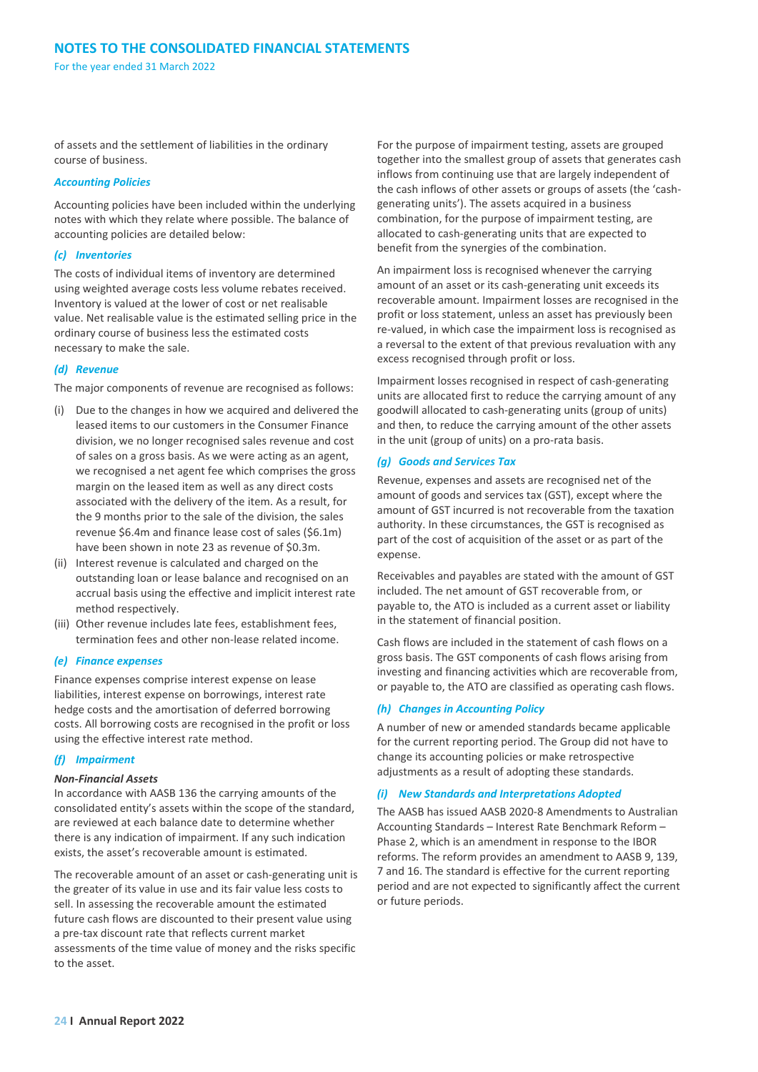of assets and the settlement of liabilities in the ordinary course of business.

### *Accounting Policies*

Accounting policies have been included within the underlying notes with which they relate where possible. The balance of accounting policies are detailed below:

### *(c) Inventories*

The costs of individual items of inventory are determined using weighted average costs less volume rebates received. Inventory is valued at the lower of cost or net realisable value. Net realisable value is the estimated selling price in the ordinary course of business less the estimated costs necessary to make the sale.

### *(d) Revenue*

The major components of revenue are recognised as follows:

(i) Due to the changes in how we acquired and delivered the leased items to our customers in the Consumer Finance division, we no longer recognised sales revenue and cost of sales on a gross basis. As we were acting as an agent, we recognised a net agent fee which comprises the gross margin on the leased item as well as any direct costs associated with the delivery of the item. As a result, for the 9 months prior to the sale of the division, the sales revenue $6.4m and finance lease cost of sales ($6.1m) have been shown in note 23 as revenue of $0.3m.

(ii) Interest revenue is calculated and charged on the outstanding loan or lease balance and recognised on an accrual basis using the effective and implicit interest rate method respectively.

(iii) Other revenue includes late fees, establishment fees, termination fees and other non-lease related income.

### *(e) Finance expenses*

Finance expenses comprise interest expense on lease liabilities, interest expense on borrowings, interest rate hedge costs and the amortisation of deferred borrowing costs. All borrowing costs are recognised in the profit or loss using the effective interest rate method.

### *(f) Impairment*

***Non-Financial Assets***

In accordance with AASB 136 the carrying amounts of the consolidated entity's assets within the scope of the standard, are reviewed at each balance date to determine whether there is any indication of impairment. If any such indication exists, the asset's recoverable amount is estimated.

The recoverable amount of an asset or cash-generating unit is the greater of its value in use and its fair value less costs to sell. In assessing the recoverable amount the estimated future cash flows are discounted to their present value using a pre-tax discount rate that reflects current market assessments of the time value of money and the risks specific to the asset.

For the purpose of impairment testing, assets are grouped together into the smallest group of assets that generates cash inflows from continuing use that are largely independent of the cash inflows of other assets or groups of assets (the 'cash-generating units'). The assets acquired in a business combination, for the purpose of impairment testing, are allocated to cash-generating units that are expected to benefit from the synergies of the combination.

An impairment loss is recognised whenever the carrying amount of an asset or its cash-generating unit exceeds its recoverable amount. Impairment losses are recognised in the profit or loss statement, unless an asset has previously been re-valued, in which case the impairment loss is recognised as a reversal to the extent of that previous revaluation with any excess recognised through profit or loss.

Impairment losses recognised in respect of cash-generating units are allocated first to reduce the carrying amount of any goodwill allocated to cash-generating units (group of units) and then, to reduce the carrying amount of the other assets in the unit (group of units) on a pro-rata basis.

### *(g) Goods and Services Tax*

Revenue, expenses and assets are recognised net of the amount of goods and services tax (GST), except where the amount of GST incurred is not recoverable from the taxation authority. In these circumstances, the GST is recognised as part of the cost of acquisition of the asset or as part of the expense.

Receivables and payables are stated with the amount of GST included. The net amount of GST recoverable from, or payable to, the ATO is included as a current asset or liability in the statement of financial position.

Cash flows are included in the statement of cash flows on a gross basis. The GST components of cash flows arising from investing and financing activities which are recoverable from, or payable to, the ATO are classified as operating cash flows.

### *(h) Changes in Accounting Policy*

A number of new or amended standards became applicable for the current reporting period. The Group did not have to change its accounting policies or make retrospective adjustments as a result of adopting these standards.

### *(i) New Standards and Interpretations Adopted*

The AASB has issued AASB 2020-8 Amendments to Australian Accounting Standards – Interest Rate Benchmark Reform – Phase 2, which is an amendment in response to the IBOR reforms. The reform provides an amendment to AASB 9, 139, 7 and 16. The standard is effective for the current reporting period and are not expected to significantly affect the current or future periods.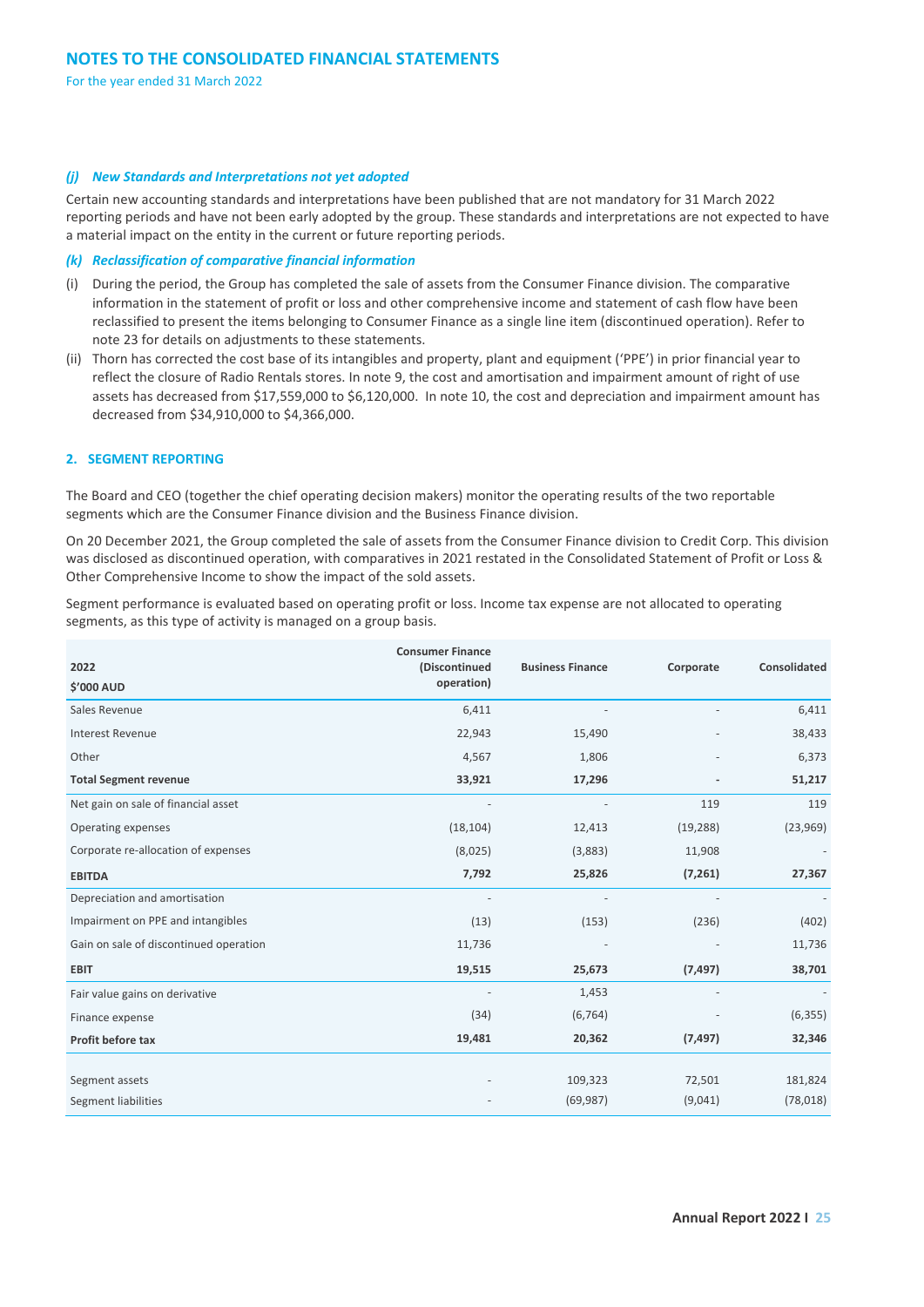### *(j) New Standards and Interpretations not yet adopted*

Certain new accounting standards and interpretations have been published that are not mandatory for 31 March 2022 reporting periods and have not been early adopted by the group. These standards and interpretations are not expected to have a material impact on the entity in the current or future reporting periods.

### *(k) Reclassification of comparative financial information*

(i) During the period, the Group has completed the sale of assets from the Consumer Finance division. The comparative information in the statement of profit or loss and other comprehensive income and statement of cash flow have been reclassified to present the items belonging to Consumer Finance as a single line item (discontinued operation). Refer to note 23 for details on adjustments to these statements.

(ii) Thorn has corrected the cost base of its intangibles and property, plant and equipment ('PPE') in prior financial year to reflect the closure of Radio Rentals stores. In note 9, the cost and amortisation and impairment amount of right of use assets has decreased from $17,559,000 to $6,120,000. In note 10, the cost and depreciation and impairment amount has decreased from $34,910,000 to $4,366,000.

## 2. SEGMENT REPORTING

The Board and CEO (together the chief operating decision makers) monitor the operating results of the two reportable segments which are the Consumer Finance division and the Business Finance division.

On 20 December 2021, the Group completed the sale of assets from the Consumer Finance division to Credit Corp. This division was disclosed as discontinued operation, with comparatives in 2021 restated in the Consolidated Statement of Profit or Loss & Other Comprehensive Income to show the impact of the sold assets.

Segment performance is evaluated based on operating profit or loss. Income tax expense are not allocated to operating segments, as this type of activity is managed on a group basis.

| 2022<br>$'000 AUD | Consumer Finance (Discontinued operation) | Business Finance | Corporate | Consolidated |
|---|---|---|---|---|
| Sales Revenue | 6,411 | - | - | 6,411 |
| Interest Revenue | 22,943 | 15,490 | - | 38,433 |
| Other | 4,567 | 1,806 | - | 6,373 |
| **Total Segment revenue** | **33,921** | **17,296** | **-** | **51,217** |
| Net gain on sale of financial asset | - | - | 119 | 119 |
| Operating expenses | (18,104) | 12,413 | (19,288) | (23,969) |
| Corporate re-allocation of expenses | (8,025) | (3,883) | 11,908 | - |
| **EBITDA** | **7,792** | **25,826** | **(7,261)** | **27,367** |
| Depreciation and amortisation | - | - | - | - |
| Impairment on PPE and intangibles | (13) | (153) | (236) | (402) |
| Gain on sale of discontinued operation | 11,736 | - | - | 11,736 |
| **EBIT** | **19,515** | **25,673** | **(7,497)** | **38,701** |
| Fair value gains on derivative | - | 1,453 | - | - |
| Finance expense | (34) | (6,764) | - | (6,355) |
| **Profit before tax** | **19,481** | **20,362** | **(7,497)** | **32,346** |
| | | | | |
| Segment assets | - | 109,323 | 72,501 | 181,824 |
| Segment liabilities | - | (69,987) | (9,041) | (78,018) |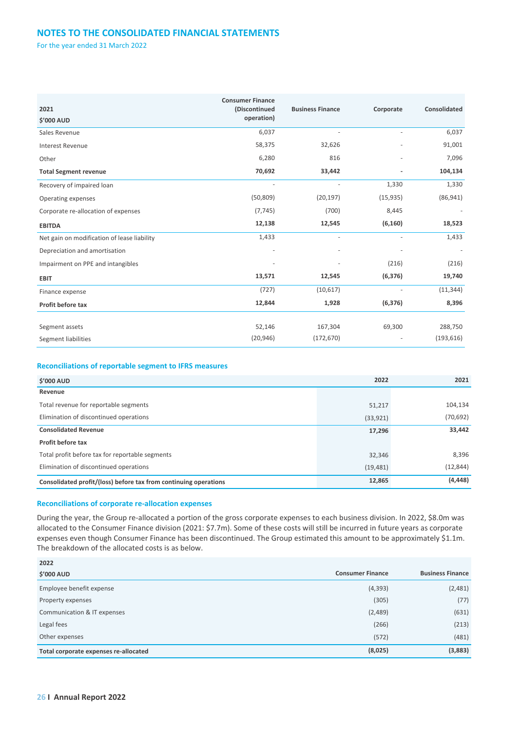# NOTES TO THE CONSOLIDATED FINANCIAL STATEMENTS

For the year ended 31 March 2022

| 2021<br>$'000 AUD | Consumer Finance (Discontinued operation) | Business Finance | Corporate | Consolidated |
|---|---|---|---|---|
| Sales Revenue | 6,037 | - | - | 6,037 |
| Interest Revenue | 58,375 | 32,626 | - | 91,001 |
| Other | 6,280 | 816 | - | 7,096 |
| **Total Segment revenue** | **70,692** | **33,442** | **-** | **104,134** |
| Recovery of impaired loan | - | - | 1,330 | 1,330 |
| Operating expenses | (50,809) | (20,197) | (15,935) | (86,941) |
| Corporate re-allocation of expenses | (7,745) | (700) | 8,445 | - |
| **EBITDA** | **12,138** | **12,545** | **(6,160)** | **18,523** |
| Net gain on modification of lease liability | 1,433 | - | - | 1,433 |
| Depreciation and amortisation | - | - | - | - |
| Impairment on PPE and intangibles | - | - | (216) | (216) |
| **EBIT** | **13,571** | **12,545** | **(6,376)** | **19,740** |
| Finance expense | (727) | (10,617) | - | (11,344) |
| **Profit before tax** | **12,844** | **1,928** | **(6,376)** | **8,396** |
| Segment assets | 52,146 | 167,304 | 69,300 | 288,750 |
| Segment liabilities | (20,946) | (172,670) | - | (193,616) |

### Reconciliations of reportable segment to IFRS measures

| $'000 AUD | 2022 | 2021 |
|---|---|---|
| **Revenue** | | |
| Total revenue for reportable segments | 51,217 | 104,134 |
| Elimination of discontinued operations | (33,921) | (70,692) |
| **Consolidated Revenue** | **17,296** | **33,442** |
| **Profit before tax** | | |
| Total profit before tax for reportable segments | 32,346 | 8,396 |
| Elimination of discontinued operations | (19,481) | (12,844) |
| **Consolidated profit/(loss) before tax from continuing operations** | **12,865** | **(4,448)** |

### Reconciliations of corporate re-allocation expenses

During the year, the Group re-allocated a portion of the gross corporate expenses to each business division. In 2022, $8.0m was allocated to the Consumer Finance division (2021: $7.7m). Some of these costs will still be incurred in future years as corporate expenses even though Consumer Finance has been discontinued. The Group estimated this amount to be approximately $1.1m. The breakdown of the allocated costs is as below.

| 2022<br>$'000 AUD | Consumer Finance | Business Finance |
|---|---|---|
| Employee benefit expense | (4,393) | (2,481) |
| Property expenses | (305) | (77) |
| Communication & IT expenses | (2,489) | (631) |
| Legal fees | (266) | (213) |
| Other expenses | (572) | (481) |
| **Total corporate expenses re-allocated** | **(8,025)** | **(3,883)** |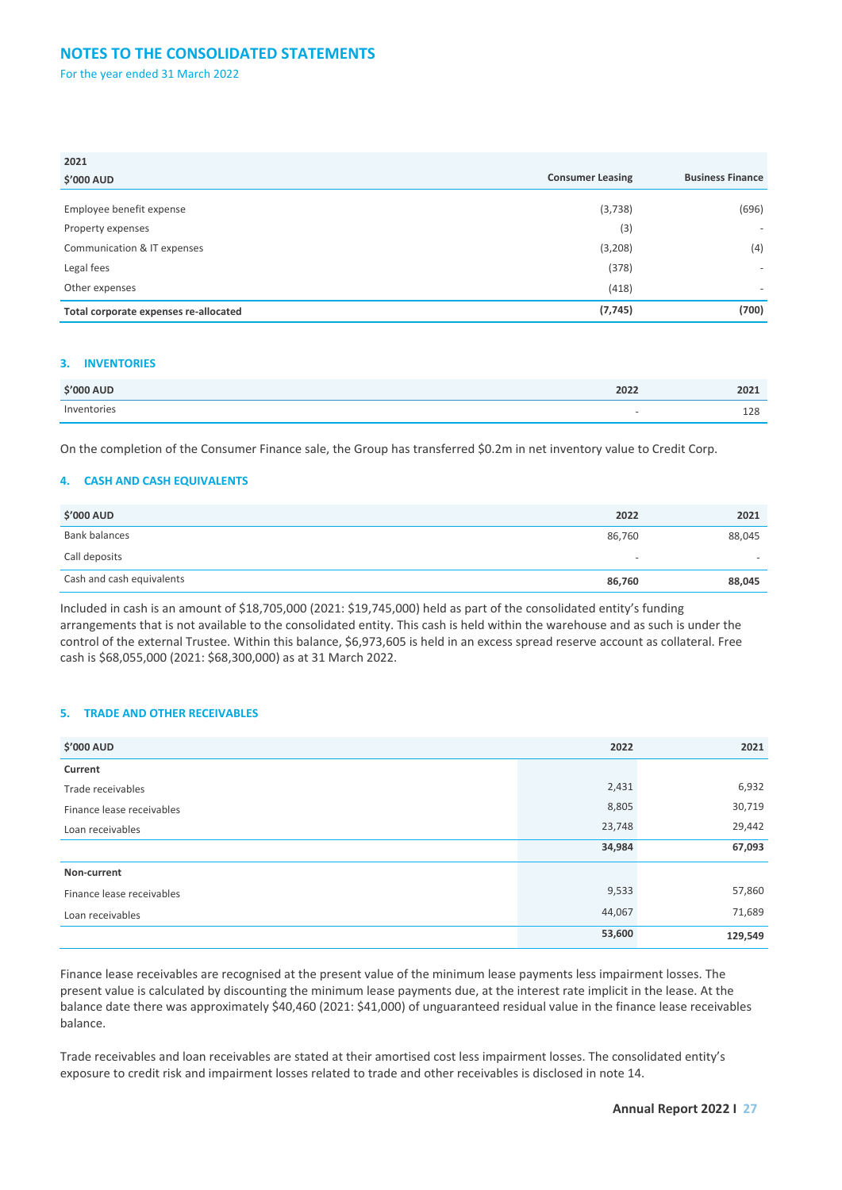# NOTES TO THE CONSOLIDATED STATEMENTS

For the year ended 31 March 2022

| 2021<br>$'000 AUD | Consumer Leasing | Business Finance |
|---|---|---|
| Employee benefit expense | (3,738) | (696) |
| Property expenses | (3) | - |
| Communication & IT expenses | (3,208) | (4) |
| Legal fees | (378) | - |
| Other expenses | (418) | - |
| **Total corporate expenses re-allocated** | **(7,745)** | **(700)** |

### 3. INVENTORIES

| $'000 AUD | 2022 | 2021 |
|---|---|---|
| Inventories | - | 128 |

On the completion of the Consumer Finance sale, the Group has transferred $0.2m in net inventory value to Credit Corp.

### 4. CASH AND CASH EQUIVALENTS

| $'000 AUD | 2022 | 2021 |
|---|---|---|
| Bank balances | 86,760 | 88,045 |
| Call deposits | - | - |
| Cash and cash equivalents | **86,760** | **88,045** |

Included in cash is an amount of $18,705,000 (2021: $19,745,000) held as part of the consolidated entity's funding arrangements that is not available to the consolidated entity. This cash is held within the warehouse and as such is under the control of the external Trustee. Within this balance, $6,973,605 is held in an excess spread reserve account as collateral. Free cash is $68,055,000 (2021: $68,300,000) as at 31 March 2022.

### 5. TRADE AND OTHER RECEIVABLES

| $'000 AUD | 2022 | 2021 |
|---|---|---|
| **Current** | | |
| Trade receivables | 2,431 | 6,932 |
| Finance lease receivables | 8,805 | 30,719 |
| Loan receivables | 23,748 | 29,442 |
| | **34,984** | **67,093** |
| **Non-current** | | |
| Finance lease receivables | 9,533 | 57,860 |
| Loan receivables | 44,067 | 71,689 |
| | **53,600** | **129,549** |

Finance lease receivables are recognised at the present value of the minimum lease payments less impairment losses. The present value is calculated by discounting the minimum lease payments due, at the interest rate implicit in the lease. At the balance date there was approximately $40,460 (2021: $41,000) of unguaranteed residual value in the finance lease receivables balance.

Trade receivables and loan receivables are stated at their amortised cost less impairment losses. The consolidated entity's exposure to credit risk and impairment losses related to trade and other receivables is disclosed in note 14.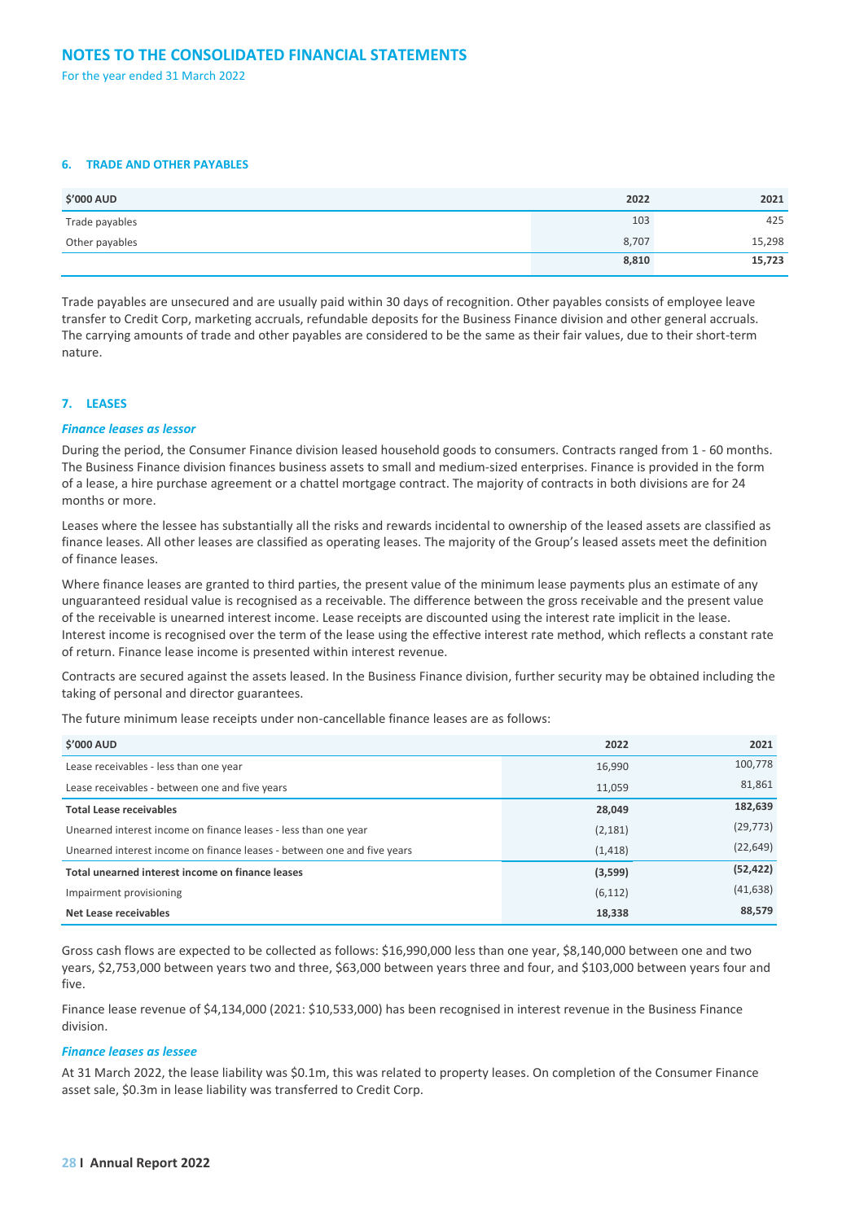# NOTES TO THE CONSOLIDATED FINANCIAL STATEMENTS

For the year ended 31 March 2022

### 6. TRADE AND OTHER PAYABLES

| $'000 AUD | 2022 | 2021 |
|---|---|---|
| Trade payables | 103 | 425 |
| Other payables | 8,707 | 15,298 |
| | **8,810** | **15,723** |

Trade payables are unsecured and are usually paid within 30 days of recognition. Other payables consists of employee leave transfer to Credit Corp, marketing accruals, refundable deposits for the Business Finance division and other general accruals. The carrying amounts of trade and other payables are considered to be the same as their fair values, due to their short-term nature.

### 7. LEASES

***Finance leases as lessor***

During the period, the Consumer Finance division leased household goods to consumers. Contracts ranged from 1 - 60 months. The Business Finance division finances business assets to small and medium-sized enterprises. Finance is provided in the form of a lease, a hire purchase agreement or a chattel mortgage contract. The majority of contracts in both divisions are for 24 months or more.

Leases where the lessee has substantially all the risks and rewards incidental to ownership of the leased assets are classified as finance leases. All other leases are classified as operating leases. The majority of the Group's leased assets meet the definition of finance leases.

Where finance leases are granted to third parties, the present value of the minimum lease payments plus an estimate of any unguaranteed residual value is recognised as a receivable. The difference between the gross receivable and the present value of the receivable is unearned interest income. Lease receipts are discounted using the interest rate implicit in the lease. Interest income is recognised over the term of the lease using the effective interest rate method, which reflects a constant rate of return. Finance lease income is presented within interest revenue.

Contracts are secured against the assets leased. In the Business Finance division, further security may be obtained including the taking of personal and director guarantees.

The future minimum lease receipts under non-cancellable finance leases are as follows:

| $'000 AUD | 2022 | 2021 |
|---|---|---|
| Lease receivables - less than one year | 16,990 | 100,778 |
| Lease receivables - between one and five years | 11,059 | 81,861 |
| **Total Lease receivables** | **28,049** | **182,639** |
| Unearned interest income on finance leases - less than one year | (2,181) | (29,773) |
| Unearned interest income on finance leases - between one and five years | (1,418) | (22,649) |
| **Total unearned interest income on finance leases** | **(3,599)** | **(52,422)** |
| Impairment provisioning | (6,112) | (41,638) |
| **Net Lease receivables** | **18,338** | **88,579** |

Gross cash flows are expected to be collected as follows: $16,990,000 less than one year, $8,140,000 between one and two years, $2,753,000 between years two and three, $63,000 between years three and four, and $103,000 between years four and five.

Finance lease revenue of $4,134,000 (2021: $10,533,000) has been recognised in interest revenue in the Business Finance division.

***Finance leases as lessee***

At 31 March 2022, the lease liability was $0.1m, this was related to property leases. On completion of the Consumer Finance asset sale, $0.3m in lease liability was transferred to Credit Corp.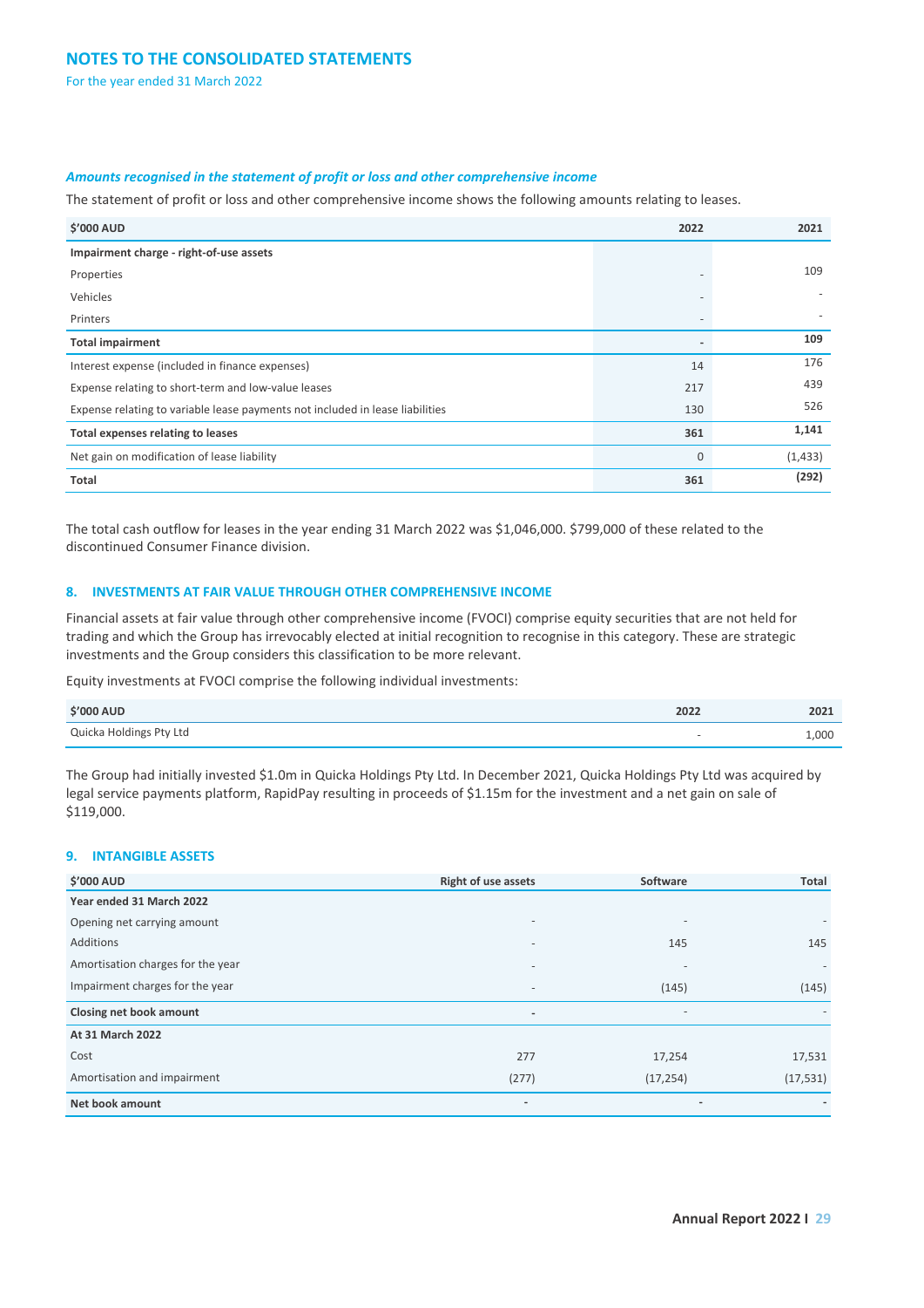***Amounts recognised in the statement of profit or loss and other comprehensive income***

The statement of profit or loss and other comprehensive income shows the following amounts relating to leases.

| $'000 AUD | 2022 | 2021 |
|---|---|---|
| **Impairment charge - right-of-use assets** | | |
| Properties | - | 109 |
| Vehicles | - | - |
| Printers | - | - |
| **Total impairment** | **-** | **109** |
| Interest expense (included in finance expenses) | 14 | 176 |
| Expense relating to short-term and low-value leases | 217 | 439 |
| Expense relating to variable lease payments not included in lease liabilities | 130 | 526 |
| **Total expenses relating to leases** | **361** | **1,141** |
| Net gain on modification of lease liability | 0 | (1,433) |
| **Total** | **361** | **(292)** |

The total cash outflow for leases in the year ending 31 March 2022 was $1,046,000. $799,000 of these related to the discontinued Consumer Finance division.

## 8. INVESTMENTS AT FAIR VALUE THROUGH OTHER COMPREHENSIVE INCOME

Financial assets at fair value through other comprehensive income (FVOCI) comprise equity securities that are not held for trading and which the Group has irrevocably elected at initial recognition to recognise in this category. These are strategic investments and the Group considers this classification to be more relevant.

Equity investments at FVOCI comprise the following individual investments:

| $'000 AUD | 2022 | 2021 |
|---|---|---|
| Quicka Holdings Pty Ltd | - | 1,000 |

The Group had initially invested $1.0m in Quicka Holdings Pty Ltd. In December 2021, Quicka Holdings Pty Ltd was acquired by legal service payments platform, RapidPay resulting in proceeds of $1.15m for the investment and a net gain on sale of $119,000.

## 9. INTANGIBLE ASSETS

| $'000 AUD | Right of use assets | Software | Total |
|---|---|---|---|
| **Year ended 31 March 2022** | | | |
| Opening net carrying amount | - | - | - |
| Additions | - | 145 | 145 |
| Amortisation charges for the year | - | - | - |
| Impairment charges for the year | - | (145) | (145) |
| **Closing net book amount** | **-** | - | - |
| **At 31 March 2022** | | | |
| Cost | 277 | 17,254 | 17,531 |
| Amortisation and impairment | (277) | (17,254) | (17,531) |
| **Net book amount** | **-** | **-** | **-** |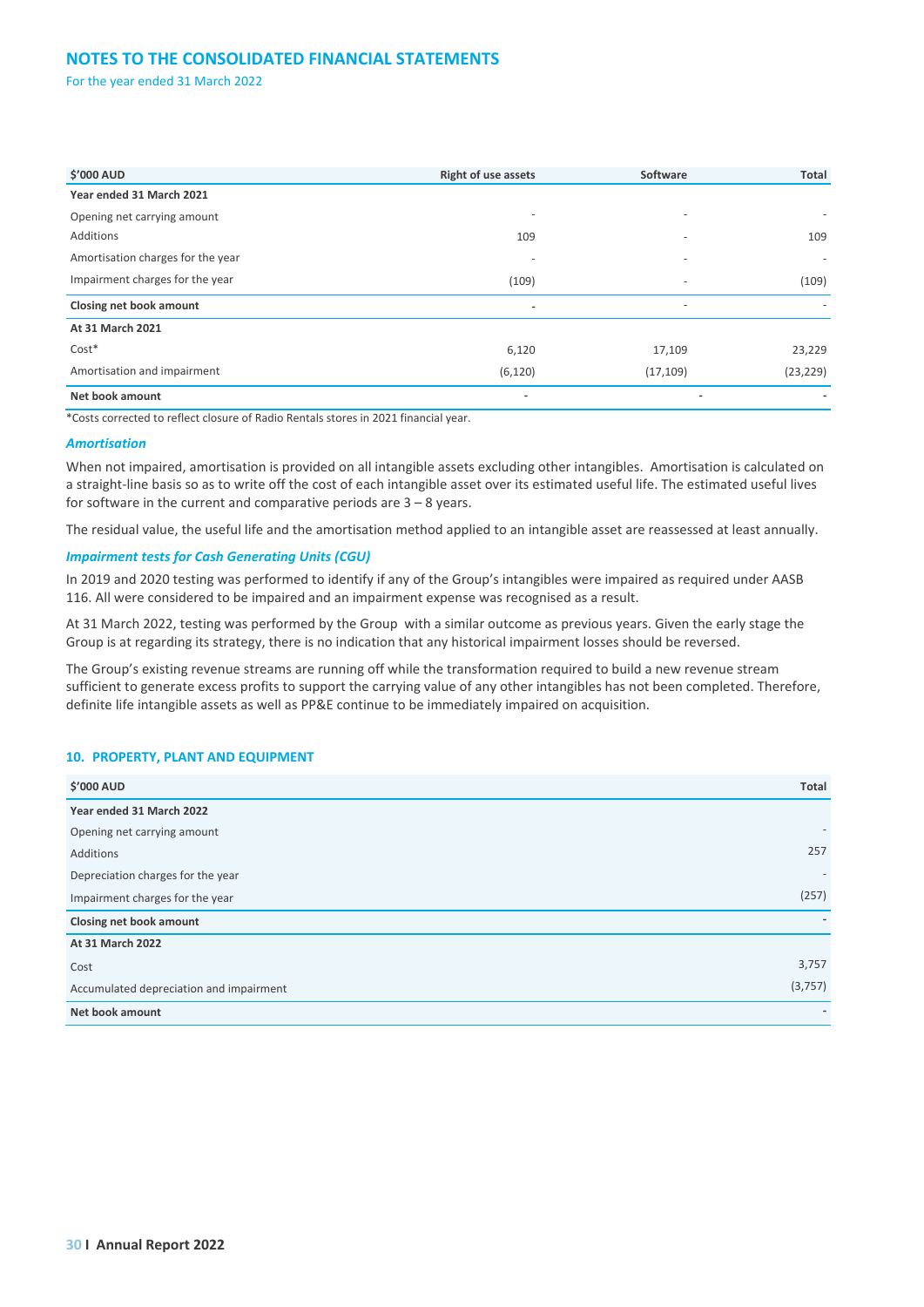| $'000 AUD | Right of use assets | Software | Total |
|---|---|---|---|
| **Year ended 31 March 2021** | | | |
| Opening net carrying amount | - | - | - |
| Additions | 109 | - | 109 |
| Amortisation charges for the year | - | - | - |
| Impairment charges for the year | (109) | - | (109) |
| **Closing net book amount** | **-** | - | - |
| **At 31 March 2021** | | | |
| Cost* | 6,120 | 17,109 | 23,229 |
| Amortisation and impairment | (6,120) | (17,109) | (23,229) |
| **Net book amount** | **-** | **-** | **-** |

*Costs corrected to reflect closure of Radio Rentals stores in 2021 financial year.

### *Amortisation*

When not impaired, amortisation is provided on all intangible assets excluding other intangibles. Amortisation is calculated on a straight-line basis so as to write off the cost of each intangible asset over its estimated useful life. The estimated useful lives for software in the current and comparative periods are 3 – 8 years.

The residual value, the useful life and the amortisation method applied to an intangible asset are reassessed at least annually.

### *Impairment tests for Cash Generating Units (CGU)*

In 2019 and 2020 testing was performed to identify if any of the Group's intangibles were impaired as required under AASB 116. All were considered to be impaired and an impairment expense was recognised as a result.

At 31 March 2022, testing was performed by the Group with a similar outcome as previous years. Given the early stage the Group is at regarding its strategy, there is no indication that any historical impairment losses should be reversed.

The Group's existing revenue streams are running off while the transformation required to build a new revenue stream sufficient to generate excess profits to support the carrying value of any other intangibles has not been completed. Therefore, definite life intangible assets as well as PP&E continue to be immediately impaired on acquisition.

## 10. PROPERTY, PLANT AND EQUIPMENT

| $'000 AUD | Total |
|---|---|
| **Year ended 31 March 2022** | |
| Opening net carrying amount | - |
| Additions | 257 |
| Depreciation charges for the year | - |
| Impairment charges for the year | (257) |
| **Closing net book amount** | - |
| **At 31 March 2022** | |
| Cost | 3,757 |
| Accumulated depreciation and impairment | (3,757) |
| **Net book amount** | - |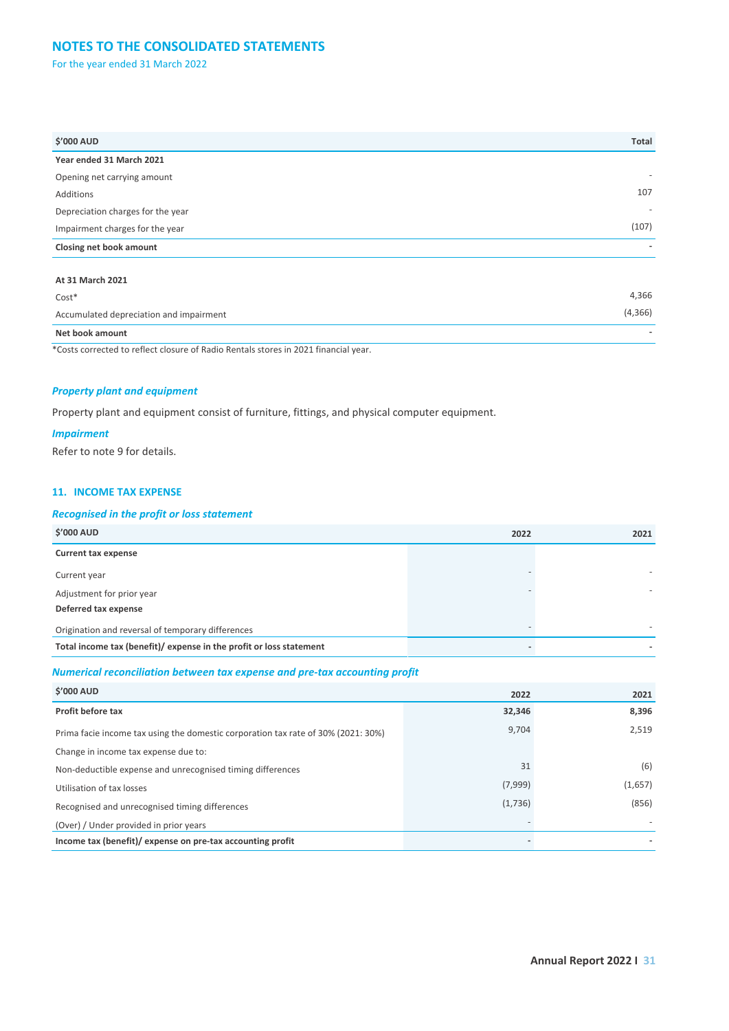# NOTES TO THE CONSOLIDATED STATEMENTS

For the year ended 31 March 2022

| $'000 AUD | Total |
|---|---|
| **Year ended 31 March 2021** | |
| Opening net carrying amount | - |
| Additions | 107 |
| Depreciation charges for the year | - |
| Impairment charges for the year | (107) |
| **Closing net book amount** | - |
| | |
| **At 31 March 2021** | |
| Cost* | 4,366 |
| Accumulated depreciation and impairment | (4,366) |
| **Net book amount** | - |

*Costs corrected to reflect closure of Radio Rentals stores in 2021 financial year.

### *Property plant and equipment*

Property plant and equipment consist of furniture, fittings, and physical computer equipment.

### *Impairment*

Refer to note 9 for details.

## 11. INCOME TAX EXPENSE

### *Recognised in the profit or loss statement*

| $'000 AUD | 2022 | 2021 |
|---|---|---|
| **Current tax expense** | | |
| Current year | - | - |
| Adjustment for prior year | - | - |
| **Deferred tax expense** | | |
| Origination and reversal of temporary differences | - | - |
| **Total income tax (benefit)/ expense in the profit or loss statement** | - | - |

### *Numerical reconciliation between tax expense and pre-tax accounting profit*

| $'000 AUD | 2022 | 2021 |
|---|---|---|
| **Profit before tax** | **32,346** | **8,396** |
| Prima facie income tax using the domestic corporation tax rate of 30% (2021: 30%) | 9,704 | 2,519 |
| Change in income tax expense due to: | | |
| Non-deductible expense and unrecognised timing differences | 31 | (6) |
| Utilisation of tax losses | (7,999) | (1,657) |
| Recognised and unrecognised timing differences | (1,736) | (856) |
| (Over) / Under provided in prior years | - | - |
| **Income tax (benefit)/ expense on pre-tax accounting profit** | - | - |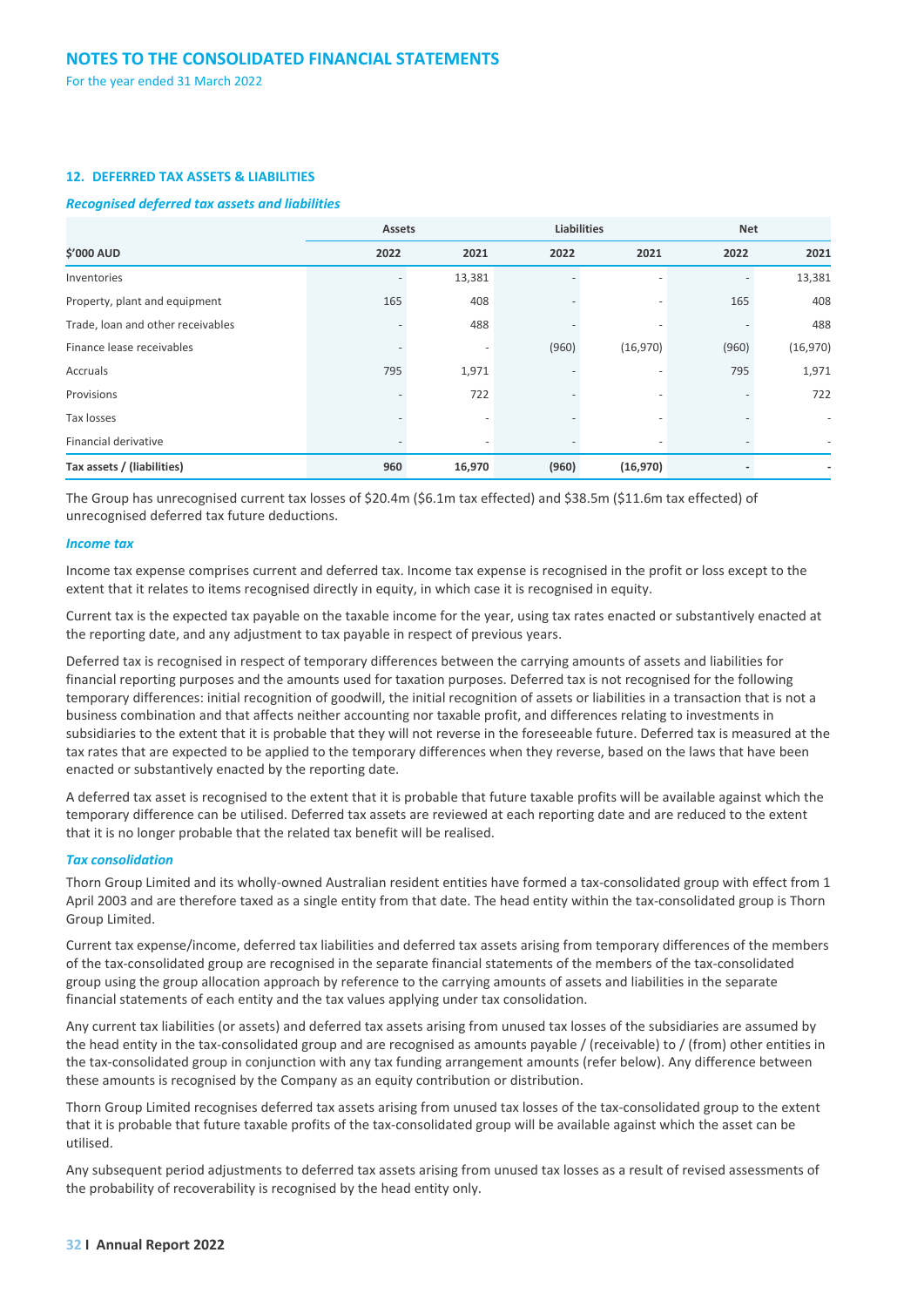## 12. DEFERRED TAX ASSETS & LIABILITIES

### *Recognised deferred tax assets and liabilities*

| | Assets | | Liabilities | | Net | |
|---|---|---|---|---|---|---|
| **$'000 AUD** | **2022** | **2021** | **2022** | **2021** | **2022** | **2021** |
| Inventories | - | 13,381 | - | - | - | 13,381 |
| Property, plant and equipment | 165 | 408 | - | - | 165 | 408 |
| Trade, loan and other receivables | - | 488 | - | - | - | 488 |
| Finance lease receivables | - | - | (960) | (16,970) | (960) | (16,970) |
| Accruals | 795 | 1,971 | - | - | 795 | 1,971 |
| Provisions | - | 722 | - | - | - | 722 |
| Tax losses | - | - | - | - | - | - |
| Financial derivative | - | - | - | - | - | - |
| **Tax assets / (liabilities)** | **960** | **16,970** | **(960)** | **(16,970)** | **-** | **-** |

The Group has unrecognised current tax losses of $20.4m ($6.1m tax effected) and $38.5m ($11.6m tax effected) of unrecognised deferred tax future deductions.

### *Income tax*

Income tax expense comprises current and deferred tax. Income tax expense is recognised in the profit or loss except to the extent that it relates to items recognised directly in equity, in which case it is recognised in equity.

Current tax is the expected tax payable on the taxable income for the year, using tax rates enacted or substantively enacted at the reporting date, and any adjustment to tax payable in respect of previous years.

Deferred tax is recognised in respect of temporary differences between the carrying amounts of assets and liabilities for financial reporting purposes and the amounts used for taxation purposes. Deferred tax is not recognised for the following temporary differences: initial recognition of goodwill, the initial recognition of assets or liabilities in a transaction that is not a business combination and that affects neither accounting nor taxable profit, and differences relating to investments in subsidiaries to the extent that it is probable that they will not reverse in the foreseeable future. Deferred tax is measured at the tax rates that are expected to be applied to the temporary differences when they reverse, based on the laws that have been enacted or substantively enacted by the reporting date.

A deferred tax asset is recognised to the extent that it is probable that future taxable profits will be available against which the temporary difference can be utilised. Deferred tax assets are reviewed at each reporting date and are reduced to the extent that it is no longer probable that the related tax benefit will be realised.

### *Tax consolidation*

Thorn Group Limited and its wholly-owned Australian resident entities have formed a tax-consolidated group with effect from 1 April 2003 and are therefore taxed as a single entity from that date. The head entity within the tax-consolidated group is Thorn Group Limited.

Current tax expense/income, deferred tax liabilities and deferred tax assets arising from temporary differences of the members of the tax-consolidated group are recognised in the separate financial statements of the members of the tax-consolidated group using the group allocation approach by reference to the carrying amounts of assets and liabilities in the separate financial statements of each entity and the tax values applying under tax consolidation.

Any current tax liabilities (or assets) and deferred tax assets arising from unused tax losses of the subsidiaries are assumed by the head entity in the tax-consolidated group and are recognised as amounts payable / (receivable) to / (from) other entities in the tax-consolidated group in conjunction with any tax funding arrangement amounts (refer below). Any difference between these amounts is recognised by the Company as an equity contribution or distribution.

Thorn Group Limited recognises deferred tax assets arising from unused tax losses of the tax-consolidated group to the extent that it is probable that future taxable profits of the tax-consolidated group will be available against which the asset can be utilised.

Any subsequent period adjustments to deferred tax assets arising from unused tax losses as a result of revised assessments of the probability of recoverability is recognised by the head entity only.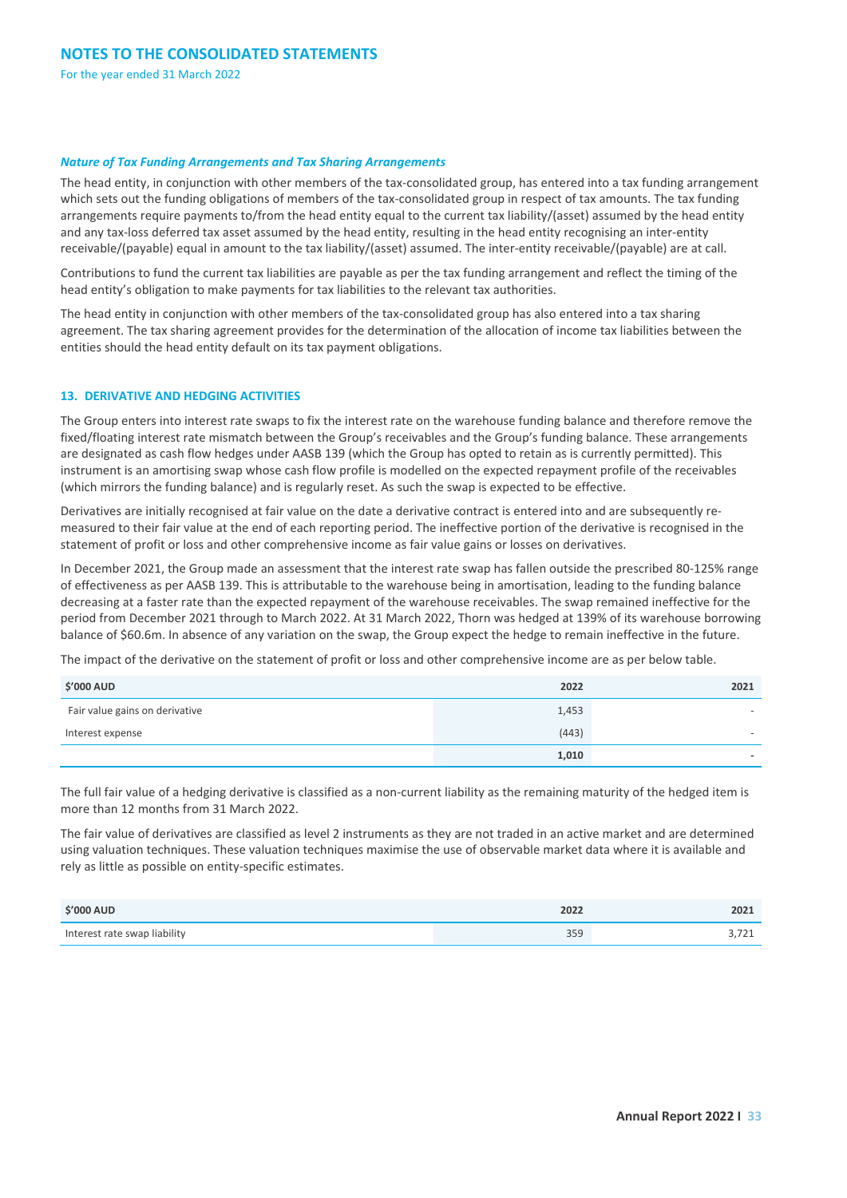### *Nature of Tax Funding Arrangements and Tax Sharing Arrangements*

The head entity, in conjunction with other members of the tax-consolidated group, has entered into a tax funding arrangement which sets out the funding obligations of members of the tax-consolidated group in respect of tax amounts. The tax funding arrangements require payments to/from the head entity equal to the current tax liability/(asset) assumed by the head entity and any tax-loss deferred tax asset assumed by the head entity, resulting in the head entity recognising an inter-entity receivable/(payable) equal in amount to the tax liability/(asset) assumed. The inter-entity receivable/(payable) are at call.

Contributions to fund the current tax liabilities are payable as per the tax funding arrangement and reflect the timing of the head entity's obligation to make payments for tax liabilities to the relevant tax authorities.

The head entity in conjunction with other members of the tax-consolidated group has also entered into a tax sharing agreement. The tax sharing agreement provides for the determination of the allocation of income tax liabilities between the entities should the head entity default on its tax payment obligations.

## 13. DERIVATIVE AND HEDGING ACTIVITIES

The Group enters into interest rate swaps to fix the interest rate on the warehouse funding balance and therefore remove the fixed/floating interest rate mismatch between the Group's receivables and the Group's funding balance. These arrangements are designated as cash flow hedges under AASB 139 (which the Group has opted to retain as is currently permitted). This instrument is an amortising swap whose cash flow profile is modelled on the expected repayment profile of the receivables (which mirrors the funding balance) and is regularly reset. As such the swap is expected to be effective.

Derivatives are initially recognised at fair value on the date a derivative contract is entered into and are subsequently re-measured to their fair value at the end of each reporting period. The ineffective portion of the derivative is recognised in the statement of profit or loss and other comprehensive income as fair value gains or losses on derivatives.

In December 2021, the Group made an assessment that the interest rate swap has fallen outside the prescribed 80-125% range of effectiveness as per AASB 139. This is attributable to the warehouse being in amortisation, leading to the funding balance decreasing at a faster rate than the expected repayment of the warehouse receivables. The swap remained ineffective for the period from December 2021 through to March 2022. At 31 March 2022, Thorn was hedged at 139% of its warehouse borrowing balance of $60.6m. In absence of any variation on the swap, the Group expect the hedge to remain ineffective in the future.

The impact of the derivative on the statement of profit or loss and other comprehensive income are as per below table.

| $'000 AUD | 2022 | 2021 |
|---|---|---|
| Fair value gains on derivative | 1,453 | - |
| Interest expense | (443) | - |
| | **1,010** | **-** |

The full fair value of a hedging derivative is classified as a non-current liability as the remaining maturity of the hedged item is more than 12 months from 31 March 2022.

The fair value of derivatives are classified as level 2 instruments as they are not traded in an active market and are determined using valuation techniques. These valuation techniques maximise the use of observable market data where it is available and rely as little as possible on entity-specific estimates.

| $'000 AUD | 2022 | 2021 |
|---|---|---|
| Interest rate swap liability | 359 | 3,721 |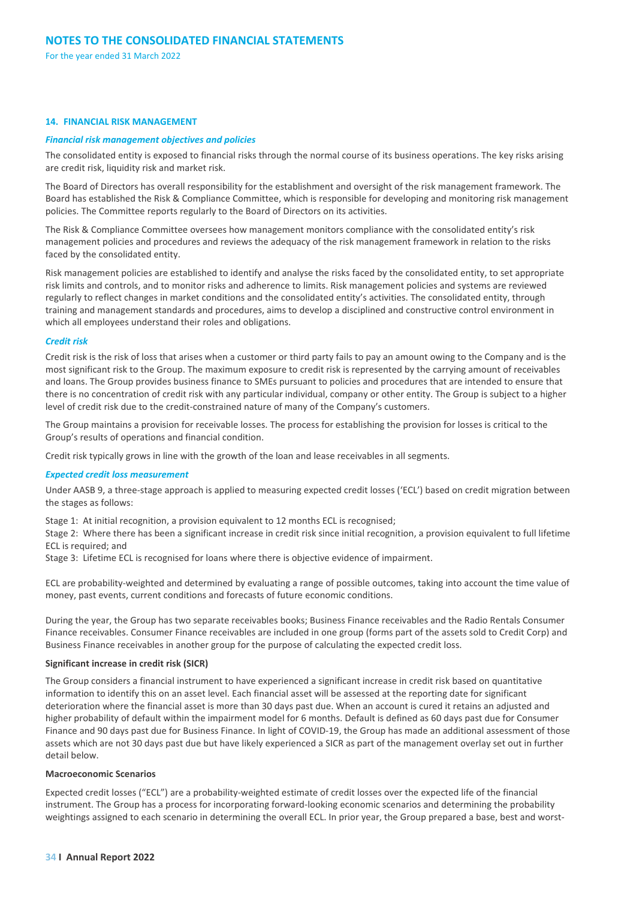## 14. FINANCIAL RISK MANAGEMENT

### *Financial risk management objectives and policies*

The consolidated entity is exposed to financial risks through the normal course of its business operations. The key risks arising are credit risk, liquidity risk and market risk.

The Board of Directors has overall responsibility for the establishment and oversight of the risk management framework. The Board has established the Risk & Compliance Committee, which is responsible for developing and monitoring risk management policies. The Committee reports regularly to the Board of Directors on its activities.

The Risk & Compliance Committee oversees how management monitors compliance with the consolidated entity's risk management policies and procedures and reviews the adequacy of the risk management framework in relation to the risks faced by the consolidated entity.

Risk management policies are established to identify and analyse the risks faced by the consolidated entity, to set appropriate risk limits and controls, and to monitor risks and adherence to limits. Risk management policies and systems are reviewed regularly to reflect changes in market conditions and the consolidated entity's activities. The consolidated entity, through training and management standards and procedures, aims to develop a disciplined and constructive control environment in which all employees understand their roles and obligations.

### *Credit risk*

Credit risk is the risk of loss that arises when a customer or third party fails to pay an amount owing to the Company and is the most significant risk to the Group. The maximum exposure to credit risk is represented by the carrying amount of receivables and loans. The Group provides business finance to SMEs pursuant to policies and procedures that are intended to ensure that there is no concentration of credit risk with any particular individual, company or other entity. The Group is subject to a higher level of credit risk due to the credit-constrained nature of many of the Company's customers.

The Group maintains a provision for receivable losses. The process for establishing the provision for losses is critical to the Group's results of operations and financial condition.

Credit risk typically grows in line with the growth of the loan and lease receivables in all segments.

### *Expected credit loss measurement*

Under AASB 9, a three-stage approach is applied to measuring expected credit losses ('ECL') based on credit migration between the stages as follows:

Stage 1: At initial recognition, a provision equivalent to 12 months ECL is recognised;
Stage 2: Where there has been a significant increase in credit risk since initial recognition, a provision equivalent to full lifetime ECL is required; and
Stage 3: Lifetime ECL is recognised for loans where there is objective evidence of impairment.

ECL are probability-weighted and determined by evaluating a range of possible outcomes, taking into account the time value of money, past events, current conditions and forecasts of future economic conditions.

During the year, the Group has two separate receivables books; Business Finance receivables and the Radio Rentals Consumer Finance receivables. Consumer Finance receivables are included in one group (forms part of the assets sold to Credit Corp) and Business Finance receivables in another group for the purpose of calculating the expected credit loss.

**Significant increase in credit risk (SICR)**

The Group considers a financial instrument to have experienced a significant increase in credit risk based on quantitative information to identify this on an asset level. Each financial asset will be assessed at the reporting date for significant deterioration where the financial asset is more than 30 days past due. When an account is cured it retains an adjusted and higher probability of default within the impairment model for 6 months. Default is defined as 60 days past due for Consumer Finance and 90 days past due for Business Finance. In light of COVID-19, the Group has made an additional assessment of those assets which are not 30 days past due but have likely experienced a SICR as part of the management overlay set out in further detail below.

**Macroeconomic Scenarios**

Expected credit losses ("ECL") are a probability-weighted estimate of credit losses over the expected life of the financial instrument. The Group has a process for incorporating forward-looking economic scenarios and determining the probability weightings assigned to each scenario in determining the overall ECL. In prior year, the Group prepared a base, best and worst-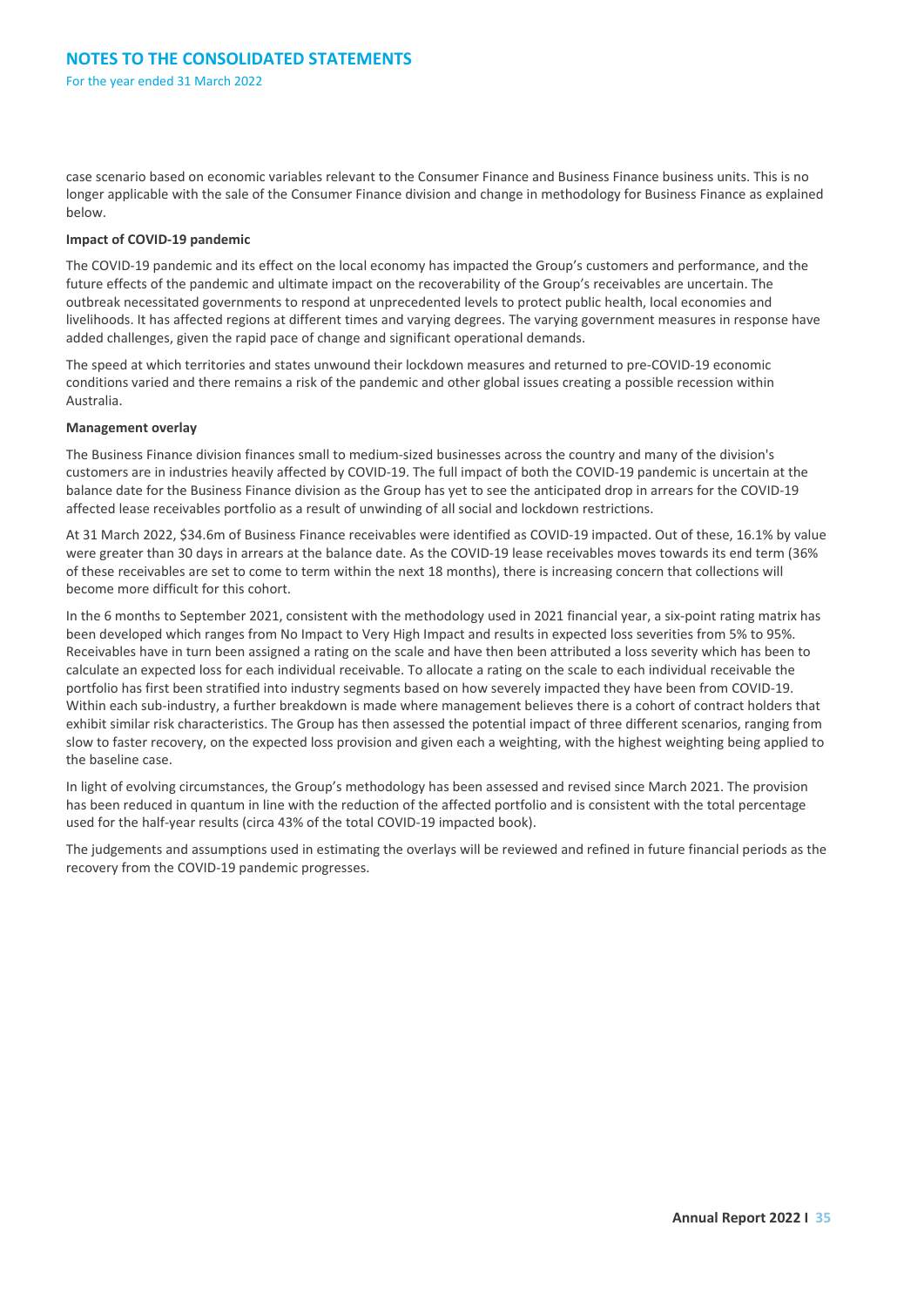case scenario based on economic variables relevant to the Consumer Finance and Business Finance business units. This is no longer applicable with the sale of the Consumer Finance division and change in methodology for Business Finance as explained below.

**Impact of COVID-19 pandemic**

The COVID-19 pandemic and its effect on the local economy has impacted the Group's customers and performance, and the future effects of the pandemic and ultimate impact on the recoverability of the Group's receivables are uncertain. The outbreak necessitated governments to respond at unprecedented levels to protect public health, local economies and livelihoods. It has affected regions at different times and varying degrees. The varying government measures in response have added challenges, given the rapid pace of change and significant operational demands.

The speed at which territories and states unwound their lockdown measures and returned to pre-COVID-19 economic conditions varied and there remains a risk of the pandemic and other global issues creating a possible recession within Australia.

**Management overlay**

The Business Finance division finances small to medium-sized businesses across the country and many of the division's customers are in industries heavily affected by COVID-19. The full impact of both the COVID-19 pandemic is uncertain at the balance date for the Business Finance division as the Group has yet to see the anticipated drop in arrears for the COVID-19 affected lease receivables portfolio as a result of unwinding of all social and lockdown restrictions.

At 31 March 2022, $34.6m of Business Finance receivables were identified as COVID-19 impacted. Out of these, 16.1% by value were greater than 30 days in arrears at the balance date. As the COVID-19 lease receivables moves towards its end term (36% of these receivables are set to come to term within the next 18 months), there is increasing concern that collections will become more difficult for this cohort.

In the 6 months to September 2021, consistent with the methodology used in 2021 financial year, a six-point rating matrix has been developed which ranges from No Impact to Very High Impact and results in expected loss severities from 5% to 95%. Receivables have in turn been assigned a rating on the scale and have then been attributed a loss severity which has been to calculate an expected loss for each individual receivable. To allocate a rating on the scale to each individual receivable the portfolio has first been stratified into industry segments based on how severely impacted they have been from COVID-19. Within each sub-industry, a further breakdown is made where management believes there is a cohort of contract holders that exhibit similar risk characteristics. The Group has then assessed the potential impact of three different scenarios, ranging from slow to faster recovery, on the expected loss provision and given each a weighting, with the highest weighting being applied to the baseline case.

In light of evolving circumstances, the Group's methodology has been assessed and revised since March 2021. The provision has been reduced in quantum in line with the reduction of the affected portfolio and is consistent with the total percentage used for the half-year results (circa 43% of the total COVID-19 impacted book).

The judgements and assumptions used in estimating the overlays will be reviewed and refined in future financial periods as the recovery from the COVID-19 pandemic progresses.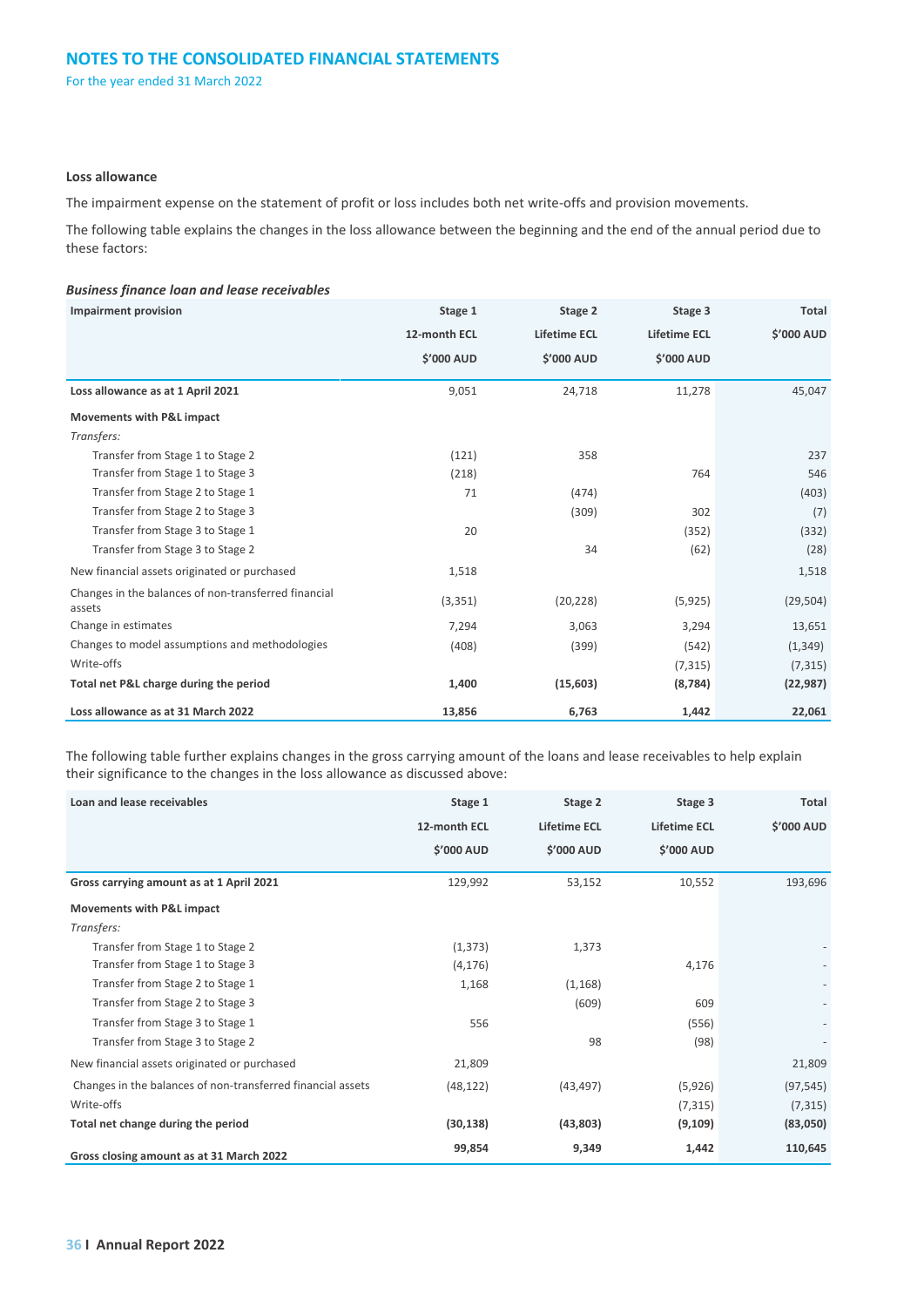## NOTES TO THE CONSOLIDATED FINANCIAL STATEMENTS

For the year ended 31 March 2022

### Loss allowance

The impairment expense on the statement of profit or loss includes both net write-offs and provision movements.

The following table explains the changes in the loss allowance between the beginning and the end of the annual period due to these factors:

***Business finance loan and lease receivables***

| Impairment provision | Stage 1 12-month ECL $'000 AUD | Stage 2 Lifetime ECL $'000 AUD | Stage 3 Lifetime ECL $'000 AUD | Total $'000 AUD |
|---|---|---|---|---|
| **Loss allowance as at 1 April 2021** | 9,051 | 24,718 | 11,278 | 45,047 |
| **Movements with P&L impact** | | | | |
| *Transfers:* | | | | |
| Transfer from Stage 1 to Stage 2 | (121) | 358 | | 237 |
| Transfer from Stage 1 to Stage 3 | (218) | | 764 | 546 |
| Transfer from Stage 2 to Stage 1 | 71 | (474) | | (403) |
| Transfer from Stage 2 to Stage 3 | | (309) | 302 | (7) |
| Transfer from Stage 3 to Stage 1 | 20 | | (352) | (332) |
| Transfer from Stage 3 to Stage 2 | | 34 | (62) | (28) |
| New financial assets originated or purchased | 1,518 | | | 1,518 |
| Changes in the balances of non-transferred financial assets | (3,351) | (20,228) | (5,925) | (29,504) |
| Change in estimates | 7,294 | 3,063 | 3,294 | 13,651 |
| Changes to model assumptions and methodologies | (408) | (399) | (542) | (1,349) |
| Write-offs | | | (7,315) | (7,315) |
| **Total net P&L charge during the period** | **1,400** | **(15,603)** | **(8,784)** | **(22,987)** |
| **Loss allowance as at 31 March 2022** | **13,856** | **6,763** | **1,442** | **22,061** |

The following table further explains changes in the gross carrying amount of the loans and lease receivables to help explain their significance to the changes in the loss allowance as discussed above:

| Loan and lease receivables | Stage 1 12-month ECL $'000 AUD | Stage 2 Lifetime ECL $'000 AUD | Stage 3 Lifetime ECL $'000 AUD | Total $'000 AUD |
|---|---|---|---|---|
| **Gross carrying amount as at 1 April 2021** | 129,992 | 53,152 | 10,552 | 193,696 |
| **Movements with P&L impact** | | | | |
| *Transfers:* | | | | |
| Transfer from Stage 1 to Stage 2 | (1,373) | 1,373 | | - |
| Transfer from Stage 1 to Stage 3 | (4,176) | | 4,176 | - |
| Transfer from Stage 2 to Stage 1 | 1,168 | (1,168) | | - |
| Transfer from Stage 2 to Stage 3 | | (609) | 609 | - |
| Transfer from Stage 3 to Stage 1 | 556 | | (556) | - |
| Transfer from Stage 3 to Stage 2 | | 98 | (98) | - |
| New financial assets originated or purchased | 21,809 | | | 21,809 |
| Changes in the balances of non-transferred financial assets | (48,122) | (43,497) | (5,926) | (97,545) |
| Write-offs | | | (7,315) | (7,315) |
| **Total net change during the period** | **(30,138)** | **(43,803)** | **(9,109)** | **(83,050)** |
| **Gross closing amount as at 31 March 2022** | **99,854** | **9,349** | **1,442** | **110,645** |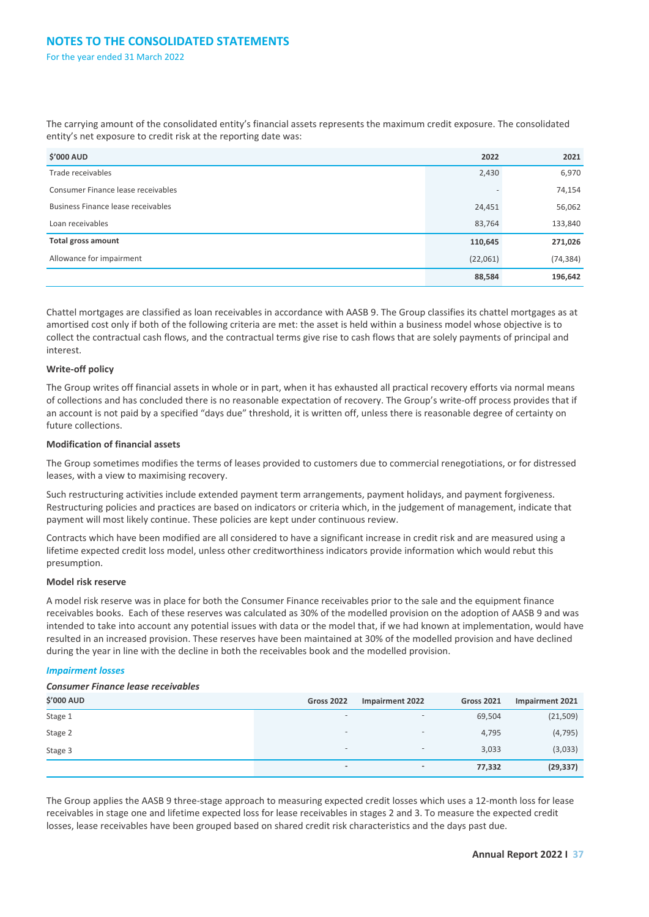The carrying amount of the consolidated entity's financial assets represents the maximum credit exposure. The consolidated entity's net exposure to credit risk at the reporting date was:

| $'000 AUD | 2022 | 2021 |
|---|---|---|
| Trade receivables | 2,430 | 6,970 |
| Consumer Finance lease receivables | - | 74,154 |
| Business Finance lease receivables | 24,451 | 56,062 |
| Loan receivables | 83,764 | 133,840 |
| **Total gross amount** | **110,645** | **271,026** |
| Allowance for impairment | (22,061) | (74,384) |
| | **88,584** | **196,642** |

Chattel mortgages are classified as loan receivables in accordance with AASB 9. The Group classifies its chattel mortgages as at amortised cost only if both of the following criteria are met: the asset is held within a business model whose objective is to collect the contractual cash flows, and the contractual terms give rise to cash flows that are solely payments of principal and interest.

**Write-off policy**

The Group writes off financial assets in whole or in part, when it has exhausted all practical recovery efforts via normal means of collections and has concluded there is no reasonable expectation of recovery. The Group's write-off process provides that if an account is not paid by a specified "days due" threshold, it is written off, unless there is reasonable degree of certainty on future collections.

**Modification of financial assets**

The Group sometimes modifies the terms of leases provided to customers due to commercial renegotiations, or for distressed leases, with a view to maximising recovery.

Such restructuring activities include extended payment term arrangements, payment holidays, and payment forgiveness. Restructuring policies and practices are based on indicators or criteria which, in the judgement of management, indicate that payment will most likely continue. These policies are kept under continuous review.

Contracts which have been modified are all considered to have a significant increase in credit risk and are measured using a lifetime expected credit loss model, unless other creditworthiness indicators provide information which would rebut this presumption.

**Model risk reserve**

A model risk reserve was in place for both the Consumer Finance receivables prior to the sale and the equipment finance receivables books. Each of these reserves was calculated as 30% of the modelled provision on the adoption of AASB 9 and was intended to take into account any potential issues with data or the model that, if we had known at implementation, would have resulted in an increased provision. These reserves have been maintained at 30% of the modelled provision and have declined during the year in line with the decline in both the receivables book and the modelled provision.

***Impairment losses***

***Consumer Finance lease receivables***

| $'000 AUD | Gross 2022 | Impairment 2022 | Gross 2021 | Impairment 2021 |
|---|---|---|---|---|
| Stage 1 | - | - | 69,504 | (21,509) |
| Stage 2 | - | - | 4,795 | (4,795) |
| Stage 3 | - | - | 3,033 | (3,033) |
| | **-** | **-** | **77,332** | **(29,337)** |

The Group applies the AASB 9 three-stage approach to measuring expected credit losses which uses a 12-month loss for lease receivables in stage one and lifetime expected loss for lease receivables in stages 2 and 3. To measure the expected credit losses, lease receivables have been grouped based on shared credit risk characteristics and the days past due.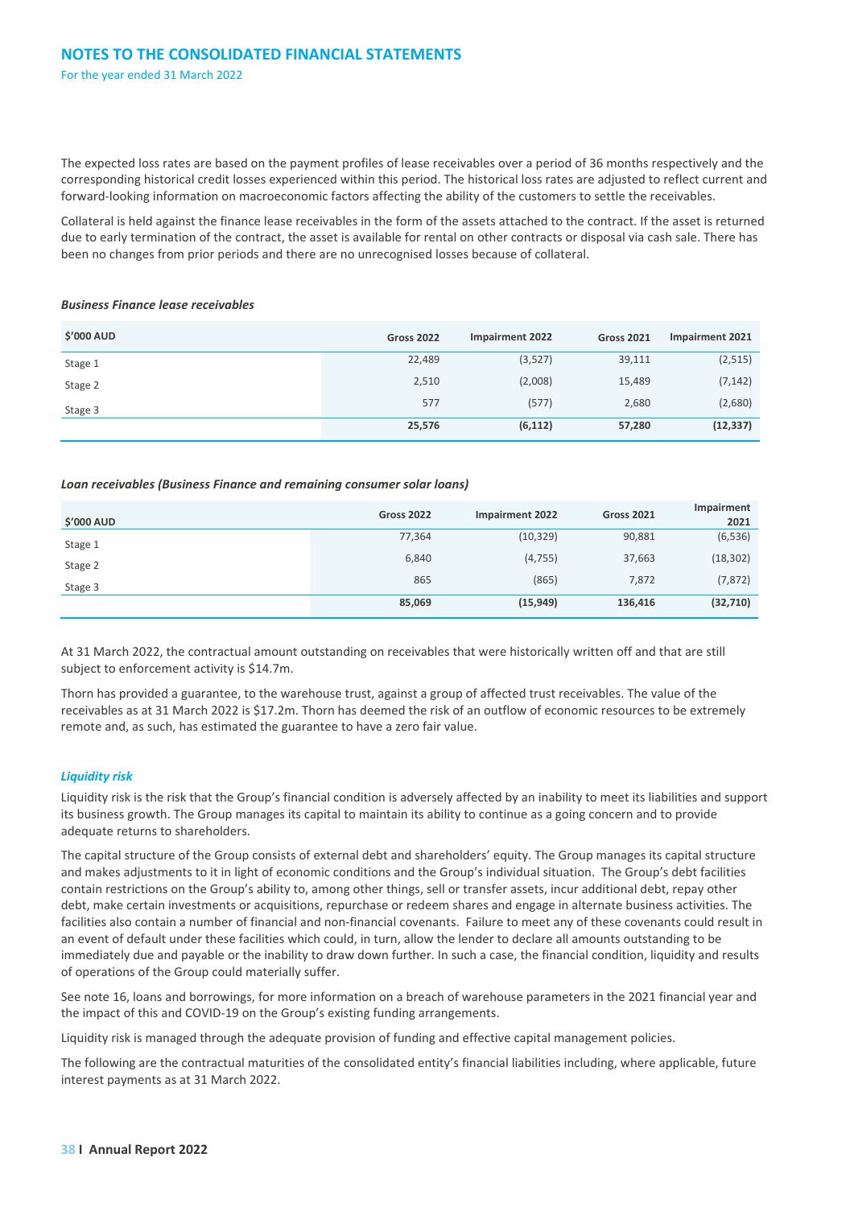The expected loss rates are based on the payment profiles of lease receivables over a period of 36 months respectively and the corresponding historical credit losses experienced within this period. The historical loss rates are adjusted to reflect current and forward-looking information on macroeconomic factors affecting the ability of the customers to settle the receivables.

Collateral is held against the finance lease receivables in the form of the assets attached to the contract. If the asset is returned due to early termination of the contract, the asset is available for rental on other contracts or disposal via cash sale. There has been no changes from prior periods and there are no unrecognised losses because of collateral.

***Business Finance lease receivables***

| $'000 AUD | Gross 2022 | Impairment 2022 | Gross 2021 | Impairment 2021 |
|---|---|---|---|---|
| Stage 1 | 22,489 | (3,527) | 39,111 | (2,515) |
| Stage 2 | 2,510 | (2,008) | 15,489 | (7,142) |
| Stage 3 | 577 | (577) | 2,680 | (2,680) |
| | **25,576** | **(6,112)** | **57,280** | **(12,337)** |

***Loan receivables (Business Finance and remaining consumer solar loans)***

| $'000 AUD | Gross 2022 | Impairment 2022 | Gross 2021 | Impairment 2021 |
|---|---|---|---|---|
| Stage 1 | 77,364 | (10,329) | 90,881 | (6,536) |
| Stage 2 | 6,840 | (4,755) | 37,663 | (18,302) |
| Stage 3 | 865 | (865) | 7,872 | (7,872) |
| | **85,069** | **(15,949)** | **136,416** | **(32,710)** |

At 31 March 2022, the contractual amount outstanding on receivables that were historically written off and that are still subject to enforcement activity is $14.7m.

Thorn has provided a guarantee, to the warehouse trust, against a group of affected trust receivables. The value of the receivables as at 31 March 2022 is $17.2m. Thorn has deemed the risk of an outflow of economic resources to be extremely remote and, as such, has estimated the guarantee to have a zero fair value.

***Liquidity risk***

Liquidity risk is the risk that the Group's financial condition is adversely affected by an inability to meet its liabilities and support its business growth. The Group manages its capital to maintain its ability to continue as a going concern and to provide adequate returns to shareholders.

The capital structure of the Group consists of external debt and shareholders' equity. The Group manages its capital structure and makes adjustments to it in light of economic conditions and the Group's individual situation. The Group's debt facilities contain restrictions on the Group's ability to, among other things, sell or transfer assets, incur additional debt, repay other debt, make certain investments or acquisitions, repurchase or redeem shares and engage in alternate business activities. The facilities also contain a number of financial and non-financial covenants. Failure to meet any of these covenants could result in an event of default under these facilities which could, in turn, allow the lender to declare all amounts outstanding to be immediately due and payable or the inability to draw down further. In such a case, the financial condition, liquidity and results of operations of the Group could materially suffer.

See note 16, loans and borrowings, for more information on a breach of warehouse parameters in the 2021 financial year and the impact of this and COVID-19 on the Group's existing funding arrangements.

Liquidity risk is managed through the adequate provision of funding and effective capital management policies.

The following are the contractual maturities of the consolidated entity's financial liabilities including, where applicable, future interest payments as at 31 March 2022.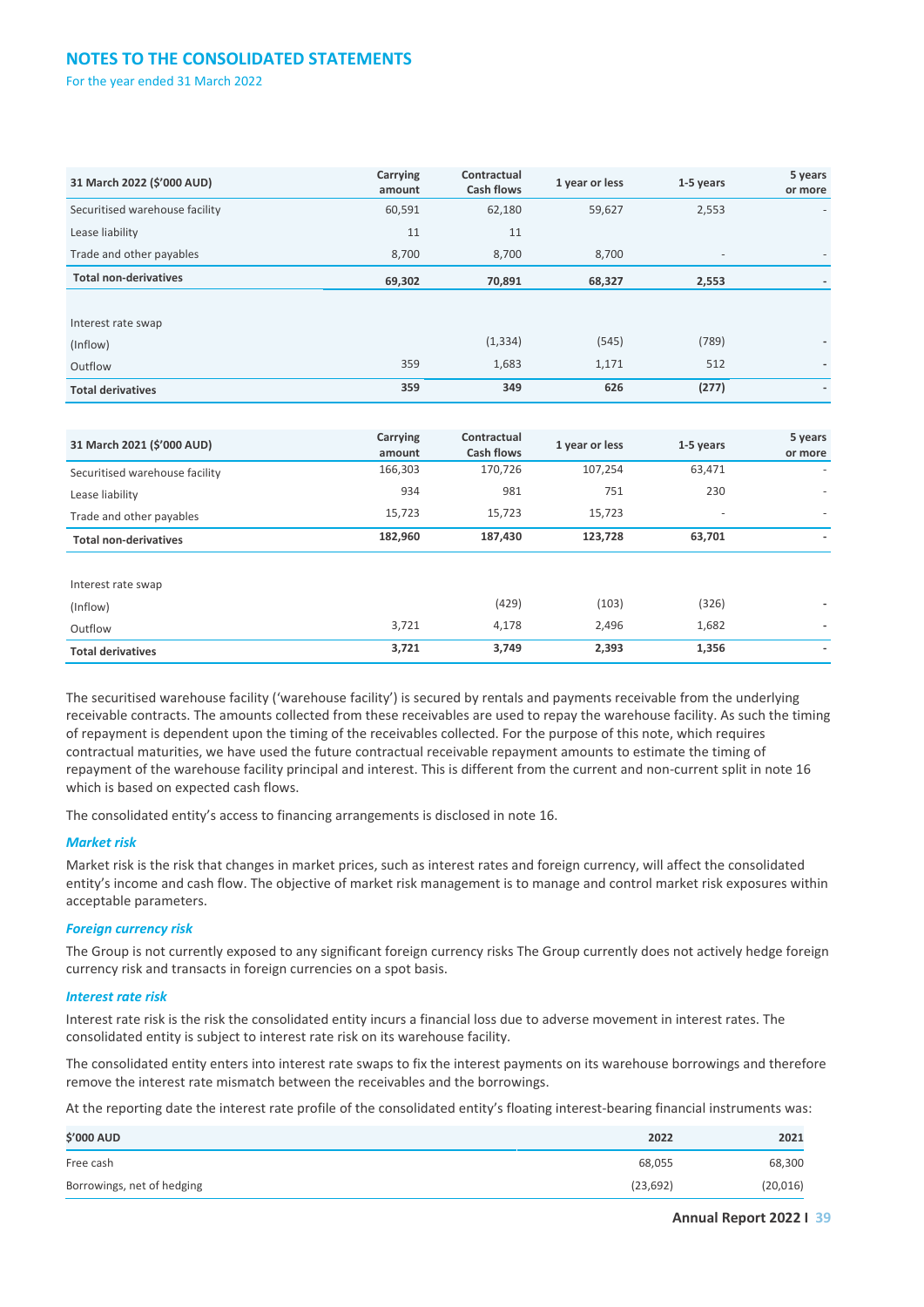## NOTES TO THE CONSOLIDATED STATEMENTS

For the year ended 31 March 2022

| 31 March 2022 ($'000 AUD) | Carrying amount | Contractual Cash flows | 1 year or less | 1-5 years | 5 years or more |
|---|---|---|---|---|---|
| Securitised warehouse facility | 60,591 | 62,180 | 59,627 | 2,553 | - |
| Lease liability | 11 | 11 | | | |
| Trade and other payables | 8,700 | 8,700 | 8,700 | - | - |
| **Total non-derivatives** | **69,302** | **70,891** | **68,327** | **2,553** | **-** |
| | | | | | |
| Interest rate swap | | | | | |
| (Inflow) | | (1,334) | (545) | (789) | - |
| Outflow | 359 | 1,683 | 1,171 | 512 | - |
| **Total derivatives** | **359** | **349** | **626** | **(277)** | **-** |

| 31 March 2021 ($'000 AUD) | Carrying amount | Contractual Cash flows | 1 year or less | 1-5 years | 5 years or more |
|---|---|---|---|---|---|
| Securitised warehouse facility | 166,303 | 170,726 | 107,254 | 63,471 | - |
| Lease liability | 934 | 981 | 751 | 230 | - |
| Trade and other payables | 15,723 | 15,723 | 15,723 | - | - |
| **Total non-derivatives** | **182,960** | **187,430** | **123,728** | **63,701** | **-** |
| | | | | | |
| Interest rate swap | | | | | |
| (Inflow) | | (429) | (103) | (326) | - |
| Outflow | 3,721 | 4,178 | 2,496 | 1,682 | - |
| **Total derivatives** | **3,721** | **3,749** | **2,393** | **1,356** | **-** |

The securitised warehouse facility ('warehouse facility') is secured by rentals and payments receivable from the underlying receivable contracts. The amounts collected from these receivables are used to repay the warehouse facility. As such the timing of repayment is dependent upon the timing of the receivables collected. For the purpose of this note, which requires contractual maturities, we have used the future contractual receivable repayment amounts to estimate the timing of repayment of the warehouse facility principal and interest. This is different from the current and non-current split in note 16 which is based on expected cash flows.

The consolidated entity's access to financing arrangements is disclosed in note 16.

### *Market risk*

Market risk is the risk that changes in market prices, such as interest rates and foreign currency, will affect the consolidated entity's income and cash flow. The objective of market risk management is to manage and control market risk exposures within acceptable parameters.

### *Foreign currency risk*

The Group is not currently exposed to any significant foreign currency risks The Group currently does not actively hedge foreign currency risk and transacts in foreign currencies on a spot basis.

### *Interest rate risk*

Interest rate risk is the risk the consolidated entity incurs a financial loss due to adverse movement in interest rates. The consolidated entity is subject to interest rate risk on its warehouse facility.

The consolidated entity enters into interest rate swaps to fix the interest payments on its warehouse borrowings and therefore remove the interest rate mismatch between the receivables and the borrowings.

At the reporting date the interest rate profile of the consolidated entity's floating interest-bearing financial instruments was:

| $'000 AUD | 2022 | 2021 |
|---|---|---|
| Free cash | 68,055 | 68,300 |
| Borrowings, net of hedging | (23,692) | (20,016) |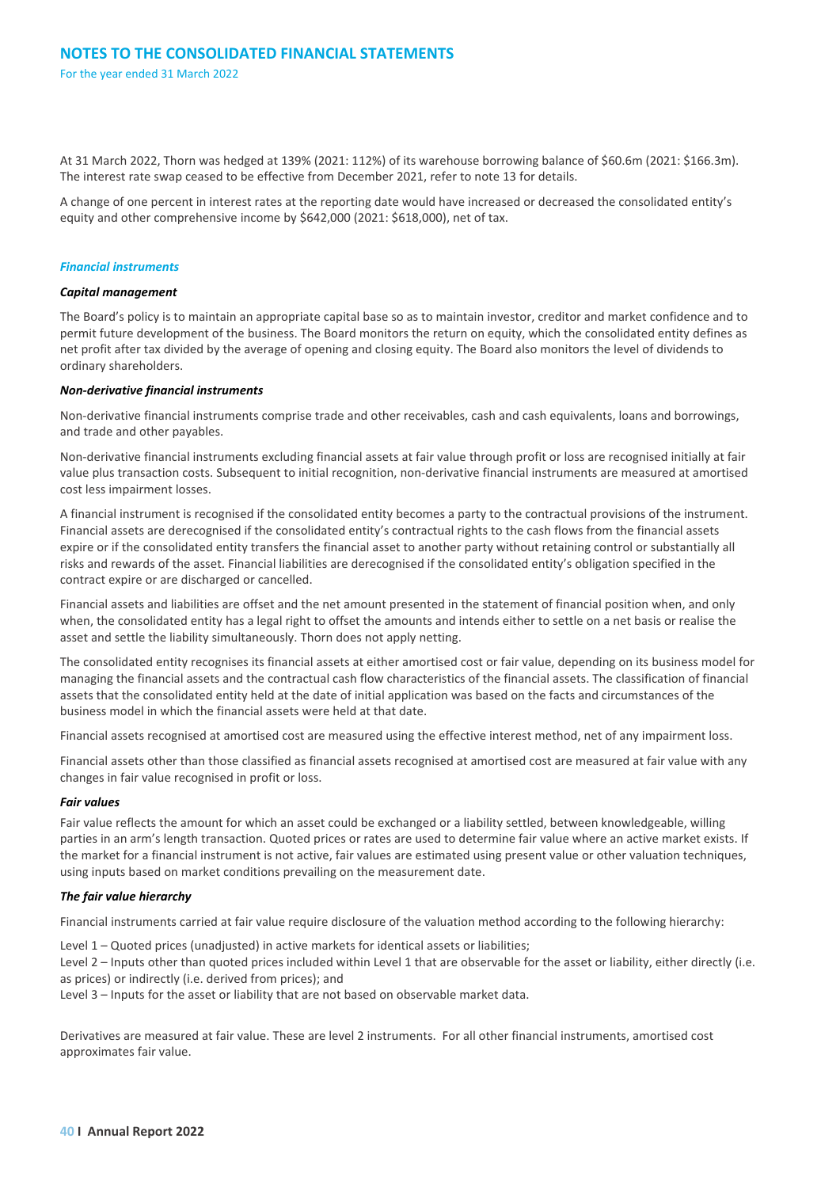At 31 March 2022, Thorn was hedged at 139% (2021: 112%) of its warehouse borrowing balance of $60.6m (2021: $166.3m). The interest rate swap ceased to be effective from December 2021, refer to note 13 for details.

A change of one percent in interest rates at the reporting date would have increased or decreased the consolidated entity's equity and other comprehensive income by $642,000 (2021: $618,000), net of tax.

### *Financial instruments*

#### *Capital management*

The Board's policy is to maintain an appropriate capital base so as to maintain investor, creditor and market confidence and to permit future development of the business. The Board monitors the return on equity, which the consolidated entity defines as net profit after tax divided by the average of opening and closing equity. The Board also monitors the level of dividends to ordinary shareholders.

#### *Non-derivative financial instruments*

Non-derivative financial instruments comprise trade and other receivables, cash and cash equivalents, loans and borrowings, and trade and other payables.

Non-derivative financial instruments excluding financial assets at fair value through profit or loss are recognised initially at fair value plus transaction costs. Subsequent to initial recognition, non-derivative financial instruments are measured at amortised cost less impairment losses.

A financial instrument is recognised if the consolidated entity becomes a party to the contractual provisions of the instrument. Financial assets are derecognised if the consolidated entity's contractual rights to the cash flows from the financial assets expire or if the consolidated entity transfers the financial asset to another party without retaining control or substantially all risks and rewards of the asset. Financial liabilities are derecognised if the consolidated entity's obligation specified in the contract expire or are discharged or cancelled.

Financial assets and liabilities are offset and the net amount presented in the statement of financial position when, and only when, the consolidated entity has a legal right to offset the amounts and intends either to settle on a net basis or realise the asset and settle the liability simultaneously. Thorn does not apply netting.

The consolidated entity recognises its financial assets at either amortised cost or fair value, depending on its business model for managing the financial assets and the contractual cash flow characteristics of the financial assets. The classification of financial assets that the consolidated entity held at the date of initial application was based on the facts and circumstances of the business model in which the financial assets were held at that date.

Financial assets recognised at amortised cost are measured using the effective interest method, net of any impairment loss.

Financial assets other than those classified as financial assets recognised at amortised cost are measured at fair value with any changes in fair value recognised in profit or loss.

#### *Fair values*

Fair value reflects the amount for which an asset could be exchanged or a liability settled, between knowledgeable, willing parties in an arm's length transaction. Quoted prices or rates are used to determine fair value where an active market exists. If the market for a financial instrument is not active, fair values are estimated using present value or other valuation techniques, using inputs based on market conditions prevailing on the measurement date.

#### *The fair value hierarchy*

Financial instruments carried at fair value require disclosure of the valuation method according to the following hierarchy:

Level 1 – Quoted prices (unadjusted) in active markets for identical assets or liabilities;
Level 2 – Inputs other than quoted prices included within Level 1 that are observable for the asset or liability, either directly (i.e. as prices) or indirectly (i.e. derived from prices); and
Level 3 – Inputs for the asset or liability that are not based on observable market data.

Derivatives are measured at fair value. These are level 2 instruments. For all other financial instruments, amortised cost approximates fair value.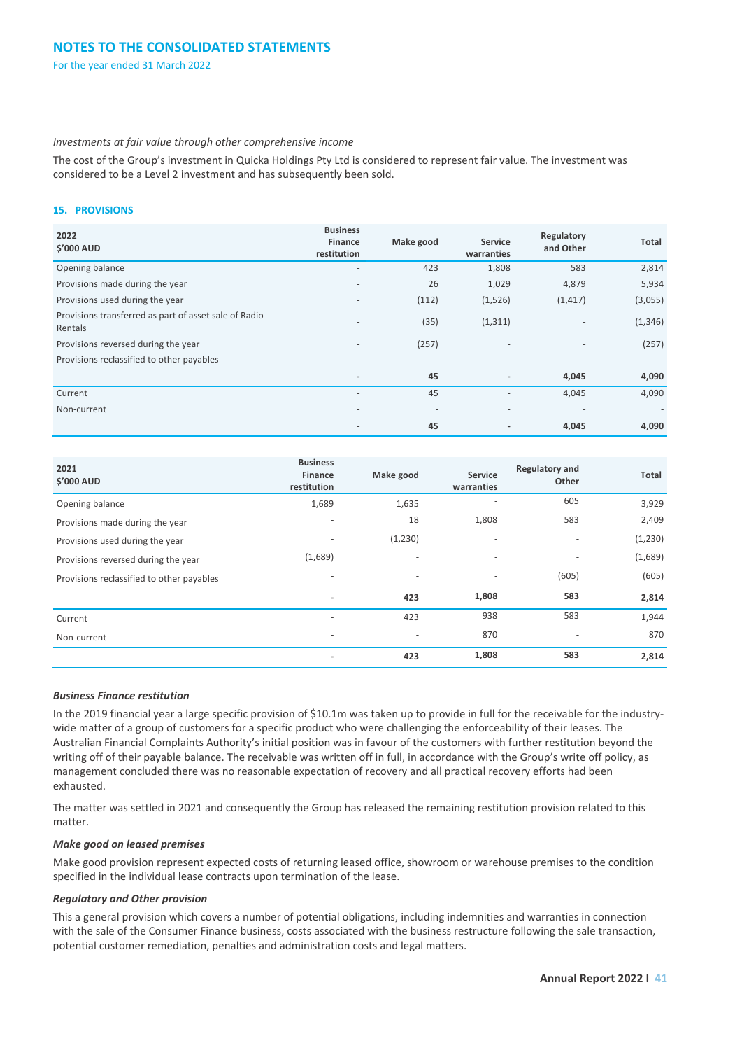## NOTES TO THE CONSOLIDATED STATEMENTS

For the year ended 31 March 2022

*Investments at fair value through other comprehensive income*

The cost of the Group's investment in Quicka Holdings Pty Ltd is considered to represent fair value. The investment was considered to be a Level 2 investment and has subsequently been sold.

### 15. PROVISIONS

| 2022<br>$'000 AUD | Business Finance restitution | Make good | Service warranties | Regulatory and Other | Total |
|---|---|---|---|---|---|
| Opening balance | - | 423 | 1,808 | 583 | 2,814 |
| Provisions made during the year | - | 26 | 1,029 | 4,879 | 5,934 |
| Provisions used during the year | - | (112) | (1,526) | (1,417) | (3,055) |
| Provisions transferred as part of asset sale of Radio Rentals | - | (35) | (1,311) | - | (1,346) |
| Provisions reversed during the year | - | (257) | - | - | (257) |
| Provisions reclassified to other payables | - | - | - | - | - |
| | **-** | **45** | **-** | **4,045** | **4,090** |
| Current | - | 45 | - | 4,045 | 4,090 |
| Non-current | - | - | - | - | - |
| | **-** | **45** | **-** | **4,045** | **4,090** |

| 2021<br>$'000 AUD | Business Finance restitution | Make good | Service warranties | Regulatory and Other | Total |
|---|---|---|---|---|---|
| Opening balance | 1,689 | 1,635 | - | 605 | 3,929 |
| Provisions made during the year | - | 18 | 1,808 | 583 | 2,409 |
| Provisions used during the year | - | (1,230) | - | - | (1,230) |
| Provisions reversed during the year | (1,689) | - | - | - | (1,689) |
| Provisions reclassified to other payables | - | - | - | (605) | (605) |
| | **-** | **423** | **1,808** | **583** | **2,814** |
| Current | - | 423 | 938 | 583 | 1,944 |
| Non-current | - | - | 870 | - | 870 |
| | **-** | **423** | **1,808** | **583** | **2,814** |

***Business Finance restitution***

In the 2019 financial year a large specific provision of $10.1m was taken up to provide in full for the receivable for the industry-wide matter of a group of customers for a specific product who were challenging the enforceability of their leases. The Australian Financial Complaints Authority's initial position was in favour of the customers with further restitution beyond the writing off of their payable balance. The receivable was written off in full, in accordance with the Group's write off policy, as management concluded there was no reasonable expectation of recovery and all practical recovery efforts had been exhausted.

The matter was settled in 2021 and consequently the Group has released the remaining restitution provision related to this matter.

***Make good on leased premises***

Make good provision represent expected costs of returning leased office, showroom or warehouse premises to the condition specified in the individual lease contracts upon termination of the lease.

***Regulatory and Other provision***

This a general provision which covers a number of potential obligations, including indemnities and warranties in connection with the sale of the Consumer Finance business, costs associated with the business restructure following the sale transaction, potential customer remediation, penalties and administration costs and legal matters.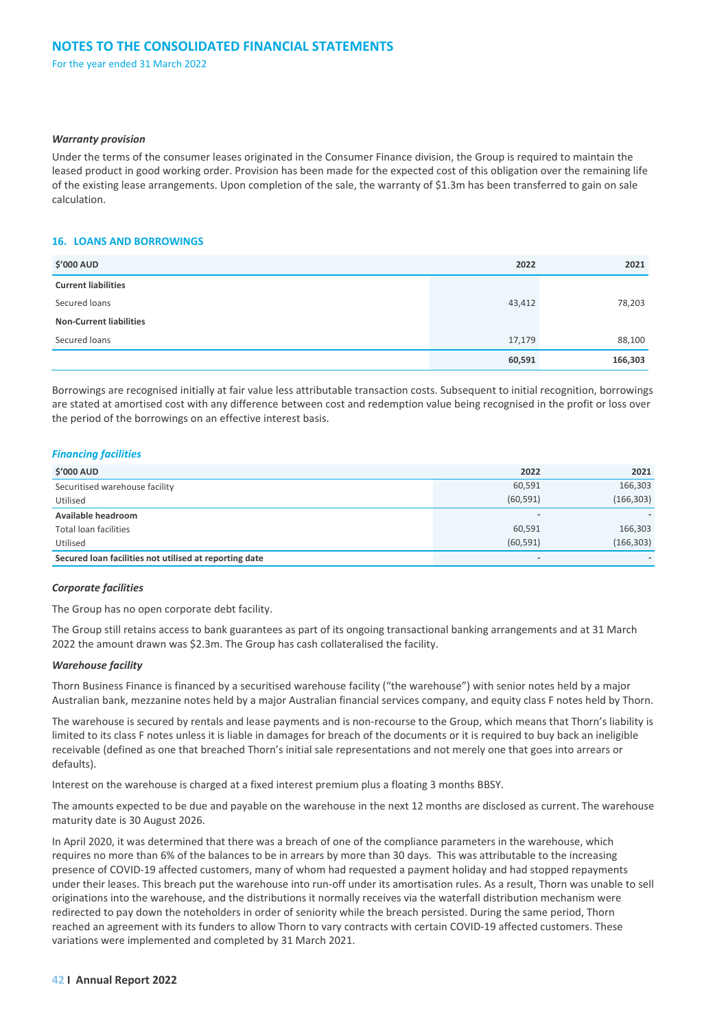#### *Warranty provision*

Under the terms of the consumer leases originated in the Consumer Finance division, the Group is required to maintain the leased product in good working order. Provision has been made for the expected cost of this obligation over the remaining life of the existing lease arrangements. Upon completion of the sale, the warranty of $1.3m has been transferred to gain on sale calculation.

## 16. LOANS AND BORROWINGS

| $'000 AUD | 2022 | 2021 |
|---|---|---|
| **Current liabilities** | | |
| Secured loans | 43,412 | 78,203 |
| **Non-Current liabilities** | | |
| Secured loans | 17,179 | 88,100 |
| | **60,591** | **166,303** |

Borrowings are recognised initially at fair value less attributable transaction costs. Subsequent to initial recognition, borrowings are stated at amortised cost with any difference between cost and redemption value being recognised in the profit or loss over the period of the borrowings on an effective interest basis.

### *Financing facilities*

| $'000 AUD | 2022 | 2021 |
|---|---|---|
| Securitised warehouse facility | 60,591 | 166,303 |
| Utilised | (60,591) | (166,303) |
| **Available headroom** | - | - |
| Total loan facilities | 60,591 | 166,303 |
| Utilised | (60,591) | (166,303) |
| **Secured loan facilities not utilised at reporting date** | - | - |

#### *Corporate facilities*

The Group has no open corporate debt facility.

The Group still retains access to bank guarantees as part of its ongoing transactional banking arrangements and at 31 March 2022 the amount drawn was $2.3m. The Group has cash collateralised the facility.

#### *Warehouse facility*

Thorn Business Finance is financed by a securitised warehouse facility ("the warehouse") with senior notes held by a major Australian bank, mezzanine notes held by a major Australian financial services company, and equity class F notes held by Thorn.

The warehouse is secured by rentals and lease payments and is non-recourse to the Group, which means that Thorn's liability is limited to its class F notes unless it is liable in damages for breach of the documents or it is required to buy back an ineligible receivable (defined as one that breached Thorn's initial sale representations and not merely one that goes into arrears or defaults).

Interest on the warehouse is charged at a fixed interest premium plus a floating 3 months BBSY.

The amounts expected to be due and payable on the warehouse in the next 12 months are disclosed as current. The warehouse maturity date is 30 August 2026.

In April 2020, it was determined that there was a breach of one of the compliance parameters in the warehouse, which requires no more than 6% of the balances to be in arrears by more than 30 days. This was attributable to the increasing presence of COVID-19 affected customers, many of whom had requested a payment holiday and had stopped repayments under their leases. This breach put the warehouse into run-off under its amortisation rules. As a result, Thorn was unable to sell originations into the warehouse, and the distributions it normally receives via the waterfall distribution mechanism were redirected to pay down the noteholders in order of seniority while the breach persisted. During the same period, Thorn reached an agreement with its funders to allow Thorn to vary contracts with certain COVID-19 affected customers. These variations were implemented and completed by 31 March 2021.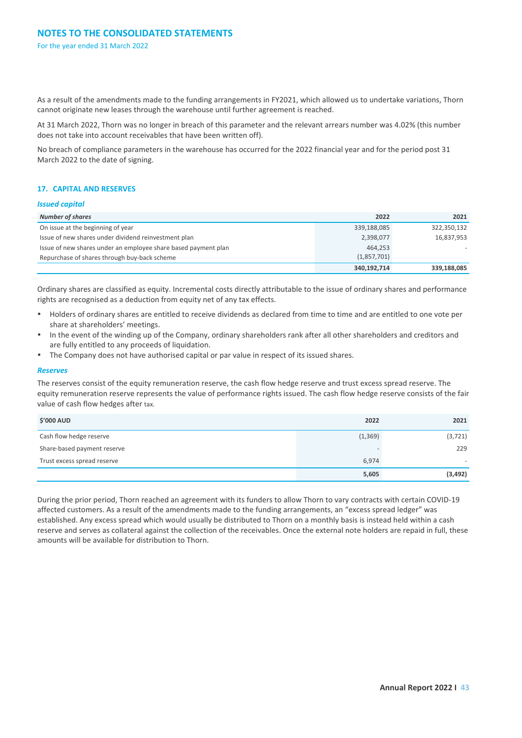As a result of the amendments made to the funding arrangements in FY2021, which allowed us to undertake variations, Thorn cannot originate new leases through the warehouse until further agreement is reached.

At 31 March 2022, Thorn was no longer in breach of this parameter and the relevant arrears number was 4.02% (this number does not take into account receivables that have been written off).

No breach of compliance parameters in the warehouse has occurred for the 2022 financial year and for the period post 31 March 2022 to the date of signing.

## 17. CAPITAL AND RESERVES

### *Issued capital*

| *Number of shares* | 2022 | 2021 |
|---|---|---|
| On issue at the beginning of year | 339,188,085 | 322,350,132 |
| Issue of new shares under dividend reinvestment plan | 2,398,077 | 16,837,953 |
| Issue of new shares under an employee share based payment plan | 464,253 | - |
| Repurchase of shares through buy-back scheme | (1,857,701) | |
| | **340,192,714** | **339,188,085** |

Ordinary shares are classified as equity. Incremental costs directly attributable to the issue of ordinary shares and performance rights are recognised as a deduction from equity net of any tax effects.

- Holders of ordinary shares are entitled to receive dividends as declared from time to time and are entitled to one vote per share at shareholders' meetings.
- In the event of the winding up of the Company, ordinary shareholders rank after all other shareholders and creditors and are fully entitled to any proceeds of liquidation.
- The Company does not have authorised capital or par value in respect of its issued shares.

### *Reserves*

The reserves consist of the equity remuneration reserve, the cash flow hedge reserve and trust excess spread reserve. The equity remuneration reserve represents the value of performance rights issued. The cash flow hedge reserve consists of the fair value of cash flow hedges after tax.

| $'000 AUD | 2022 | 2021 |
|---|---|---|
| Cash flow hedge reserve | (1,369) | (3,721) |
| Share-based payment reserve | - | 229 |
| Trust excess spread reserve | 6,974 | - |
| | **5,605** | **(3,492)** |

During the prior period, Thorn reached an agreement with its funders to allow Thorn to vary contracts with certain COVID-19 affected customers. As a result of the amendments made to the funding arrangements, an "excess spread ledger" was established. Any excess spread which would usually be distributed to Thorn on a monthly basis is instead held within a cash reserve and serves as collateral against the collection of the receivables. Once the external note holders are repaid in full, these amounts will be available for distribution to Thorn.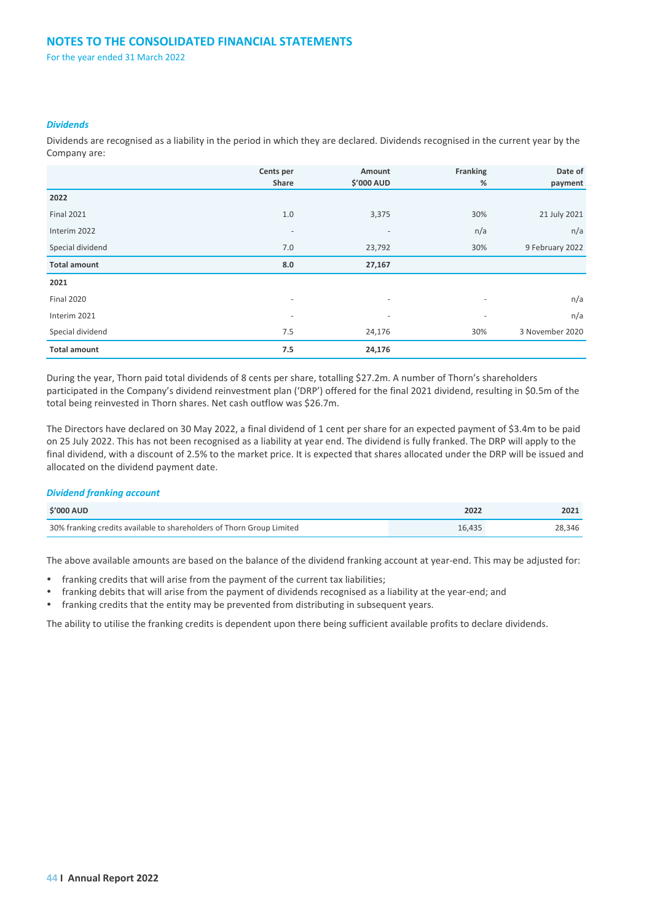### *Dividends*

Dividends are recognised as a liability in the period in which they are declared. Dividends recognised in the current year by the Company are:

| | Cents per Share | Amount $'000 AUD | Franking % | Date of payment |
|---|---|---|---|---|
| **2022** | | | | |
| Final 2021 | 1.0 | 3,375 | 30% | 21 July 2021 |
| Interim 2022 | - | - | n/a | n/a |
| Special dividend | 7.0 | 23,792 | 30% | 9 February 2022 |
| **Total amount** | **8.0** | **27,167** | | |
| **2021** | | | | |
| Final 2020 | - | - | - | n/a |
| Interim 2021 | - | - | - | n/a |
| Special dividend | 7.5 | 24,176 | 30% | 3 November 2020 |
| **Total amount** | **7.5** | **24,176** | | |

During the year, Thorn paid total dividends of 8 cents per share, totalling $27.2m. A number of Thorn's shareholders participated in the Company's dividend reinvestment plan ('DRP') offered for the final 2021 dividend, resulting in $0.5m of the total being reinvested in Thorn shares. Net cash outflow was $26.7m.

The Directors have declared on 30 May 2022, a final dividend of 1 cent per share for an expected payment of $3.4m to be paid on 25 July 2022. This has not been recognised as a liability at year end. The dividend is fully franked. The DRP will apply to the final dividend, with a discount of 2.5% to the market price. It is expected that shares allocated under the DRP will be issued and allocated on the dividend payment date.

### *Dividend franking account*

| $'000 AUD | 2022 | 2021 |
|---|---|---|
| 30% franking credits available to shareholders of Thorn Group Limited | 16,435 | 28,346 |

The above available amounts are based on the balance of the dividend franking account at year-end. This may be adjusted for:

- franking credits that will arise from the payment of the current tax liabilities;
- franking debits that will arise from the payment of dividends recognised as a liability at the year-end; and
- franking credits that the entity may be prevented from distributing in subsequent years.

The ability to utilise the franking credits is dependent upon there being sufficient available profits to declare dividends.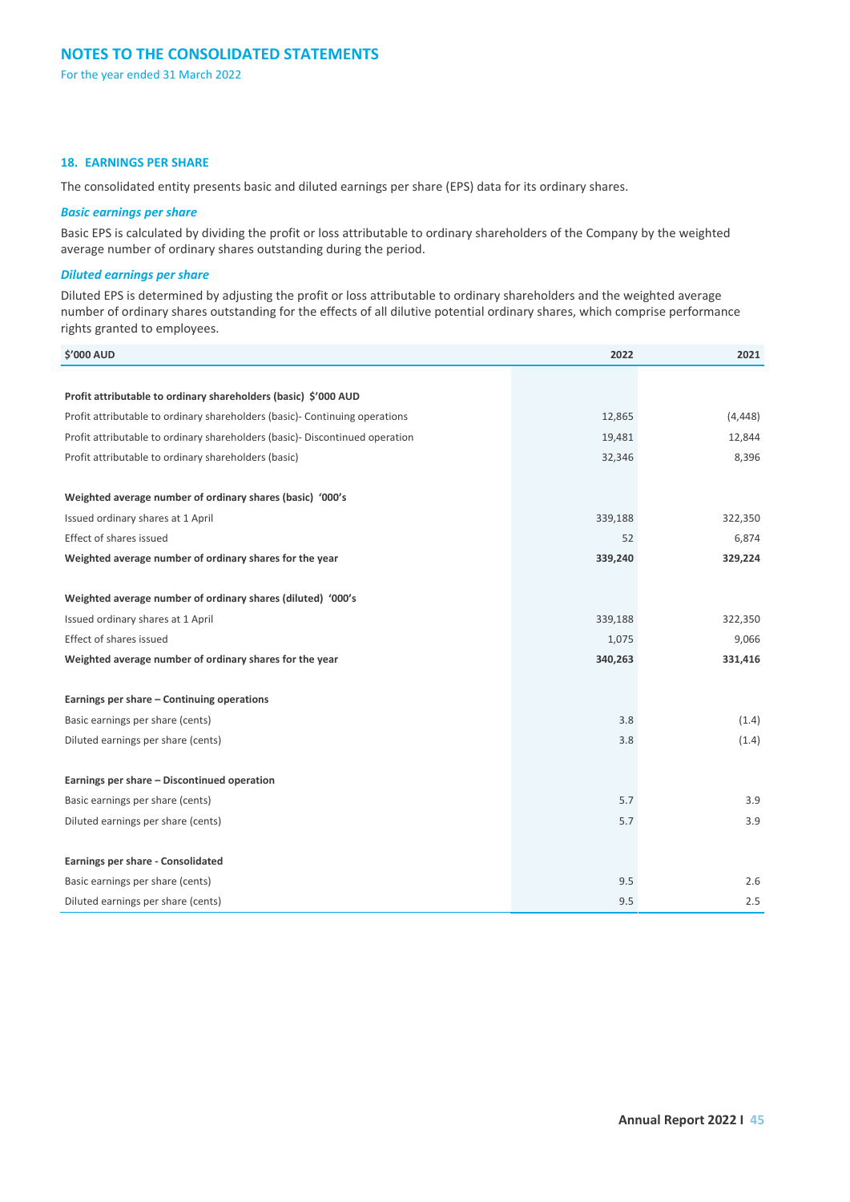## NOTES TO THE CONSOLIDATED STATEMENTS

For the year ended 31 March 2022

### 18. EARNINGS PER SHARE

The consolidated entity presents basic and diluted earnings per share (EPS) data for its ordinary shares.

***Basic earnings per share***

Basic EPS is calculated by dividing the profit or loss attributable to ordinary shareholders of the Company by the weighted average number of ordinary shares outstanding during the period.

***Diluted earnings per share***

Diluted EPS is determined by adjusting the profit or loss attributable to ordinary shareholders and the weighted average number of ordinary shares outstanding for the effects of all dilutive potential ordinary shares, which comprise performance rights granted to employees.

| $'000 AUD | 2022 | 2021 |
|---|---|---|
| **Profit attributable to ordinary shareholders (basic) $'000 AUD** | | |
| Profit attributable to ordinary shareholders (basic)- Continuing operations | 12,865 | (4,448) |
| Profit attributable to ordinary shareholders (basic)- Discontinued operation | 19,481 | 12,844 |
| Profit attributable to ordinary shareholders (basic) | 32,346 | 8,396 |
| **Weighted average number of ordinary shares (basic) '000's** | | |
| Issued ordinary shares at 1 April | 339,188 | 322,350 |
| Effect of shares issued | 52 | 6,874 |
| **Weighted average number of ordinary shares for the year** | **339,240** | **329,224** |
| **Weighted average number of ordinary shares (diluted) '000's** | | |
| Issued ordinary shares at 1 April | 339,188 | 322,350 |
| Effect of shares issued | 1,075 | 9,066 |
| **Weighted average number of ordinary shares for the year** | **340,263** | **331,416** |
| **Earnings per share – Continuing operations** | | |
| Basic earnings per share (cents) | 3.8 | (1.4) |
| Diluted earnings per share (cents) | 3.8 | (1.4) |
| **Earnings per share – Discontinued operation** | | |
| Basic earnings per share (cents) | 5.7 | 3.9 |
| Diluted earnings per share (cents) | 5.7 | 3.9 |
| **Earnings per share - Consolidated** | | |
| Basic earnings per share (cents) | 9.5 | 2.6 |
| Diluted earnings per share (cents) | 9.5 | 2.5 |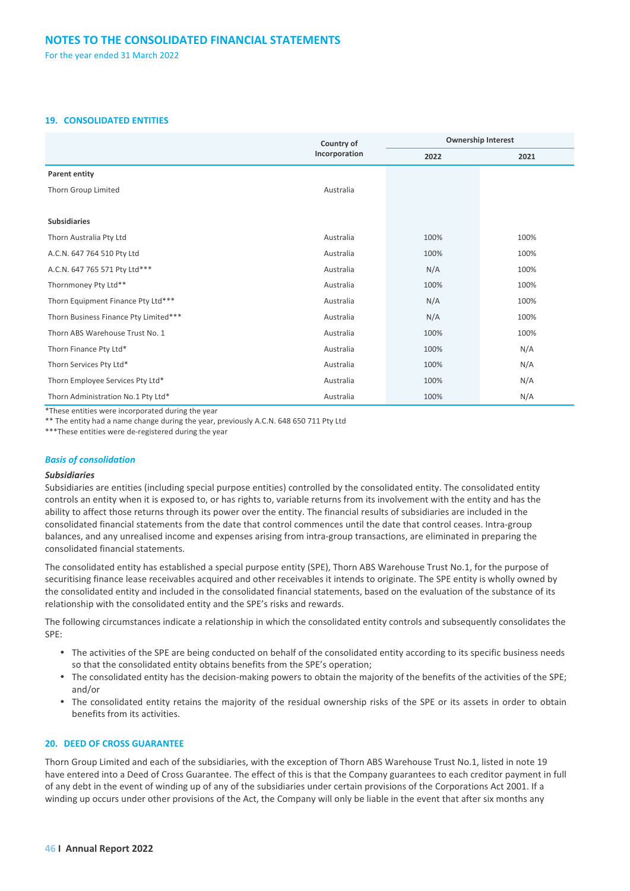# NOTES TO THE CONSOLIDATED FINANCIAL STATEMENTS

For the year ended 31 March 2022

## 19. CONSOLIDATED ENTITIES

| | Country of Incorporation | Ownership Interest | |
|---|---|---|---|
| | | 2022 | 2021 |
| **Parent entity** | | | |
| Thorn Group Limited | Australia | | |
| **Subsidiaries** | | | |
| Thorn Australia Pty Ltd | Australia | 100% | 100% |
| A.C.N. 647 764 510 Pty Ltd | Australia | 100% | 100% |
| A.C.N. 647 765 571 Pty Ltd*** | Australia | N/A | 100% |
| Thornmoney Pty Ltd** | Australia | 100% | 100% |
| Thorn Equipment Finance Pty Ltd*** | Australia | N/A | 100% |
| Thorn Business Finance Pty Limited*** | Australia | N/A | 100% |
| Thorn ABS Warehouse Trust No. 1 | Australia | 100% | 100% |
| Thorn Finance Pty Ltd* | Australia | 100% | N/A |
| Thorn Services Pty Ltd* | Australia | 100% | N/A |
| Thorn Employee Services Pty Ltd* | Australia | 100% | N/A |
| Thorn Administration No.1 Pty Ltd* | Australia | 100% | N/A |

*These entities were incorporated during the year

** The entity had a name change during the year, previously A.C.N. 648 650 711 Pty Ltd

***These entities were de-registered during the year

### *Basis of consolidation*

#### *Subsidiaries*

Subsidiaries are entities (including special purpose entities) controlled by the consolidated entity. The consolidated entity controls an entity when it is exposed to, or has rights to, variable returns from its involvement with the entity and has the ability to affect those returns through its power over the entity. The financial results of subsidiaries are included in the consolidated financial statements from the date that control commences until the date that control ceases. Intra-group balances, and any unrealised income and expenses arising from intra-group transactions, are eliminated in preparing the consolidated financial statements.

The consolidated entity has established a special purpose entity (SPE), Thorn ABS Warehouse Trust No.1, for the purpose of securitising finance lease receivables acquired and other receivables it intends to originate. The SPE entity is wholly owned by the consolidated entity and included in the consolidated financial statements, based on the evaluation of the substance of its relationship with the consolidated entity and the SPE's risks and rewards.

The following circumstances indicate a relationship in which the consolidated entity controls and subsequently consolidates the SPE:

- The activities of the SPE are being conducted on behalf of the consolidated entity according to its specific business needs so that the consolidated entity obtains benefits from the SPE's operation;
- The consolidated entity has the decision-making powers to obtain the majority of the benefits of the activities of the SPE; and/or
- The consolidated entity retains the majority of the residual ownership risks of the SPE or its assets in order to obtain benefits from its activities.

## 20. DEED OF CROSS GUARANTEE

Thorn Group Limited and each of the subsidiaries, with the exception of Thorn ABS Warehouse Trust No.1, listed in note 19 have entered into a Deed of Cross Guarantee. The effect of this is that the Company guarantees to each creditor payment in full of any debt in the event of winding up of any of the subsidiaries under certain provisions of the Corporations Act 2001. If a winding up occurs under other provisions of the Act, the Company will only be liable in the event that after six months any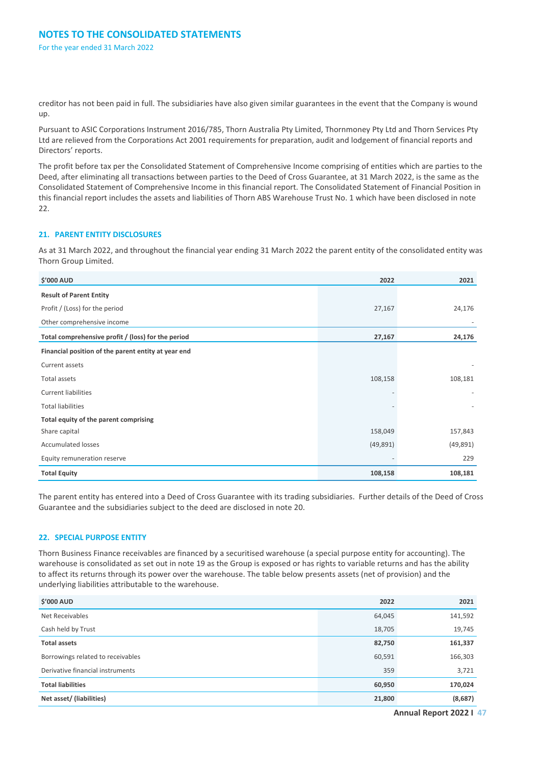creditor has not been paid in full. The subsidiaries have also given similar guarantees in the event that the Company is wound up.

Pursuant to ASIC Corporations Instrument 2016/785, Thorn Australia Pty Limited, Thornmoney Pty Ltd and Thorn Services Pty Ltd are relieved from the Corporations Act 2001 requirements for preparation, audit and lodgement of financial reports and Directors' reports.

The profit before tax per the Consolidated Statement of Comprehensive Income comprising of entities which are parties to the Deed, after eliminating all transactions between parties to the Deed of Cross Guarantee, at 31 March 2022, is the same as the Consolidated Statement of Comprehensive Income in this financial report. The Consolidated Statement of Financial Position in this financial report includes the assets and liabilities of Thorn ABS Warehouse Trust No. 1 which have been disclosed in note 22.

## 21. PARENT ENTITY DISCLOSURES

As at 31 March 2022, and throughout the financial year ending 31 March 2022 the parent entity of the consolidated entity was Thorn Group Limited.

| $'000 AUD | 2022 | 2021 |
|---|---|---|
| **Result of Parent Entity** | | |
| Profit / (Loss) for the period | 27,167 | 24,176 |
| Other comprehensive income | | - |
| **Total comprehensive profit / (loss) for the period** | **27,167** | **24,176** |
| **Financial position of the parent entity at year end** | | |
| Current assets | | - |
| Total assets | 108,158 | 108,181 |
| Current liabilities | - | - |
| Total liabilities | - | - |
| **Total equity of the parent comprising** | | |
| Share capital | 158,049 | 157,843 |
| Accumulated losses | (49,891) | (49,891) |
| Equity remuneration reserve | - | 229 |
| **Total Equity** | **108,158** | **108,181** |

The parent entity has entered into a Deed of Cross Guarantee with its trading subsidiaries. Further details of the Deed of Cross Guarantee and the subsidiaries subject to the deed are disclosed in note 20.

## 22. SPECIAL PURPOSE ENTITY

Thorn Business Finance receivables are financed by a securitised warehouse (a special purpose entity for accounting). The warehouse is consolidated as set out in note 19 as the Group is exposed or has rights to variable returns and has the ability to affect its returns through its power over the warehouse. The table below presents assets (net of provision) and the underlying liabilities attributable to the warehouse.

| $'000 AUD | 2022 | 2021 |
|---|---|---|
| Net Receivables | 64,045 | 141,592 |
| Cash held by Trust | 18,705 | 19,745 |
| **Total assets** | **82,750** | **161,337** |
| Borrowings related to receivables | 60,591 | 166,303 |
| Derivative financial instruments | 359 | 3,721 |
| **Total liabilities** | **60,950** | **170,024** |
| **Net asset/ (liabilities)** | **21,800** | **(8,687)** |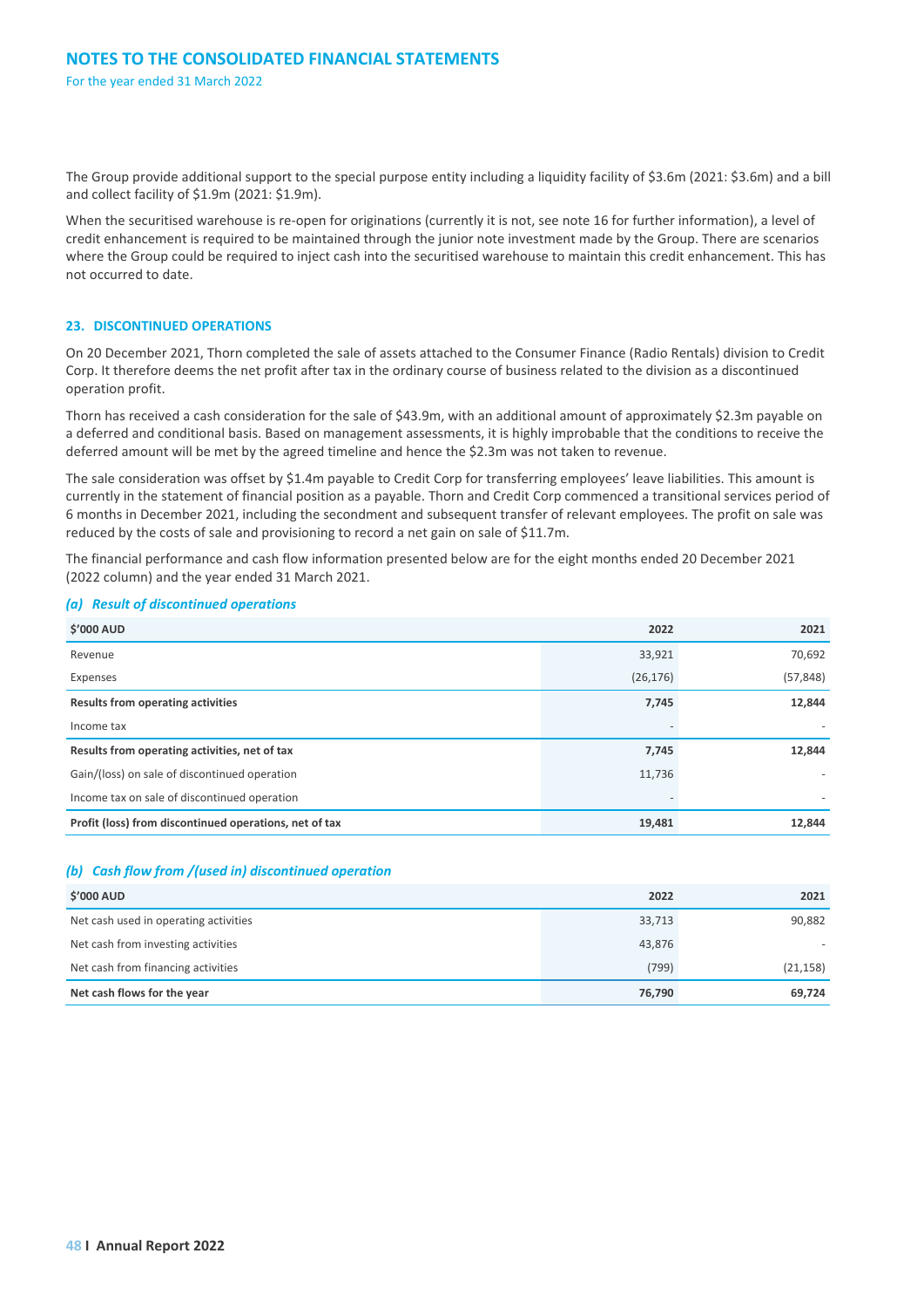The Group provide additional support to the special purpose entity including a liquidity facility of $3.6m (2021: $3.6m) and a bill and collect facility of $1.9m (2021: $1.9m).

When the securitised warehouse is re-open for originations (currently it is not, see note 16 for further information), a level of credit enhancement is required to be maintained through the junior note investment made by the Group. There are scenarios where the Group could be required to inject cash into the securitised warehouse to maintain this credit enhancement. This has not occurred to date.

## 23. DISCONTINUED OPERATIONS

On 20 December 2021, Thorn completed the sale of assets attached to the Consumer Finance (Radio Rentals) division to Credit Corp. It therefore deems the net profit after tax in the ordinary course of business related to the division as a discontinued operation profit.

Thorn has received a cash consideration for the sale of $43.9m, with an additional amount of approximately $2.3m payable on a deferred and conditional basis. Based on management assessments, it is highly improbable that the conditions to receive the deferred amount will be met by the agreed timeline and hence the $2.3m was not taken to revenue.

The sale consideration was offset by $1.4m payable to Credit Corp for transferring employees' leave liabilities. This amount is currently in the statement of financial position as a payable. Thorn and Credit Corp commenced a transitional services period of 6 months in December 2021, including the secondment and subsequent transfer of relevant employees. The profit on sale was reduced by the costs of sale and provisioning to record a net gain on sale of $11.7m.

The financial performance and cash flow information presented below are for the eight months ended 20 December 2021 (2022 column) and the year ended 31 March 2021.

### *(a) Result of discontinued operations*

| $'000 AUD | 2022 | 2021 |
|---|---|---|
| Revenue | 33,921 | 70,692 |
| Expenses | (26,176) | (57,848) |
| **Results from operating activities** | **7,745** | **12,844** |
| Income tax | - | - |
| **Results from operating activities, net of tax** | **7,745** | **12,844** |
| Gain/(loss) on sale of discontinued operation | 11,736 | - |
| Income tax on sale of discontinued operation | - | - |
| **Profit (loss) from discontinued operations, net of tax** | **19,481** | **12,844** |

### *(b) Cash flow from /(used in) discontinued operation*

| $'000 AUD | 2022 | 2021 |
|---|---|---|
| Net cash used in operating activities | 33,713 | 90,882 |
| Net cash from investing activities | 43,876 | - |
| Net cash from financing activities | (799) | (21,158) |
| **Net cash flows for the year** | **76,790** | **69,724** |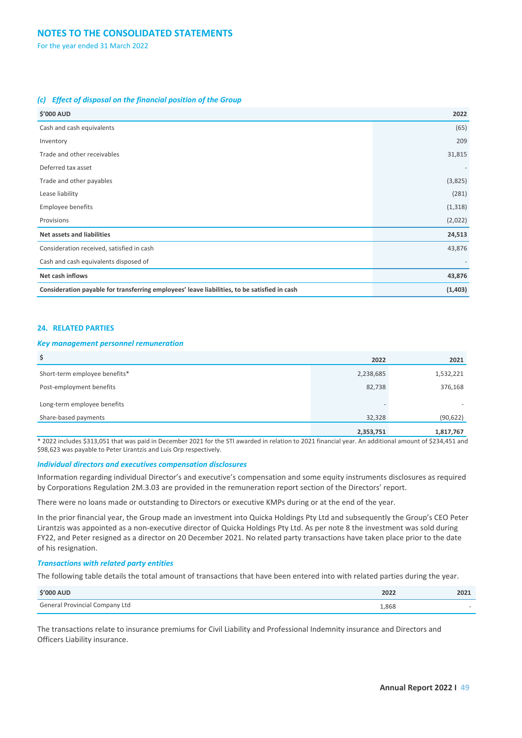# NOTES TO THE CONSOLIDATED STATEMENTS

For the year ended 31 March 2022

### *(c) Effect of disposal on the financial position of the Group*

| $'000 AUD | 2022 |
|---|---|
| Cash and cash equivalents | (65) |
| Inventory | 209 |
| Trade and other receivables | 31,815 |
| Deferred tax asset | - |
| Trade and other payables | (3,825) |
| Lease liability | (281) |
| Employee benefits | (1,318) |
| Provisions | (2,022) |
| **Net assets and liabilities** | **24,513** |
| Consideration received, satisfied in cash | 43,876 |
| Cash and cash equivalents disposed of | - |
| **Net cash inflows** | **43,876** |
| **Consideration payable for transferring employees' leave liabilities, to be satisfied in cash** | **(1,403)** |

## 24. RELATED PARTIES

### *Key management personnel remuneration*

| $ | 2022 | 2021 |
|---|---|---|
| Short-term employee benefits* | 2,238,685 | 1,532,221 |
| Post-employment benefits | 82,738 | 376,168 |
| Long-term employee benefits | - | - |
| Share-based payments | 32,328 | (90,622) |
| | **2,353,751** | **1,817,767** |

\* 2022 includes $313,051 that was paid in December 2021 for the STI awarded in relation to 2021 financial year. An additional amount of $234,451 and $98,623 was payable to Peter Lirantzis and Luis Orp respectively.

### *Individual directors and executives compensation disclosures*

Information regarding individual Director's and executive's compensation and some equity instruments disclosures as required by Corporations Regulation 2M.3.03 are provided in the remuneration report section of the Directors' report.

There were no loans made or outstanding to Directors or executive KMPs during or at the end of the year.

In the prior financial year, the Group made an investment into Quicka Holdings Pty Ltd and subsequently the Group's CEO Peter Lirantzis was appointed as a non-executive director of Quicka Holdings Pty Ltd. As per note 8 the investment was sold during FY22, and Peter resigned as a director on 20 December 2021. No related party transactions have taken place prior to the date of his resignation.

### *Transactions with related party entities*

The following table details the total amount of transactions that have been entered into with related parties during the year.

| $'000 AUD | 2022 | 2021 |
|---|---|---|
| General Provincial Company Ltd | 1,868 | - |

The transactions relate to insurance premiums for Civil Liability and Professional Indemnity insurance and Directors and Officers Liability insurance.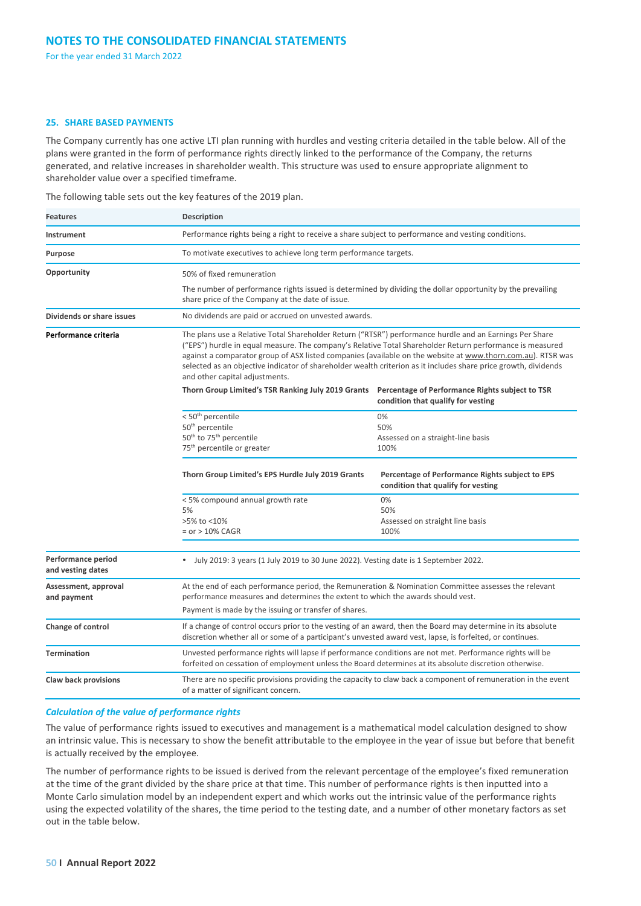## 25. SHARE BASED PAYMENTS

The Company currently has one active LTI plan running with hurdles and vesting criteria detailed in the table below. All of the plans were granted in the form of performance rights directly linked to the performance of the Company, the returns generated, and relative increases in shareholder wealth. This structure was used to ensure appropriate alignment to shareholder value over a specified timeframe.

The following table sets out the key features of the 2019 plan.

| Features | Description |
|---|---|
| **Instrument** | Performance rights being a right to receive a share subject to performance and vesting conditions. |
| **Purpose** | To motivate executives to achieve long term performance targets. |
| **Opportunity** | 50% of fixed remuneration<br><br>The number of performance rights issued is determined by dividing the dollar opportunity by the prevailing share price of the Company at the date of issue. |
| **Dividends or share issues** | No dividends are paid or accrued on unvested awards. |
| **Performance criteria** | The plans use a Relative Total Shareholder Return ("RTSR") performance hurdle and an Earnings Per Share ("EPS") hurdle in equal measure. The company's Relative Total Shareholder Return performance is measured against a comparator group of ASX listed companies (available on the website at www.thorn.com.au). RTSR was selected as an objective indicator of shareholder wealth criterion as it includes share price growth, dividends and other capital adjustments.<br><br>**Thorn Group Limited's TSR Ranking July 2019 Grants** — **Percentage of Performance Rights subject to TSR condition that qualify for vesting**<br>< 50th percentile — 0%<br>50th percentile — 50%<br>50th to 75th percentile — Assessed on a straight-line basis<br>75th percentile or greater — 100%<br><br>**Thorn Group Limited's EPS Hurdle July 2019 Grants** — **Percentage of Performance Rights subject to EPS condition that qualify for vesting**<br>< 5% compound annual growth rate — 0%<br>5% — 50%<br>>5% to <10% — Assessed on straight line basis<br>= or > 10% CAGR — 100% |
| **Performance period and vesting dates** | • July 2019: 3 years (1 July 2019 to 30 June 2022). Vesting date is 1 September 2022. |
| **Assessment, approval and payment** | At the end of each performance period, the Remuneration & Nomination Committee assesses the relevant performance measures and determines the extent to which the awards should vest.<br><br>Payment is made by the issuing or transfer of shares. |
| **Change of control** | If a change of control occurs prior to the vesting of an award, then the Board may determine in its absolute discretion whether all or some of a participant's unvested award vest, lapse, is forfeited, or continues. |
| **Termination** | Unvested performance rights will lapse if performance conditions are not met. Performance rights will be forfeited on cessation of employment unless the Board determines at its absolute discretion otherwise. |
| **Claw back provisions** | There are no specific provisions providing the capacity to claw back a component of remuneration in the event of a matter of significant concern. |

### *Calculation of the value of performance rights*

The value of performance rights issued to executives and management is a mathematical model calculation designed to show an intrinsic value. This is necessary to show the benefit attributable to the employee in the year of issue but before that benefit is actually received by the employee.

The number of performance rights to be issued is derived from the relevant percentage of the employee's fixed remuneration at the time of the grant divided by the share price at that time. This number of performance rights is then inputted into a Monte Carlo simulation model by an independent expert and which works out the intrinsic value of the performance rights using the expected volatility of the shares, the time period to the testing date, and a number of other monetary factors as set out in the table below.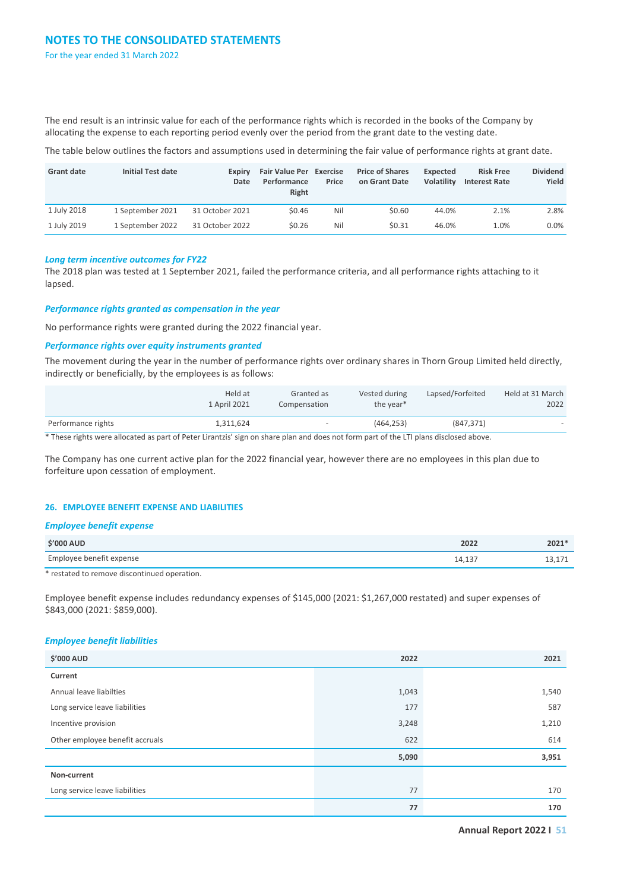The end result is an intrinsic value for each of the performance rights which is recorded in the books of the Company by allocating the expense to each reporting period evenly over the period from the grant date to the vesting date.

The table below outlines the factors and assumptions used in determining the fair value of performance rights at grant date.

| Grant date | Initial Test date | Expiry Date | Fair Value Per Performance Right | Exercise Price | Price of Shares on Grant Date | Expected Volatility | Risk Free Interest Rate | Dividend Yield |
|---|---|---|---|---|---|---|---|---|
| 1 July 2018 | 1 September 2021 | 31 October 2021 | $0.46 | Nil | $0.60 | 44.0% | 2.1% | 2.8% |
| 1 July 2019 | 1 September 2022 | 31 October 2022 | $0.26 | Nil | $0.31 | 46.0% | 1.0% | 0.0% |

*Long term incentive outcomes for FY22*

The 2018 plan was tested at 1 September 2021, failed the performance criteria, and all performance rights attaching to it lapsed.

*Performance rights granted as compensation in the year*

No performance rights were granted during the 2022 financial year.

*Performance rights over equity instruments granted*

The movement during the year in the number of performance rights over ordinary shares in Thorn Group Limited held directly, indirectly or beneficially, by the employees is as follows:

| | Held at 1 April 2021 | Granted as Compensation | Vested during the year* | Lapsed/Forfeited | Held at 31 March 2022 |
|---|---|---|---|---|---|
| Performance rights | 1,311,624 | - | (464,253) | (847,371) | - |

* These rights were allocated as part of Peter Lirantzis' sign on share plan and does not form part of the LTI plans disclosed above.

The Company has one current active plan for the 2022 financial year, however there are no employees in this plan due to forfeiture upon cessation of employment.

## 26. EMPLOYEE BENEFIT EXPENSE AND LIABILITIES

*Employee benefit expense*

| $'000 AUD | 2022 | 2021* |
|---|---|---|
| Employee benefit expense | 14,137 | 13,171 |

* restated to remove discontinued operation.

Employee benefit expense includes redundancy expenses of $145,000 (2021: $1,267,000 restated) and super expenses of $843,000 (2021: $859,000).

*Employee benefit liabilities*

| $'000 AUD | 2022 | 2021 |
|---|---|---|
| **Current** | | |
| Annual leave liabilties | 1,043 | 1,540 |
| Long service leave liabilities | 177 | 587 |
| Incentive provision | 3,248 | 1,210 |
| Other employee benefit accruals | 622 | 614 |
| | **5,090** | **3,951** |
| **Non-current** | | |
| Long service leave liabilities | 77 | 170 |
| | **77** | **170** |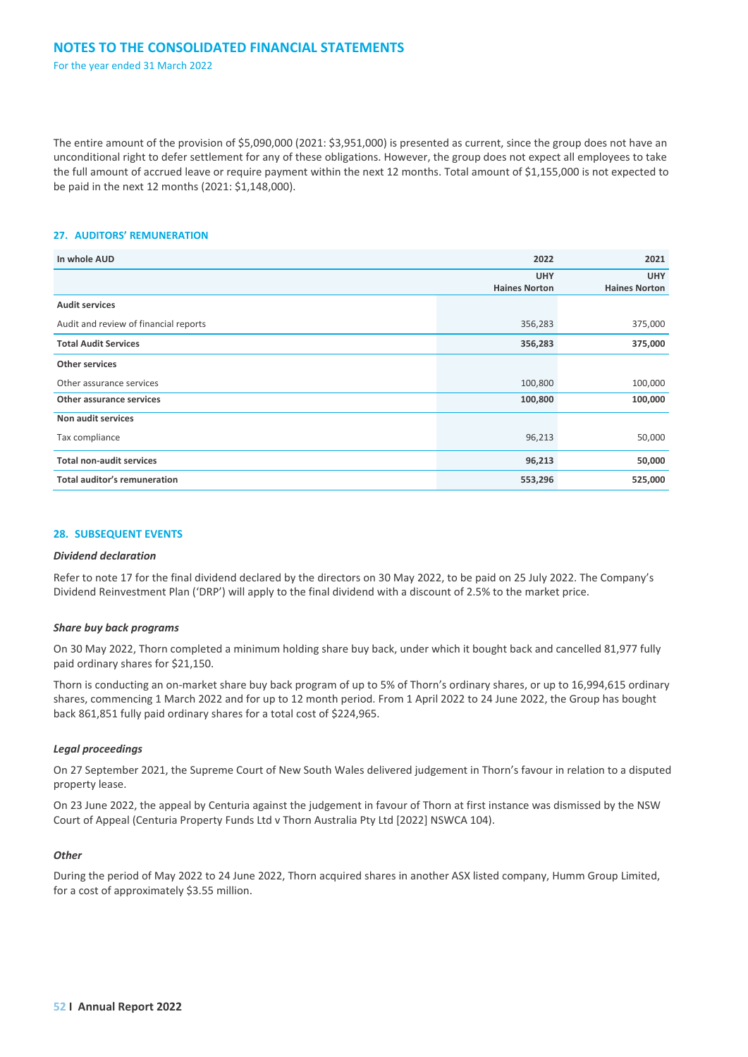The entire amount of the provision of $5,090,000 (2021: $3,951,000) is presented as current, since the group does not have an unconditional right to defer settlement for any of these obligations. However, the group does not expect all employees to take the full amount of accrued leave or require payment within the next 12 months. Total amount of $1,155,000 is not expected to be paid in the next 12 months (2021: $1,148,000).

## 27. AUDITORS' REMUNERATION

| In whole AUD | 2022 | 2021 |
|---|---|---|
| | UHY Haines Norton | UHY Haines Norton |
| **Audit services** | | |
| Audit and review of financial reports | 356,283 | 375,000 |
| **Total Audit Services** | **356,283** | **375,000** |
| **Other services** | | |
| Other assurance services | 100,800 | 100,000 |
| **Other assurance services** | **100,800** | **100,000** |
| **Non audit services** | | |
| Tax compliance | 96,213 | 50,000 |
| **Total non-audit services** | **96,213** | **50,000** |
| **Total auditor's remuneration** | **553,296** | **525,000** |

## 28. SUBSEQUENT EVENTS

### *Dividend declaration*

Refer to note 17 for the final dividend declared by the directors on 30 May 2022, to be paid on 25 July 2022. The Company's Dividend Reinvestment Plan ('DRP') will apply to the final dividend with a discount of 2.5% to the market price.

### *Share buy back programs*

On 30 May 2022, Thorn completed a minimum holding share buy back, under which it bought back and cancelled 81,977 fully paid ordinary shares for $21,150.

Thorn is conducting an on-market share buy back program of up to 5% of Thorn's ordinary shares, or up to 16,994,615 ordinary shares, commencing 1 March 2022 and for up to 12 month period. From 1 April 2022 to 24 June 2022, the Group has bought back 861,851 fully paid ordinary shares for a total cost of $224,965.

### *Legal proceedings*

On 27 September 2021, the Supreme Court of New South Wales delivered judgement in Thorn's favour in relation to a disputed property lease.

On 23 June 2022, the appeal by Centuria against the judgement in favour of Thorn at first instance was dismissed by the NSW Court of Appeal (Centuria Property Funds Ltd v Thorn Australia Pty Ltd [2022] NSWCA 104).

### *Other*

During the period of May 2022 to 24 June 2022, Thorn acquired shares in another ASX listed company, Humm Group Limited, for a cost of approximately $3.55 million.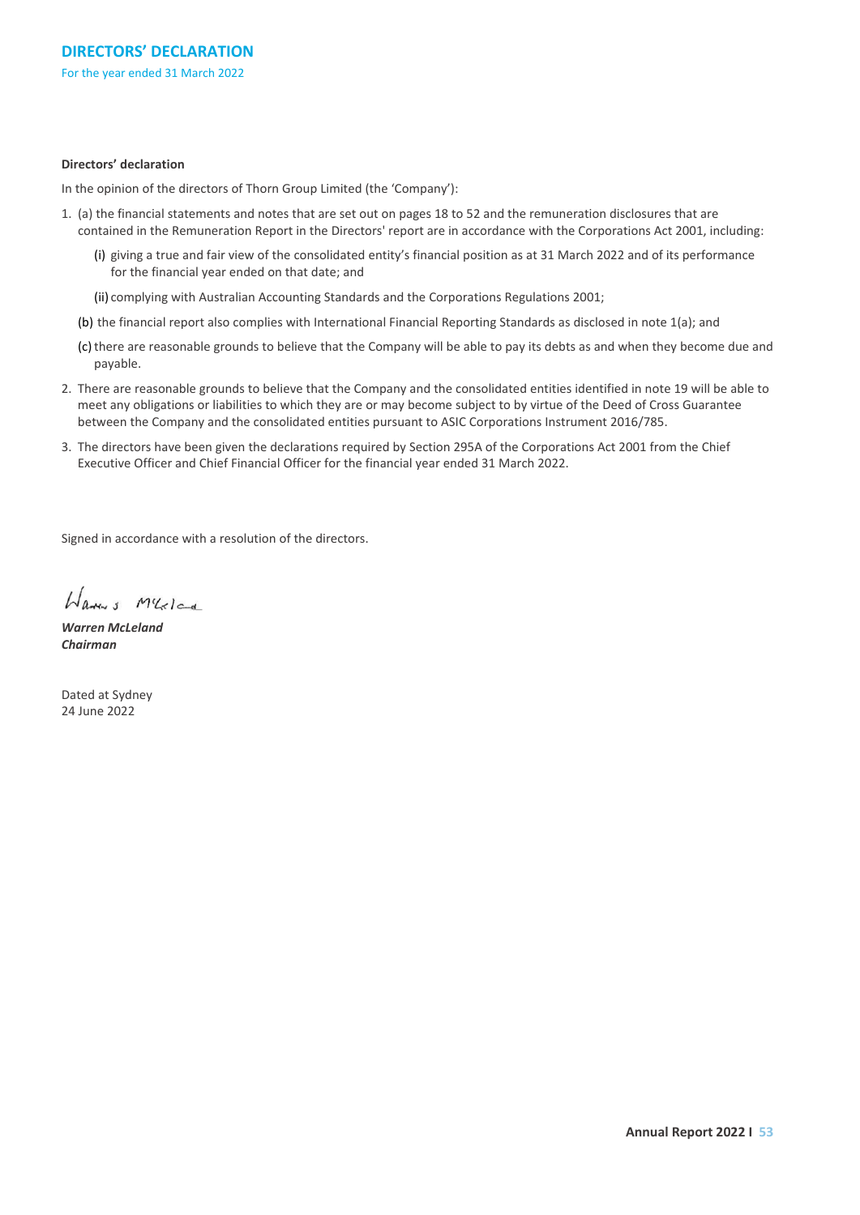# DIRECTORS' DECLARATION

For the year ended 31 March 2022

**Directors' declaration**

In the opinion of the directors of Thorn Group Limited (the 'Company'):

1. (a) the financial statements and notes that are set out on pages 18 to 52 and the remuneration disclosures that are contained in the Remuneration Report in the Directors' report are in accordance with the Corporations Act 2001, including:

   (i) giving a true and fair view of the consolidated entity's financial position as at 31 March 2022 and of its performance for the financial year ended on that date; and

   (ii) complying with Australian Accounting Standards and the Corporations Regulations 2001;

   (b) the financial report also complies with International Financial Reporting Standards as disclosed in note 1(a); and

   (c) there are reasonable grounds to believe that the Company will be able to pay its debts as and when they become due and payable.

2. There are reasonable grounds to believe that the Company and the consolidated entities identified in note 19 will be able to meet any obligations or liabilities to which they are or may become subject to by virtue of the Deed of Cross Guarantee between the Company and the consolidated entities pursuant to ASIC Corporations Instrument 2016/785.

3. The directors have been given the declarations required by Section 295A of the Corporations Act 2001 from the Chief Executive Officer and Chief Financial Officer for the financial year ended 31 March 2022.

Signed in accordance with a resolution of the directors.

***Warren McLeland***
***Chairman***

Dated at Sydney
24 June 2022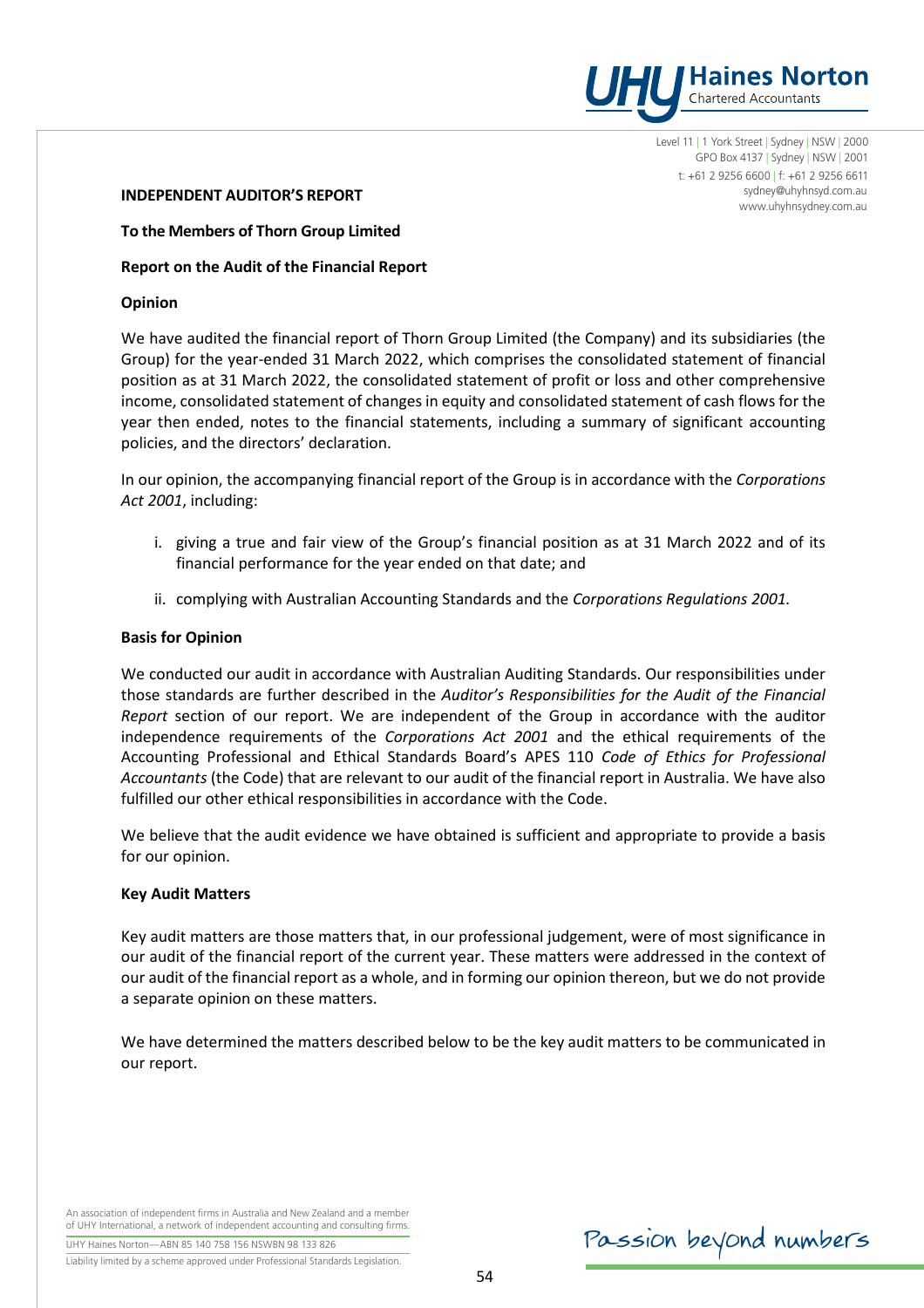**INDEPENDENT AUDITOR'S REPORT**

**To the Members of Thorn Group Limited**

**Report on the Audit of the Financial Report**

**Opinion**

We have audited the financial report of Thorn Group Limited (the Company) and its subsidiaries (the Group) for the year-ended 31 March 2022, which comprises the consolidated statement of financial position as at 31 March 2022, the consolidated statement of profit or loss and other comprehensive income, consolidated statement of changes in equity and consolidated statement of cash flows for the year then ended, notes to the financial statements, including a summary of significant accounting policies, and the directors' declaration.

In our opinion, the accompanying financial report of the Group is in accordance with the *Corporations Act 2001*, including:

i. giving a true and fair view of the Group's financial position as at 31 March 2022 and of its financial performance for the year ended on that date; and

ii. complying with Australian Accounting Standards and the *Corporations Regulations 2001.*

**Basis for Opinion**

We conducted our audit in accordance with Australian Auditing Standards. Our responsibilities under those standards are further described in the *Auditor's Responsibilities for the Audit of the Financial Report* section of our report. We are independent of the Group in accordance with the auditor independence requirements of the *Corporations Act 2001* and the ethical requirements of the Accounting Professional and Ethical Standards Board's APES 110 *Code of Ethics for Professional Accountants* (the Code) that are relevant to our audit of the financial report in Australia. We have also fulfilled our other ethical responsibilities in accordance with the Code.

We believe that the audit evidence we have obtained is sufficient and appropriate to provide a basis for our opinion.

**Key Audit Matters**

Key audit matters are those matters that, in our professional judgement, were of most significance in our audit of the financial report of the current year. These matters were addressed in the context of our audit of the financial report as a whole, and in forming our opinion thereon, but we do not provide a separate opinion on these matters.

We have determined the matters described below to be the key audit matters to be communicated in our report.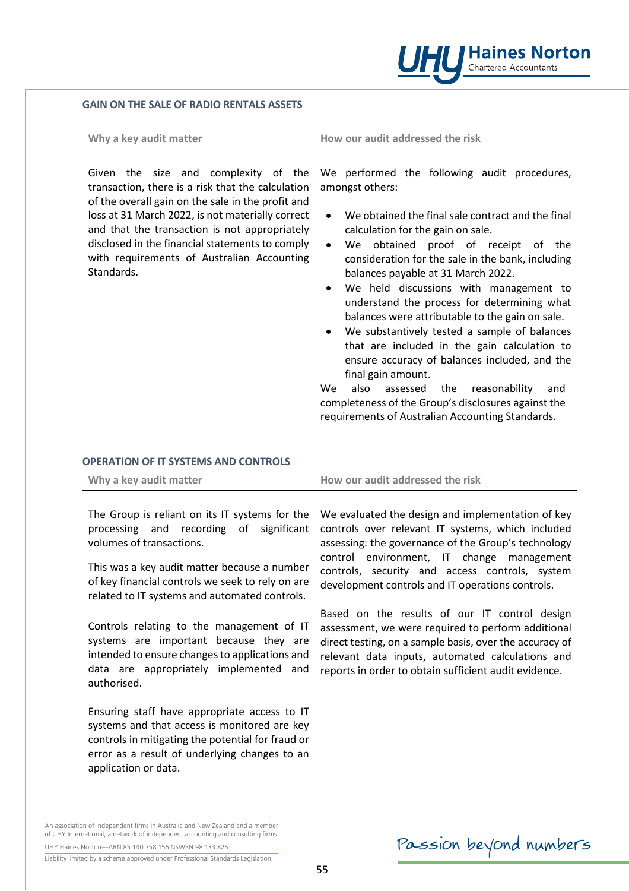### GAIN ON THE SALE OF RADIO RENTALS ASSETS

| Why a key audit matter | How our audit addressed the risk |
|---|---|
| Given the size and complexity of the transaction, there is a risk that the calculation of the overall gain on the sale in the profit and loss at 31 March 2022, is not materially correct and that the transaction is not appropriately disclosed in the financial statements to comply with requirements of Australian Accounting Standards. | We performed the following audit procedures, amongst others:<br>• We obtained the final sale contract and the final calculation for the gain on sale.<br>• We obtained proof of receipt of the consideration for the sale in the bank, including balances payable at 31 March 2022.<br>• We held discussions with management to understand the process for determining what balances were attributable to the gain on sale.<br>• We substantively tested a sample of balances that are included in the gain calculation to ensure accuracy of balances included, and the final gain amount.<br>We also assessed the reasonability and completeness of the Group's disclosures against the requirements of Australian Accounting Standards. |

### OPERATION OF IT SYSTEMS AND CONTROLS

| Why a key audit matter | How our audit addressed the risk |
|---|---|
| The Group is reliant on its IT systems for the processing and recording of significant volumes of transactions.<br><br>This was a key audit matter because a number of key financial controls we seek to rely on are related to IT systems and automated controls.<br><br>Controls relating to the management of IT systems are important because they are intended to ensure changes to applications and data are appropriately implemented and authorised.<br><br>Ensuring staff have appropriate access to IT systems and that access is monitored are key controls in mitigating the potential for fraud or error as a result of underlying changes to an application or data. | We evaluated the design and implementation of key controls over relevant IT systems, which included assessing: the governance of the Group's technology control environment, IT change management controls, security and access controls, system development controls and IT operations controls.<br><br>Based on the results of our IT control design assessment, we were required to perform additional direct testing, on a sample basis, over the accuracy of relevant data inputs, automated calculations and reports in order to obtain sufficient audit evidence. |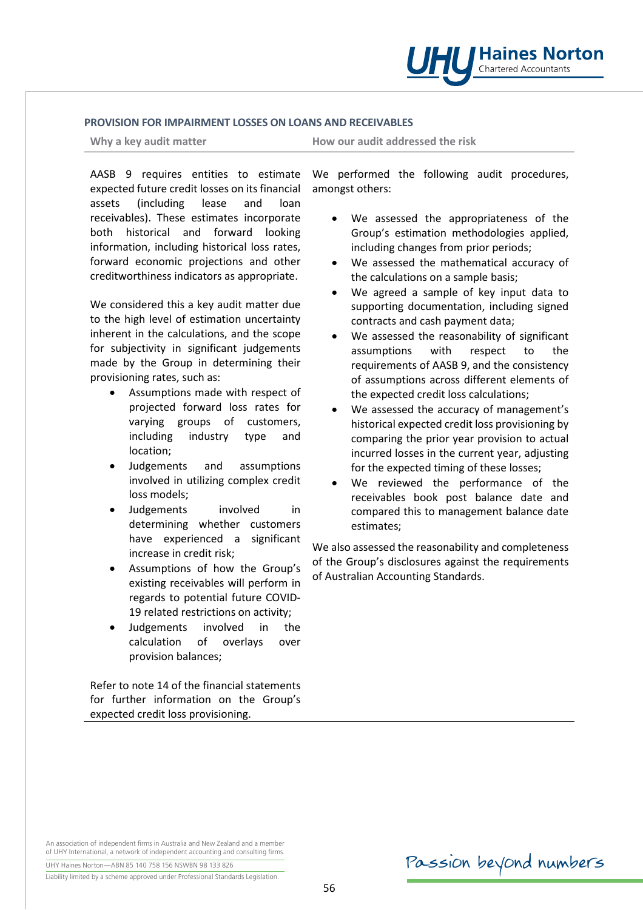## PROVISION FOR IMPAIRMENT LOSSES ON LOANS AND RECEIVABLES

| Why a key audit matter | How our audit addressed the risk |
|---|---|
| AASB 9 requires entities to estimate expected future credit losses on its financial assets (including lease and loan receivables). These estimates incorporate both historical and forward looking information, including historical loss rates, forward economic projections and other creditworthiness indicators as appropriate.<br><br>We considered this a key audit matter due to the high level of estimation uncertainty inherent in the calculations, and the scope for subjectivity in significant judgements made by the Group in determining their provisioning rates, such as:<br>• Assumptions made with respect of projected forward loss rates for varying groups of customers, including industry type and location;<br>• Judgements and assumptions involved in utilizing complex credit loss models;<br>• Judgements involved in determining whether customers have experienced a significant increase in credit risk;<br>• Assumptions of how the Group's existing receivables will perform in regards to potential future COVID-19 related restrictions on activity;<br>• Judgements involved in the calculation of overlays over provision balances;<br><br>Refer to note 14 of the financial statements for further information on the Group's expected credit loss provisioning. | We performed the following audit procedures, amongst others:<br>• We assessed the appropriateness of the Group's estimation methodologies applied, including changes from prior periods;<br>• We assessed the mathematical accuracy of the calculations on a sample basis;<br>• We agreed a sample of key input data to supporting documentation, including signed contracts and cash payment data;<br>• We assessed the reasonability of significant assumptions with respect to the requirements of AASB 9, and the consistency of assumptions across different elements of the expected credit loss calculations;<br>• We assessed the accuracy of management's historical expected credit loss provisioning by comparing the prior year provision to actual incurred losses in the current year, adjusting for the expected timing of these losses;<br>• We reviewed the performance of the receivables book post balance date and compared this to management balance date estimates;<br><br>We also assessed the reasonability and completeness of the Group's disclosures against the requirements of Australian Accounting Standards. |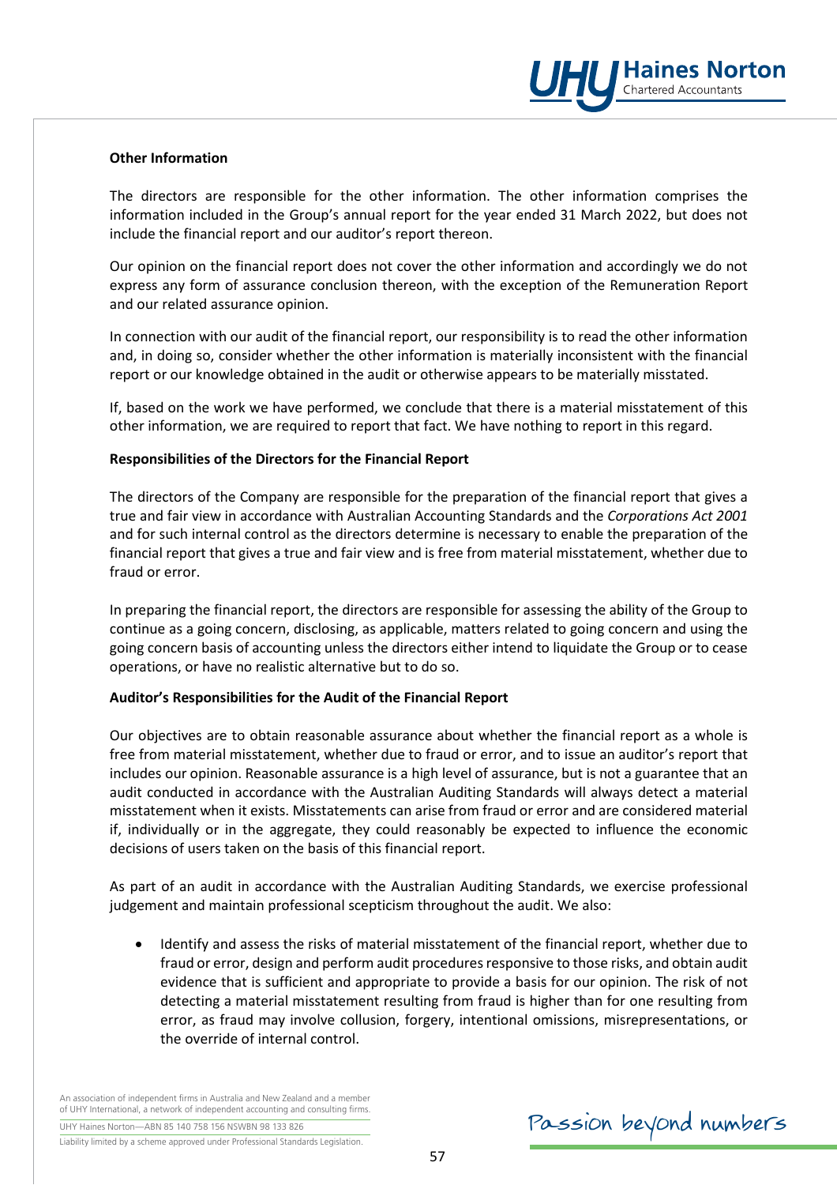**Other Information**

The directors are responsible for the other information. The other information comprises the information included in the Group's annual report for the year ended 31 March 2022, but does not include the financial report and our auditor's report thereon.

Our opinion on the financial report does not cover the other information and accordingly we do not express any form of assurance conclusion thereon, with the exception of the Remuneration Report and our related assurance opinion.

In connection with our audit of the financial report, our responsibility is to read the other information and, in doing so, consider whether the other information is materially inconsistent with the financial report or our knowledge obtained in the audit or otherwise appears to be materially misstated.

If, based on the work we have performed, we conclude that there is a material misstatement of this other information, we are required to report that fact. We have nothing to report in this regard.

**Responsibilities of the Directors for the Financial Report**

The directors of the Company are responsible for the preparation of the financial report that gives a true and fair view in accordance with Australian Accounting Standards and the *Corporations Act 2001* and for such internal control as the directors determine is necessary to enable the preparation of the financial report that gives a true and fair view and is free from material misstatement, whether due to fraud or error.

In preparing the financial report, the directors are responsible for assessing the ability of the Group to continue as a going concern, disclosing, as applicable, matters related to going concern and using the going concern basis of accounting unless the directors either intend to liquidate the Group or to cease operations, or have no realistic alternative but to do so.

**Auditor's Responsibilities for the Audit of the Financial Report**

Our objectives are to obtain reasonable assurance about whether the financial report as a whole is free from material misstatement, whether due to fraud or error, and to issue an auditor's report that includes our opinion. Reasonable assurance is a high level of assurance, but is not a guarantee that an audit conducted in accordance with the Australian Auditing Standards will always detect a material misstatement when it exists. Misstatements can arise from fraud or error and are considered material if, individually or in the aggregate, they could reasonably be expected to influence the economic decisions of users taken on the basis of this financial report.

As part of an audit in accordance with the Australian Auditing Standards, we exercise professional judgement and maintain professional scepticism throughout the audit. We also:

- Identify and assess the risks of material misstatement of the financial report, whether due to fraud or error, design and perform audit procedures responsive to those risks, and obtain audit evidence that is sufficient and appropriate to provide a basis for our opinion. The risk of not detecting a material misstatement resulting from fraud is higher than for one resulting from error, as fraud may involve collusion, forgery, intentional omissions, misrepresentations, or the override of internal control.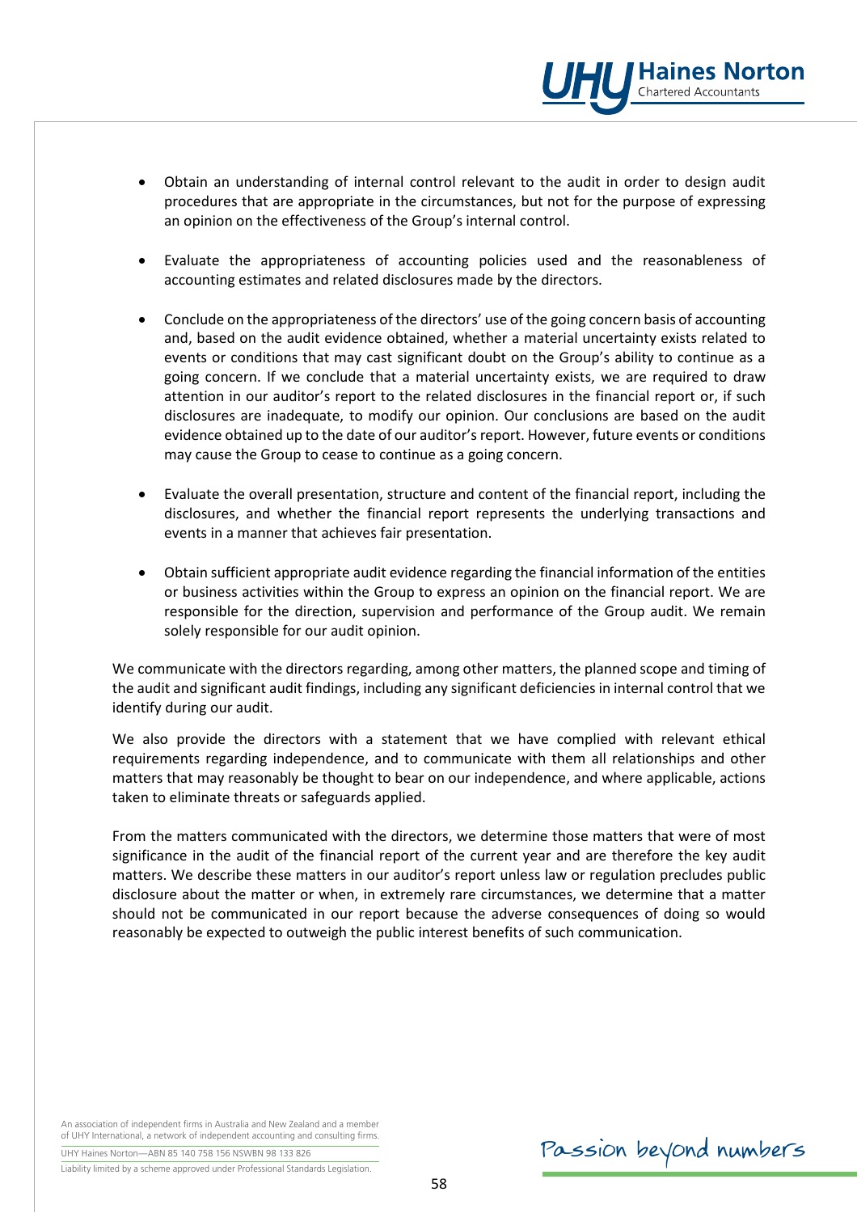- Obtain an understanding of internal control relevant to the audit in order to design audit procedures that are appropriate in the circumstances, but not for the purpose of expressing an opinion on the effectiveness of the Group's internal control.

- Evaluate the appropriateness of accounting policies used and the reasonableness of accounting estimates and related disclosures made by the directors.

- Conclude on the appropriateness of the directors' use of the going concern basis of accounting and, based on the audit evidence obtained, whether a material uncertainty exists related to events or conditions that may cast significant doubt on the Group's ability to continue as a going concern. If we conclude that a material uncertainty exists, we are required to draw attention in our auditor's report to the related disclosures in the financial report or, if such disclosures are inadequate, to modify our opinion. Our conclusions are based on the audit evidence obtained up to the date of our auditor's report. However, future events or conditions may cause the Group to cease to continue as a going concern.

- Evaluate the overall presentation, structure and content of the financial report, including the disclosures, and whether the financial report represents the underlying transactions and events in a manner that achieves fair presentation.

- Obtain sufficient appropriate audit evidence regarding the financial information of the entities or business activities within the Group to express an opinion on the financial report. We are responsible for the direction, supervision and performance of the Group audit. We remain solely responsible for our audit opinion.

We communicate with the directors regarding, among other matters, the planned scope and timing of the audit and significant audit findings, including any significant deficiencies in internal control that we identify during our audit.

We also provide the directors with a statement that we have complied with relevant ethical requirements regarding independence, and to communicate with them all relationships and other matters that may reasonably be thought to bear on our independence, and where applicable, actions taken to eliminate threats or safeguards applied.

From the matters communicated with the directors, we determine those matters that were of most significance in the audit of the financial report of the current year and are therefore the key audit matters. We describe these matters in our auditor's report unless law or regulation precludes public disclosure about the matter or when, in extremely rare circumstances, we determine that a matter should not be communicated in our report because the adverse consequences of doing so would reasonably be expected to outweigh the public interest benefits of such communication.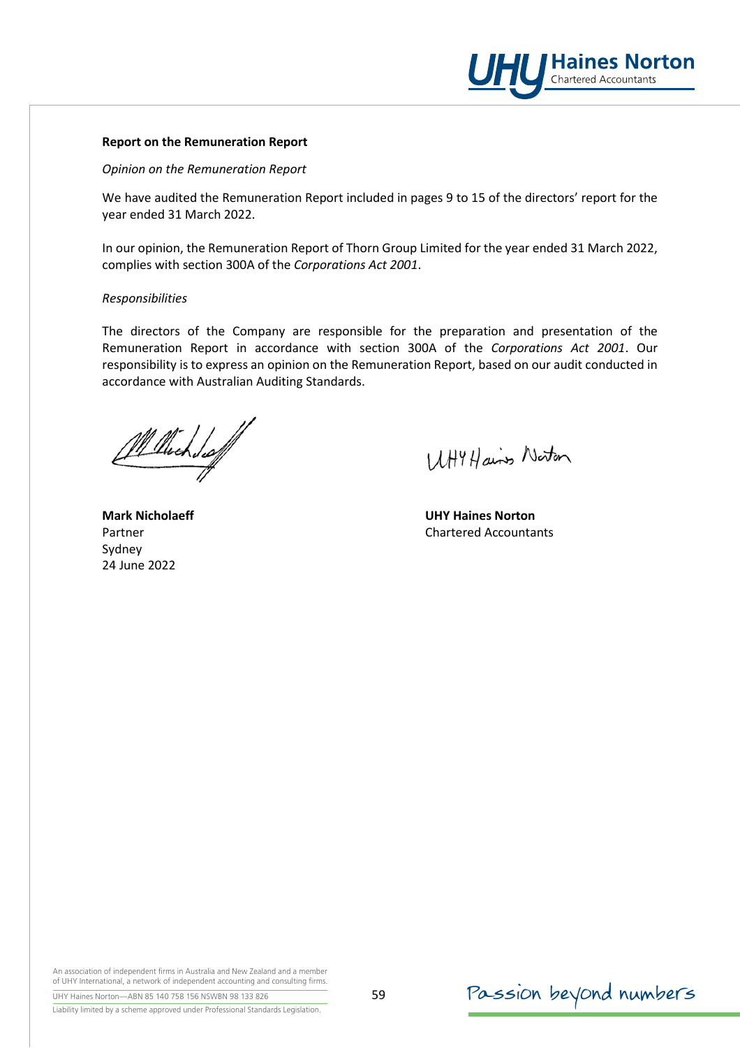**Report on the Remuneration Report**

*Opinion on the Remuneration Report*

We have audited the Remuneration Report included in pages 9 to 15 of the directors' report for the year ended 31 March 2022.

In our opinion, the Remuneration Report of Thorn Group Limited for the year ended 31 March 2022, complies with section 300A of the *Corporations Act 2001*.

*Responsibilities*

The directors of the Company are responsible for the preparation and presentation of the Remuneration Report in accordance with section 300A of the *Corporations Act 2001*. Our responsibility is to express an opinion on the Remuneration Report, based on our audit conducted in accordance with Australian Auditing Standards.

**Mark Nicholaeff**
Partner
Sydney
24 June 2022

**UHY Haines Norton**
Chartered Accountants

An association of independent firms in Australia and New Zealand and a member of UHY International, a network of independent accounting and consulting firms.

UHY Haines Norton—ABN 85 140 758 156 NSWBN 98 133 826

Liability limited by a scheme approved under Professional Standards Legislation.